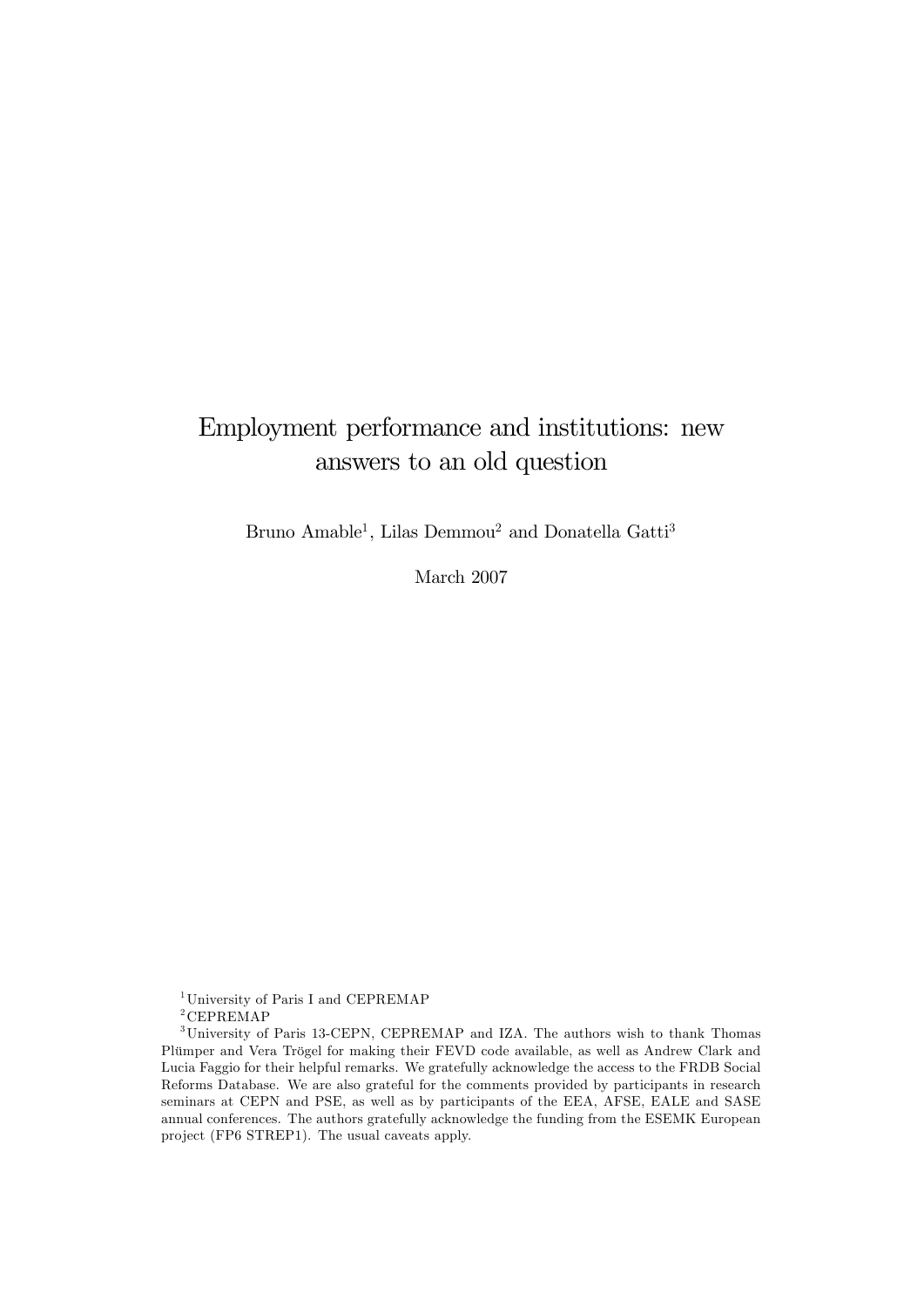# Employment performance and institutions: new answers to an old question

Bruno Amable[1], Lilas Demmou[2] and Donatella Gatti[3]

March 2007

[1] University of Paris I and CEPREMAP

[2] CEPREMAP

[3] University of Paris 13-CEPN, CEPREMAP and IZA. The authors wish to thank Thomas Plümper and Vera Trögel for making their FEVD code available, as well as Andrew Clark and Lucia Faggio for their helpful remarks. We gratefully acknowledge the access to the FRDB Social Reforms Database. We are also grateful for the comments provided by participants in research seminars at CEPN and PSE, as well as by participants of the EEA, AFSE, EALE and SASE annual conferences. The authors gratefully acknowledge the funding from the ESEMK European project (FP6 STREP1). The usual caveats apply.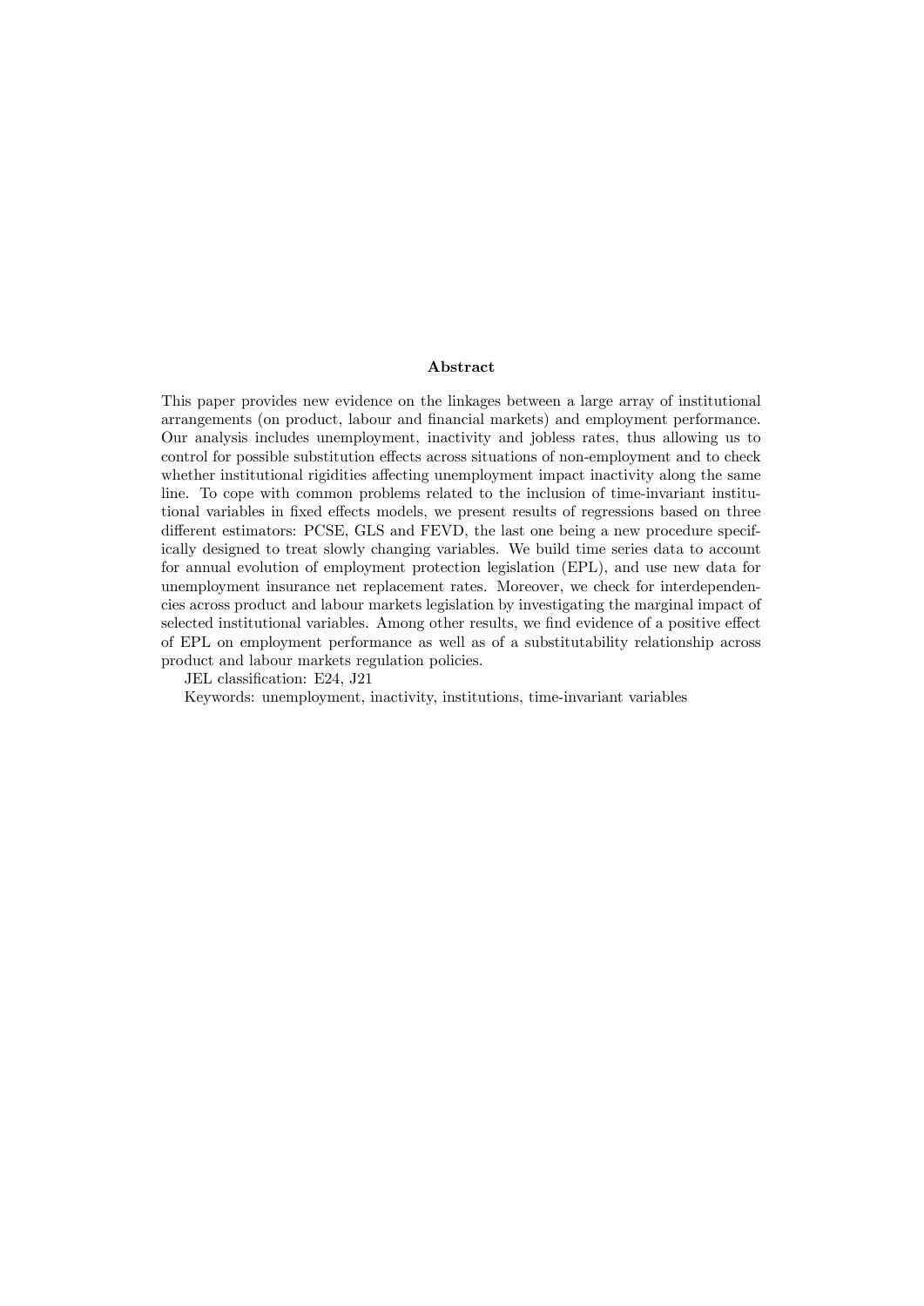## Abstract

This paper provides new evidence on the linkages between a large array of institutional arrangements (on product, labour and financial markets) and employment performance. Our analysis includes unemployment, inactivity and jobless rates, thus allowing us to control for possible substitution effects across situations of non-employment and to check whether institutional rigidities affecting unemployment impact inactivity along the same line. To cope with common problems related to the inclusion of time-invariant institutional variables in fixed effects models, we present results of regressions based on three different estimators: PCSE, GLS and FEVD, the last one being a new procedure specifically designed to treat slowly changing variables. We build time series data to account for annual evolution of employment protection legislation (EPL), and use new data for unemployment insurance net replacement rates. Moreover, we check for interdependencies across product and labour markets legislation by investigating the marginal impact of selected institutional variables. Among other results, we find evidence of a positive effect of EPL on employment performance as well as of a substitutability relationship across product and labour markets regulation policies.

JEL classification: E24, J21

Keywords: unemployment, inactivity, institutions, time-invariant variables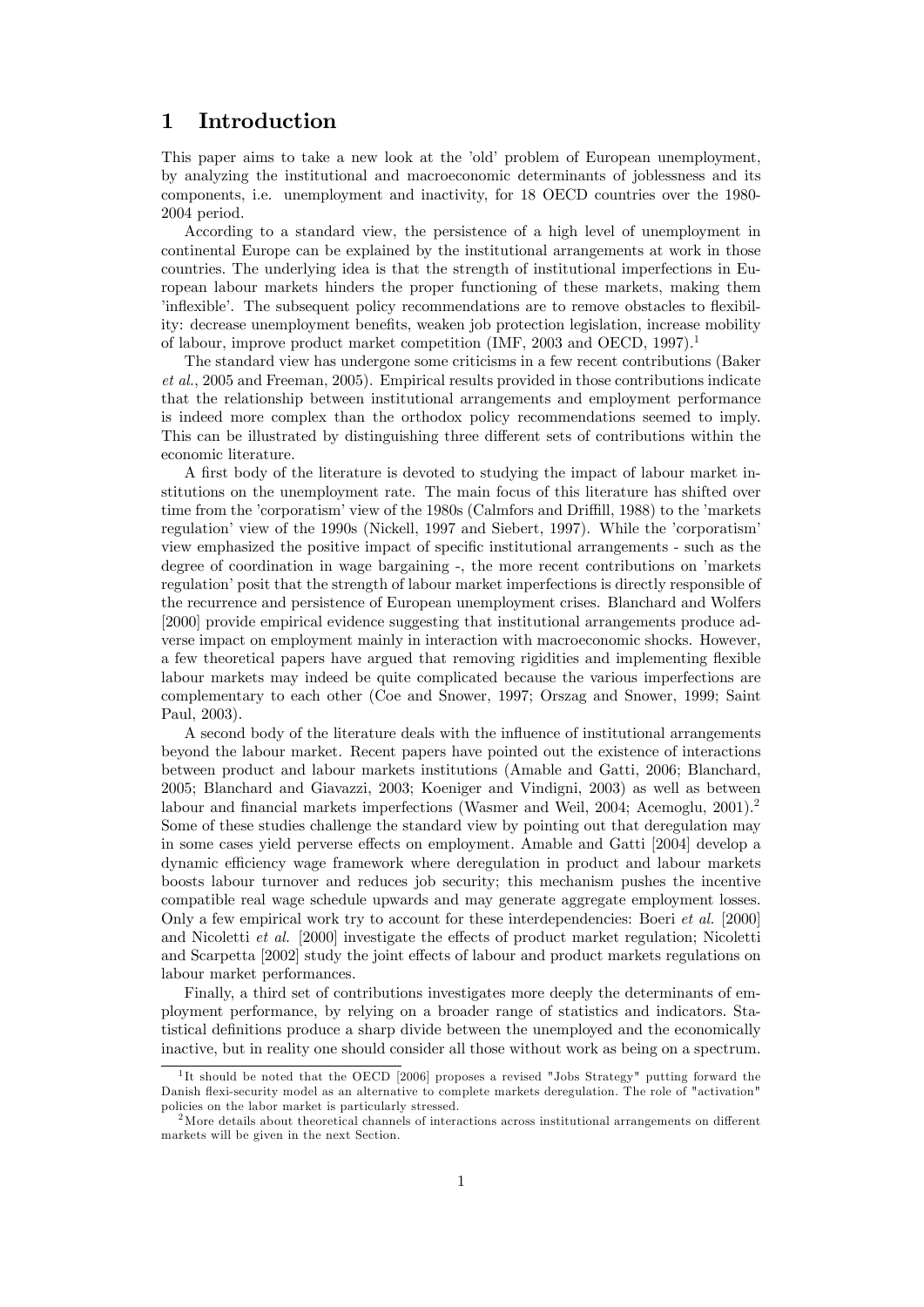# 1 Introduction

This paper aims to take a new look at the 'old' problem of European unemployment, by analyzing the institutional and macroeconomic determinants of joblessness and its components, i.e. unemployment and inactivity, for 18 OECD countries over the 1980-2004 period.

According to a standard view, the persistence of a high level of unemployment in continental Europe can be explained by the institutional arrangements at work in those countries. The underlying idea is that the strength of institutional imperfections in European labour markets hinders the proper functioning of these markets, making them 'inflexible'. The subsequent policy recommendations are to remove obstacles to flexibility: decrease unemployment benefits, weaken job protection legislation, increase mobility of labour, improve product market competition (IMF, 2003 and OECD, 1997).[1]

The standard view has undergone some criticisms in a few recent contributions (Baker *et al.*, 2005 and Freeman, 2005). Empirical results provided in those contributions indicate that the relationship between institutional arrangements and employment performance is indeed more complex than the orthodox policy recommendations seemed to imply. This can be illustrated by distinguishing three different sets of contributions within the economic literature.

A first body of the literature is devoted to studying the impact of labour market institutions on the unemployment rate. The main focus of this literature has shifted over time from the 'corporatism' view of the 1980s (Calmfors and Driffill, 1988) to the 'markets regulation' view of the 1990s (Nickell, 1997 and Siebert, 1997). While the 'corporatism' view emphasized the positive impact of specific institutional arrangements - such as the degree of coordination in wage bargaining -, the more recent contributions on 'markets regulation' posit that the strength of labour market imperfections is directly responsible of the recurrence and persistence of European unemployment crises. Blanchard and Wolfers [2000] provide empirical evidence suggesting that institutional arrangements produce adverse impact on employment mainly in interaction with macroeconomic shocks. However, a few theoretical papers have argued that removing rigidities and implementing flexible labour markets may indeed be quite complicated because the various imperfections are complementary to each other (Coe and Snower, 1997; Orszag and Snower, 1999; Saint Paul, 2003).

A second body of the literature deals with the influence of institutional arrangements beyond the labour market. Recent papers have pointed out the existence of interactions between product and labour markets institutions (Amable and Gatti, 2006; Blanchard, 2005; Blanchard and Giavazzi, 2003; Koeniger and Vindigni, 2003) as well as between labour and financial markets imperfections (Wasmer and Weil, 2004; Acemoglu, 2001).[2] Some of these studies challenge the standard view by pointing out that deregulation may in some cases yield perverse effects on employment. Amable and Gatti [2004] develop a dynamic efficiency wage framework where deregulation in product and labour markets boosts labour turnover and reduces job security; this mechanism pushes the incentive compatible real wage schedule upwards and may generate aggregate employment losses. Only a few empirical work try to account for these interdependencies: Boeri *et al.* [2000] and Nicoletti *et al.* [2000] investigate the effects of product market regulation; Nicoletti and Scarpetta [2002] study the joint effects of labour and product markets regulations on labour market performances.

Finally, a third set of contributions investigates more deeply the determinants of employment performance, by relying on a broader range of statistics and indicators. Statistical definitions produce a sharp divide between the unemployed and the economically inactive, but in reality one should consider all those without work as being on a spectrum.

[1] It should be noted that the OECD [2006] proposes a revised "Jobs Strategy" putting forward the Danish flexi-security model as an alternative to complete markets deregulation. The role of "activation" policies on the labor market is particularly stressed.

[2] More details about theoretical channels of interactions across institutional arrangements on different markets will be given in the next Section.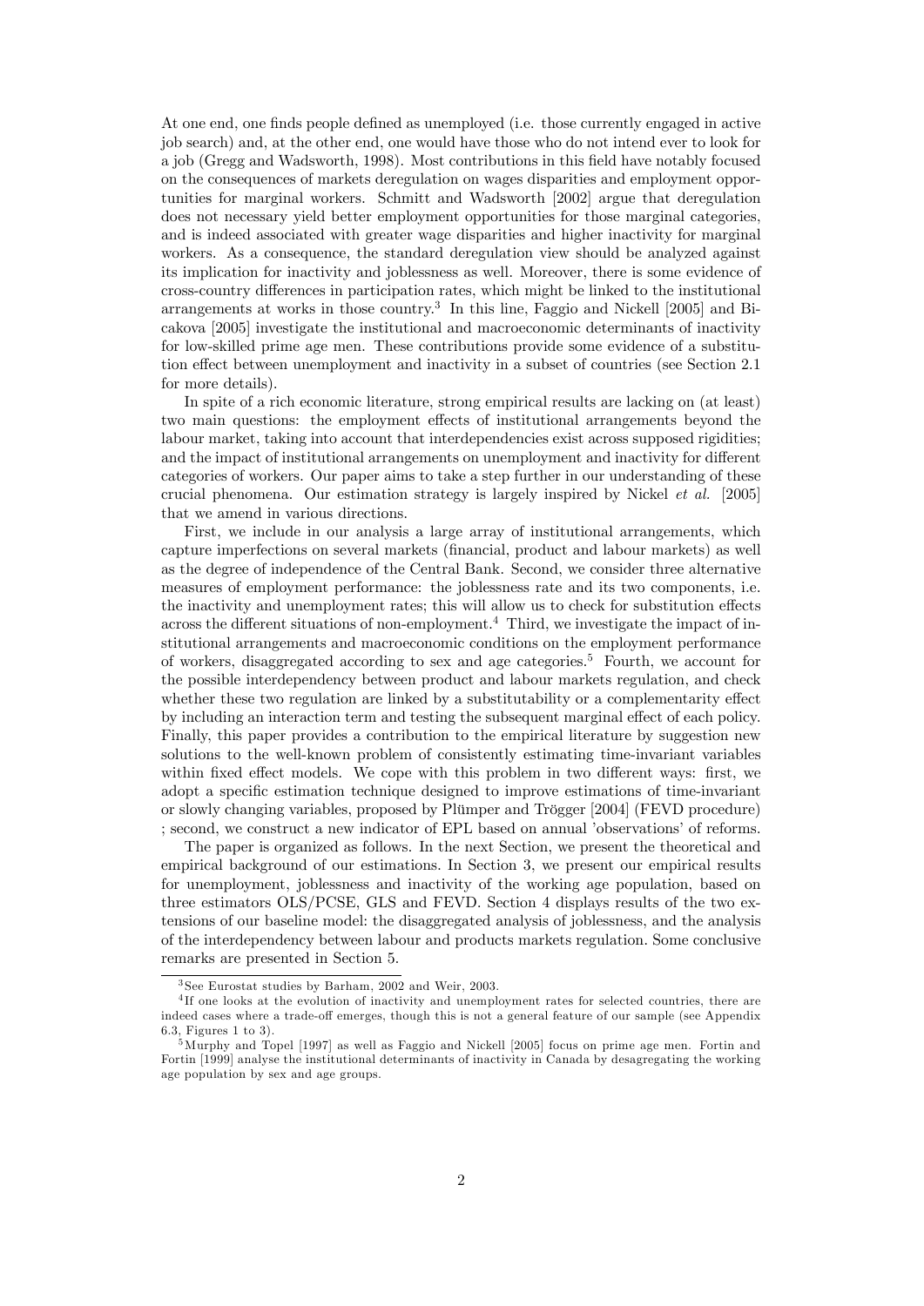At one end, one finds people defined as unemployed (i.e. those currently engaged in active job search) and, at the other end, one would have those who do not intend ever to look for a job (Gregg and Wadsworth, 1998). Most contributions in this field have notably focused on the consequences of markets deregulation on wages disparities and employment opportunities for marginal workers. Schmitt and Wadsworth [2002] argue that deregulation does not necessary yield better employment opportunities for those marginal categories, and is indeed associated with greater wage disparities and higher inactivity for marginal workers. As a consequence, the standard deregulation view should be analyzed against its implication for inactivity and joblessness as well. Moreover, there is some evidence of cross-country differences in participation rates, which might be linked to the institutional arrangements at works in those country.[3] In this line, Faggio and Nickell [2005] and Bicakova [2005] investigate the institutional and macroeconomic determinants of inactivity for low-skilled prime age men. These contributions provide some evidence of a substitution effect between unemployment and inactivity in a subset of countries (see Section 2.1 for more details).

In spite of a rich economic literature, strong empirical results are lacking on (at least) two main questions: the employment effects of institutional arrangements beyond the labour market, taking into account that interdependencies exist across supposed rigidities; and the impact of institutional arrangements on unemployment and inactivity for different categories of workers. Our paper aims to take a step further in our understanding of these crucial phenomena. Our estimation strategy is largely inspired by Nickel *et al.* [2005] that we amend in various directions.

First, we include in our analysis a large array of institutional arrangements, which capture imperfections on several markets (financial, product and labour markets) as well as the degree of independence of the Central Bank. Second, we consider three alternative measures of employment performance: the joblessness rate and its two components, i.e. the inactivity and unemployment rates; this will allow us to check for substitution effects across the different situations of non-employment.[4] Third, we investigate the impact of institutional arrangements and macroeconomic conditions on the employment performance of workers, disaggregated according to sex and age categories.[5] Fourth, we account for the possible interdependency between product and labour markets regulation, and check whether these two regulation are linked by a substitutability or a complementarity effect by including an interaction term and testing the subsequent marginal effect of each policy. Finally, this paper provides a contribution to the empirical literature by suggestion new solutions to the well-known problem of consistently estimating time-invariant variables within fixed effect models. We cope with this problem in two different ways: first, we adopt a specific estimation technique designed to improve estimations of time-invariant or slowly changing variables, proposed by Plümper and Trögger [2004] (FEVD procedure) ; second, we construct a new indicator of EPL based on annual 'observations' of reforms.

The paper is organized as follows. In the next Section, we present the theoretical and empirical background of our estimations. In Section 3, we present our empirical results for unemployment, joblessness and inactivity of the working age population, based on three estimators OLS/PCSE, GLS and FEVD. Section 4 displays results of the two extensions of our baseline model: the disaggregated analysis of joblessness, and the analysis of the interdependency between labour and products markets regulation. Some conclusive remarks are presented in Section 5.

---

[3] See Eurostat studies by Barham, 2002 and Weir, 2003.

[4] If one looks at the evolution of inactivity and unemployment rates for selected countries, there are indeed cases where a trade-off emerges, though this is not a general feature of our sample (see Appendix 6.3, Figures 1 to 3).

[5] Murphy and Topel [1997] as well as Faggio and Nickell [2005] focus on prime age men. Fortin and Fortin [1999] analyse the institutional determinants of inactivity in Canada by desagregating the working age population by sex and age groups.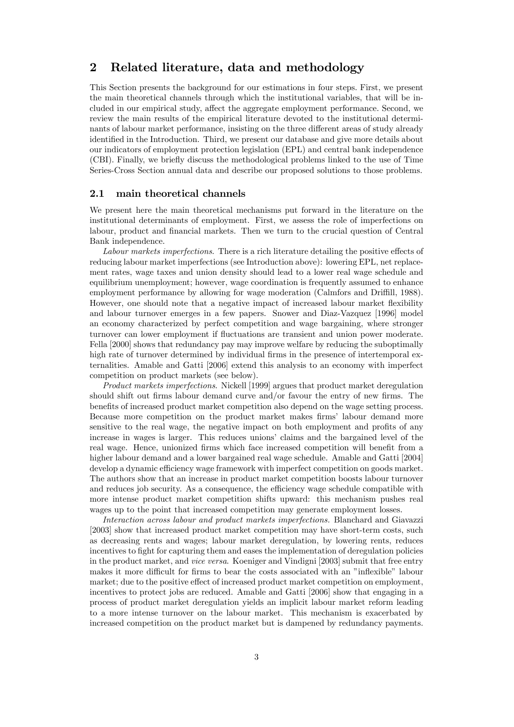## 2 Related literature, data and methodology

This Section presents the background for our estimations in four steps. First, we present the main theoretical channels through which the institutional variables, that will be included in our empirical study, affect the aggregate employment performance. Second, we review the main results of the empirical literature devoted to the institutional determinants of labour market performance, insisting on the three different areas of study already identified in the Introduction. Third, we present our database and give more details about our indicators of employment protection legislation (EPL) and central bank independence (CBI). Finally, we briefly discuss the methodological problems linked to the use of Time Series-Cross Section annual data and describe our proposed solutions to those problems.

### 2.1 main theoretical channels

We present here the main theoretical mechanisms put forward in the literature on the institutional determinants of employment. First, we assess the role of imperfections on labour, product and financial markets. Then we turn to the crucial question of Central Bank independence.

*Labour markets imperfections.* There is a rich literature detailing the positive effects of reducing labour market imperfections (see Introduction above): lowering EPL, net replacement rates, wage taxes and union density should lead to a lower real wage schedule and equilibrium unemployment; however, wage coordination is frequently assumed to enhance employment performance by allowing for wage moderation (Calmfors and Driffill, 1988). However, one should note that a negative impact of increased labour market flexibility and labour turnover emerges in a few papers. Snower and Diaz-Vazquez [1996] model an economy characterized by perfect competition and wage bargaining, where stronger turnover can lower employment if fluctuations are transient and union power moderate. Fella [2000] shows that redundancy pay may improve welfare by reducing the suboptimally high rate of turnover determined by individual firms in the presence of intertemporal externalities. Amable and Gatti [2006] extend this analysis to an economy with imperfect competition on product markets (see below).

*Product markets imperfections.* Nickell [1999] argues that product market deregulation should shift out firms labour demand curve and/or favour the entry of new firms. The benefits of increased product market competition also depend on the wage setting process. Because more competition on the product market makes firms' labour demand more sensitive to the real wage, the negative impact on both employment and profits of any increase in wages is larger. This reduces unions' claims and the bargained level of the real wage. Hence, unionized firms which face increased competition will benefit from a higher labour demand and a lower bargained real wage schedule. Amable and Gatti [2004] develop a dynamic efficiency wage framework with imperfect competition on goods market. The authors show that an increase in product market competition boosts labour turnover and reduces job security. As a consequence, the efficiency wage schedule compatible with more intense product market competition shifts upward: this mechanism pushes real wages up to the point that increased competition may generate employment losses.

*Interaction across labour and product markets imperfections.* Blanchard and Giavazzi [2003] show that increased product market competition may have short-term costs, such as decreasing rents and wages; labour market deregulation, by lowering rents, reduces incentives to fight for capturing them and eases the implementation of deregulation policies in the product market, and *vice versa*. Koeniger and Vindigni [2003] submit that free entry makes it more difficult for firms to bear the costs associated with an "inflexible" labour market; due to the positive effect of increased product market competition on employment, incentives to protect jobs are reduced. Amable and Gatti [2006] show that engaging in a process of product market deregulation yields an implicit labour market reform leading to a more intense turnover on the labour market. This mechanism is exacerbated by increased competition on the product market but is dampened by redundancy payments.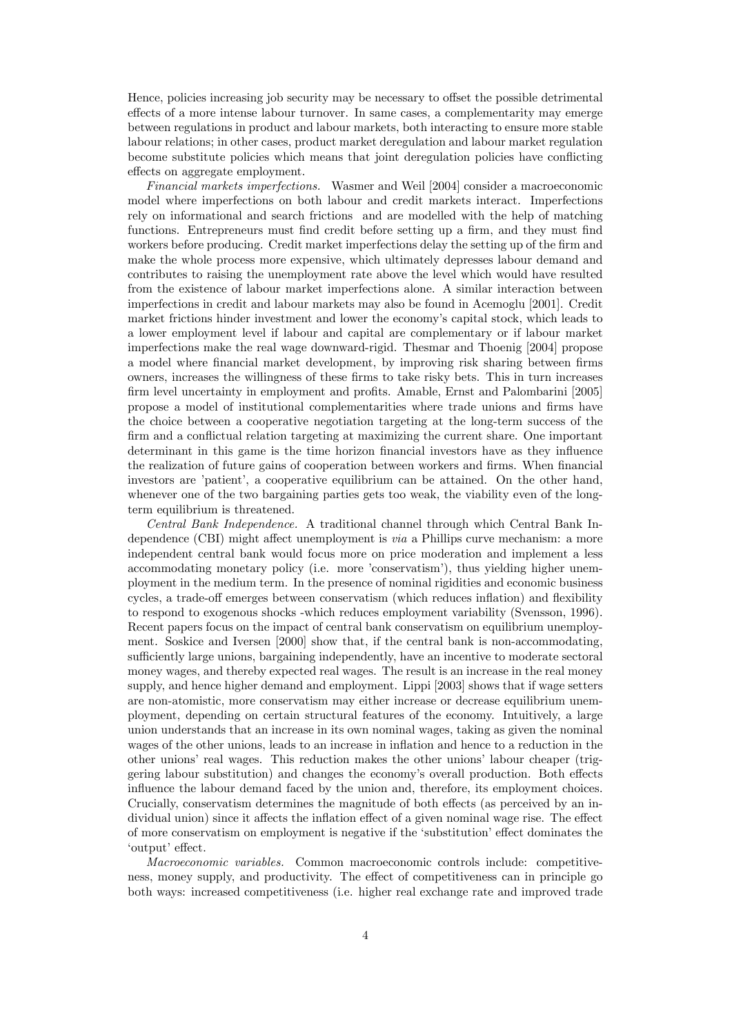Hence, policies increasing job security may be necessary to offset the possible detrimental effects of a more intense labour turnover. In same cases, a complementarity may emerge between regulations in product and labour markets, both interacting to ensure more stable labour relations; in other cases, product market deregulation and labour market regulation become substitute policies which means that joint deregulation policies have conflicting effects on aggregate employment.

*Financial markets imperfections.* Wasmer and Weil [2004] consider a macroeconomic model where imperfections on both labour and credit markets interact. Imperfections rely on informational and search frictions and are modelled with the help of matching functions. Entrepreneurs must find credit before setting up a firm, and they must find workers before producing. Credit market imperfections delay the setting up of the firm and make the whole process more expensive, which ultimately depresses labour demand and contributes to raising the unemployment rate above the level which would have resulted from the existence of labour market imperfections alone. A similar interaction between imperfections in credit and labour markets may also be found in Acemoglu [2001]. Credit market frictions hinder investment and lower the economy's capital stock, which leads to a lower employment level if labour and capital are complementary or if labour market imperfections make the real wage downward-rigid. Thesmar and Thoenig [2004] propose a model where financial market development, by improving risk sharing between firms owners, increases the willingness of these firms to take risky bets. This in turn increases firm level uncertainty in employment and profits. Amable, Ernst and Palombarini [2005] propose a model of institutional complementarities where trade unions and firms have the choice between a cooperative negotiation targeting at the long-term success of the firm and a conflictual relation targeting at maximizing the current share. One important determinant in this game is the time horizon financial investors have as they influence the realization of future gains of cooperation between workers and firms. When financial investors are 'patient', a cooperative equilibrium can be attained. On the other hand, whenever one of the two bargaining parties gets too weak, the viability even of the long-term equilibrium is threatened.

*Central Bank Independence.* A traditional channel through which Central Bank Independence (CBI) might affect unemployment is *via* a Phillips curve mechanism: a more independent central bank would focus more on price moderation and implement a less accommodating monetary policy (i.e. more 'conservatism'), thus yielding higher unemployment in the medium term. In the presence of nominal rigidities and economic business cycles, a trade-off emerges between conservatism (which reduces inflation) and flexibility to respond to exogenous shocks -which reduces employment variability (Svensson, 1996). Recent papers focus on the impact of central bank conservatism on equilibrium unemployment. Soskice and Iversen [2000] show that, if the central bank is non-accommodating, sufficiently large unions, bargaining independently, have an incentive to moderate sectoral money wages, and thereby expected real wages. The result is an increase in the real money supply, and hence higher demand and employment. Lippi [2003] shows that if wage setters are non-atomistic, more conservatism may either increase or decrease equilibrium unemployment, depending on certain structural features of the economy. Intuitively, a large union understands that an increase in its own nominal wages, taking as given the nominal wages of the other unions, leads to an increase in inflation and hence to a reduction in the other unions' real wages. This reduction makes the other unions' labour cheaper (triggering labour substitution) and changes the economy's overall production. Both effects influence the labour demand faced by the union and, therefore, its employment choices. Crucially, conservatism determines the magnitude of both effects (as perceived by an individual union) since it affects the inflation effect of a given nominal wage rise. The effect of more conservatism on employment is negative if the 'substitution' effect dominates the 'output' effect.

*Macroeconomic variables.* Common macroeconomic controls include: competitiveness, money supply, and productivity. The effect of competitiveness can in principle go both ways: increased competitiveness (i.e. higher real exchange rate and improved trade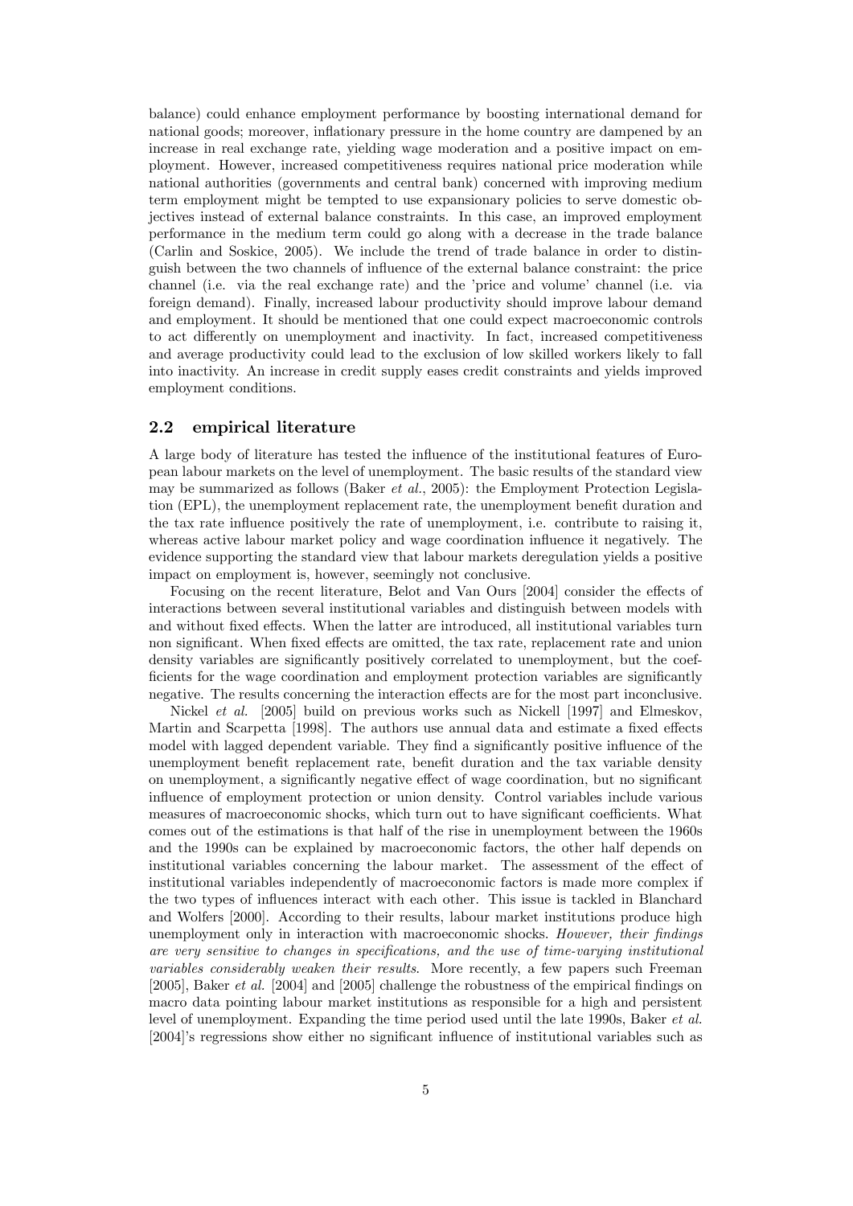balance) could enhance employment performance by boosting international demand for national goods; moreover, inflationary pressure in the home country are dampened by an increase in real exchange rate, yielding wage moderation and a positive impact on employment. However, increased competitiveness requires national price moderation while national authorities (governments and central bank) concerned with improving medium term employment might be tempted to use expansionary policies to serve domestic objectives instead of external balance constraints. In this case, an improved employment performance in the medium term could go along with a decrease in the trade balance (Carlin and Soskice, 2005). We include the trend of trade balance in order to distinguish between the two channels of influence of the external balance constraint: the price channel (i.e. via the real exchange rate) and the 'price and volume' channel (i.e. via foreign demand). Finally, increased labour productivity should improve labour demand and employment. It should be mentioned that one could expect macroeconomic controls to act differently on unemployment and inactivity. In fact, increased competitiveness and average productivity could lead to the exclusion of low skilled workers likely to fall into inactivity. An increase in credit supply eases credit constraints and yields improved employment conditions.

## 2.2 empirical literature

A large body of literature has tested the influence of the institutional features of European labour markets on the level of unemployment. The basic results of the standard view may be summarized as follows (Baker *et al.*, 2005): the Employment Protection Legislation (EPL), the unemployment replacement rate, the unemployment benefit duration and the tax rate influence positively the rate of unemployment, i.e. contribute to raising it, whereas active labour market policy and wage coordination influence it negatively. The evidence supporting the standard view that labour markets deregulation yields a positive impact on employment is, however, seemingly not conclusive.

Focusing on the recent literature, Belot and Van Ours [2004] consider the effects of interactions between several institutional variables and distinguish between models with and without fixed effects. When the latter are introduced, all institutional variables turn non significant. When fixed effects are omitted, the tax rate, replacement rate and union density variables are significantly positively correlated to unemployment, but the coefficients for the wage coordination and employment protection variables are significantly negative. The results concerning the interaction effects are for the most part inconclusive.

Nickel *et al.* [2005] build on previous works such as Nickell [1997] and Elmeskov, Martin and Scarpetta [1998]. The authors use annual data and estimate a fixed effects model with lagged dependent variable. They find a significantly positive influence of the unemployment benefit replacement rate, benefit duration and the tax variable density on unemployment, a significantly negative effect of wage coordination, but no significant influence of employment protection or union density. Control variables include various measures of macroeconomic shocks, which turn out to have significant coefficients. What comes out of the estimations is that half of the rise in unemployment between the 1960s and the 1990s can be explained by macroeconomic factors, the other half depends on institutional variables concerning the labour market. The assessment of the effect of institutional variables independently of macroeconomic factors is made more complex if the two types of influences interact with each other. This issue is tackled in Blanchard and Wolfers [2000]. According to their results, labour market institutions produce high unemployment only in interaction with macroeconomic shocks. *However, their findings are very sensitive to changes in specifications, and the use of time-varying institutional variables considerably weaken their results*. More recently, a few papers such Freeman [2005], Baker *et al.* [2004] and [2005] challenge the robustness of the empirical findings on macro data pointing labour market institutions as responsible for a high and persistent level of unemployment. Expanding the time period used until the late 1990s, Baker *et al.* [2004]'s regressions show either no significant influence of institutional variables such as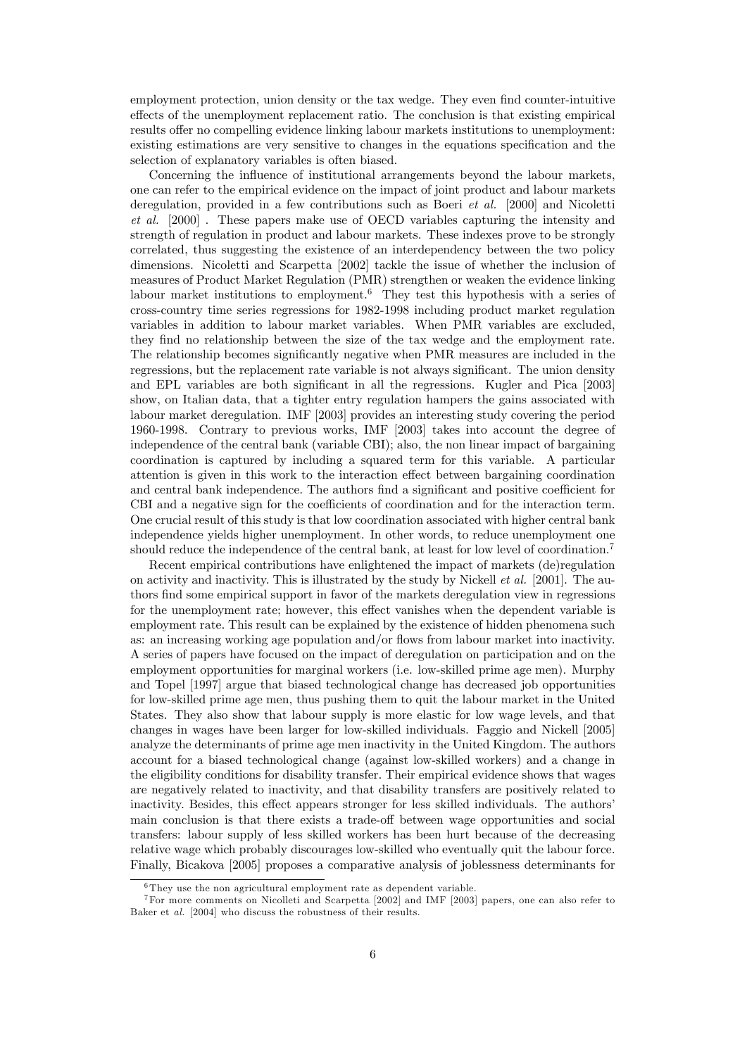employment protection, union density or the tax wedge. They even find counter-intuitive effects of the unemployment replacement ratio. The conclusion is that existing empirical results offer no compelling evidence linking labour markets institutions to unemployment: existing estimations are very sensitive to changes in the equations specification and the selection of explanatory variables is often biased.

Concerning the influence of institutional arrangements beyond the labour markets, one can refer to the empirical evidence on the impact of joint product and labour markets deregulation, provided in a few contributions such as Boeri *et al.* [2000] and Nicoletti *et al.* [2000] . These papers make use of OECD variables capturing the intensity and strength of regulation in product and labour markets. These indexes prove to be strongly correlated, thus suggesting the existence of an interdependency between the two policy dimensions. Nicoletti and Scarpetta [2002] tackle the issue of whether the inclusion of measures of Product Market Regulation (PMR) strengthen or weaken the evidence linking labour market institutions to employment.[6] They test this hypothesis with a series of cross-country time series regressions for 1982-1998 including product market regulation variables in addition to labour market variables. When PMR variables are excluded, they find no relationship between the size of the tax wedge and the employment rate. The relationship becomes significantly negative when PMR measures are included in the regressions, but the replacement rate variable is not always significant. The union density and EPL variables are both significant in all the regressions. Kugler and Pica [2003] show, on Italian data, that a tighter entry regulation hampers the gains associated with labour market deregulation. IMF [2003] provides an interesting study covering the period 1960-1998. Contrary to previous works, IMF [2003] takes into account the degree of independence of the central bank (variable CBI); also, the non linear impact of bargaining coordination is captured by including a squared term for this variable. A particular attention is given in this work to the interaction effect between bargaining coordination and central bank independence. The authors find a significant and positive coefficient for CBI and a negative sign for the coefficients of coordination and for the interaction term. One crucial result of this study is that low coordination associated with higher central bank independence yields higher unemployment. In other words, to reduce unemployment one should reduce the independence of the central bank, at least for low level of coordination.[7]

Recent empirical contributions have enlightened the impact of markets (de)regulation on activity and inactivity. This is illustrated by the study by Nickell *et al.* [2001]. The authors find some empirical support in favor of the markets deregulation view in regressions for the unemployment rate; however, this effect vanishes when the dependent variable is employment rate. This result can be explained by the existence of hidden phenomena such as: an increasing working age population and/or flows from labour market into inactivity. A series of papers have focused on the impact of deregulation on participation and on the employment opportunities for marginal workers (i.e. low-skilled prime age men). Murphy and Topel [1997] argue that biased technological change has decreased job opportunities for low-skilled prime age men, thus pushing them to quit the labour market in the United States. They also show that labour supply is more elastic for low wage levels, and that changes in wages have been larger for low-skilled individuals. Faggio and Nickell [2005] analyze the determinants of prime age men inactivity in the United Kingdom. The authors account for a biased technological change (against low-skilled workers) and a change in the eligibility conditions for disability transfer. Their empirical evidence shows that wages are negatively related to inactivity, and that disability transfers are positively related to inactivity. Besides, this effect appears stronger for less skilled individuals. The authors' main conclusion is that there exists a trade-off between wage opportunities and social transfers: labour supply of less skilled workers has been hurt because of the decreasing relative wage which probably discourages low-skilled who eventually quit the labour force. Finally, Bicakova [2005] proposes a comparative analysis of joblessness determinants for

[6] They use the non agricultural employment rate as dependent variable.

[7] For more comments on Nicolleti and Scarpetta [2002] and IMF [2003] papers, one can also refer to Baker et *al.* [2004] who discuss the robustness of their results.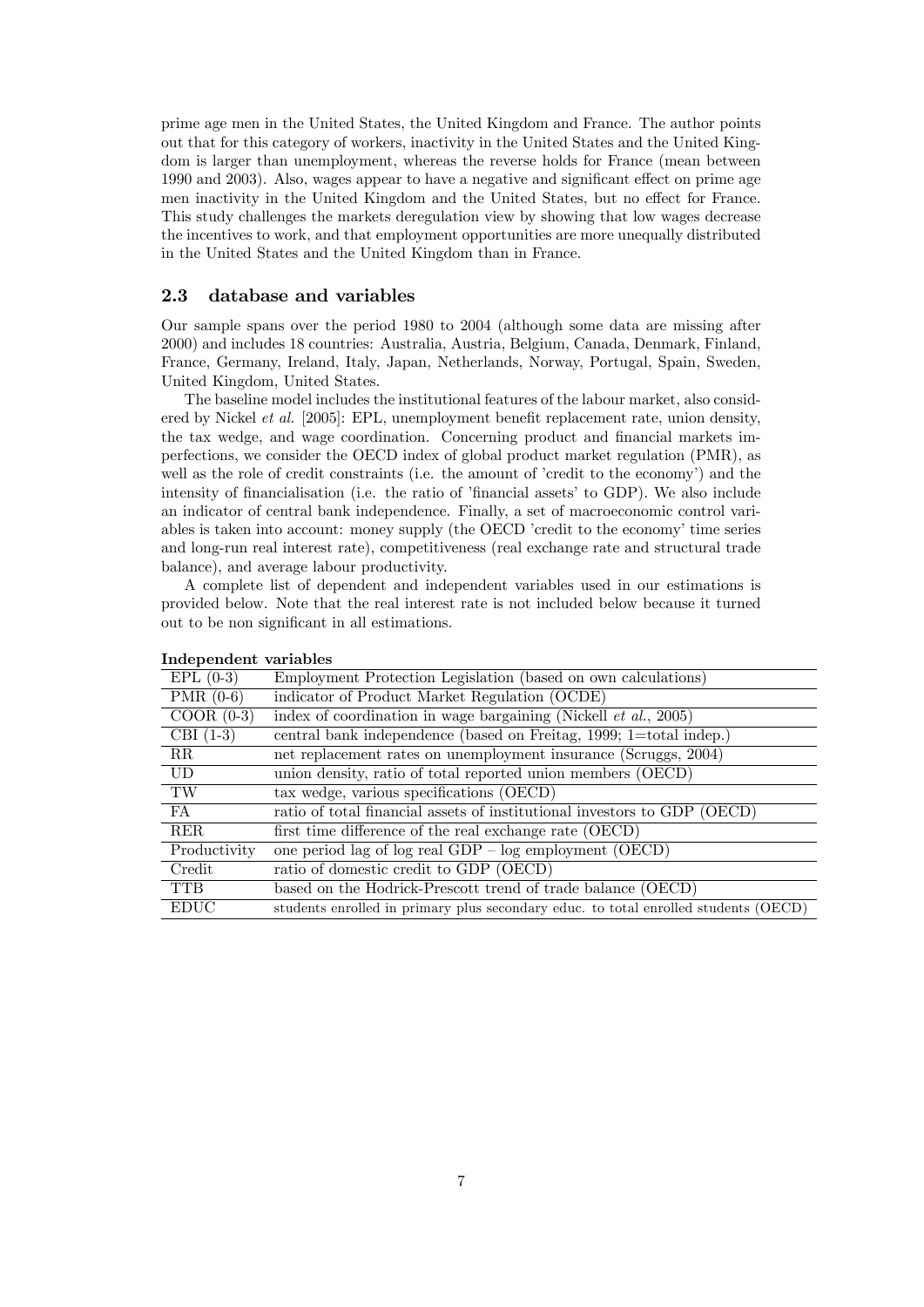prime age men in the United States, the United Kingdom and France. The author points out that for this category of workers, inactivity in the United States and the United Kingdom is larger than unemployment, whereas the reverse holds for France (mean between 1990 and 2003). Also, wages appear to have a negative and significant effect on prime age men inactivity in the United Kingdom and the United States, but no effect for France. This study challenges the markets deregulation view by showing that low wages decrease the incentives to work, and that employment opportunities are more unequally distributed in the United States and the United Kingdom than in France.

## 2.3 database and variables

Our sample spans over the period 1980 to 2004 (although some data are missing after 2000) and includes 18 countries: Australia, Austria, Belgium, Canada, Denmark, Finland, France, Germany, Ireland, Italy, Japan, Netherlands, Norway, Portugal, Spain, Sweden, United Kingdom, United States.

The baseline model includes the institutional features of the labour market, also considered by Nickel *et al.* [2005]: EPL, unemployment benefit replacement rate, union density, the tax wedge, and wage coordination. Concerning product and financial markets imperfections, we consider the OECD index of global product market regulation (PMR), as well as the role of credit constraints (i.e. the amount of 'credit to the economy') and the intensity of financialisation (i.e. the ratio of 'financial assets' to GDP). We also include an indicator of central bank independence. Finally, a set of macroeconomic control variables is taken into account: money supply (the OECD 'credit to the economy' time series and long-run real interest rate), competitiveness (real exchange rate and structural trade balance), and average labour productivity.

A complete list of dependent and independent variables used in our estimations is provided below. Note that the real interest rate is not included below because it turned out to be non significant in all estimations.

**Independent variables**

| | |
|---|---|
| EPL (0-3) | Employment Protection Legislation (based on own calculations) |
| PMR (0-6) | indicator of Product Market Regulation (OCDE) |
| COOR (0-3) | index of coordination in wage bargaining (Nickell *et al.*, 2005) |
| CBI (1-3) | central bank independence (based on Freitag, 1999; 1=total indep.) |
| RR | net replacement rates on unemployment insurance (Scruggs, 2004) |
| UD | union density, ratio of total reported union members (OECD) |
| TW | tax wedge, various specifications (OECD) |
| FA | ratio of total financial assets of institutional investors to GDP (OECD) |
| RER | first time difference of the real exchange rate (OECD) |
| Productivity | one period lag of log real GDP – log employment (OECD) |
| Credit | ratio of domestic credit to GDP (OECD) |
| TTB | based on the Hodrick-Prescott trend of trade balance (OECD) |
| EDUC | students enrolled in primary plus secondary educ. to total enrolled students (OECD) |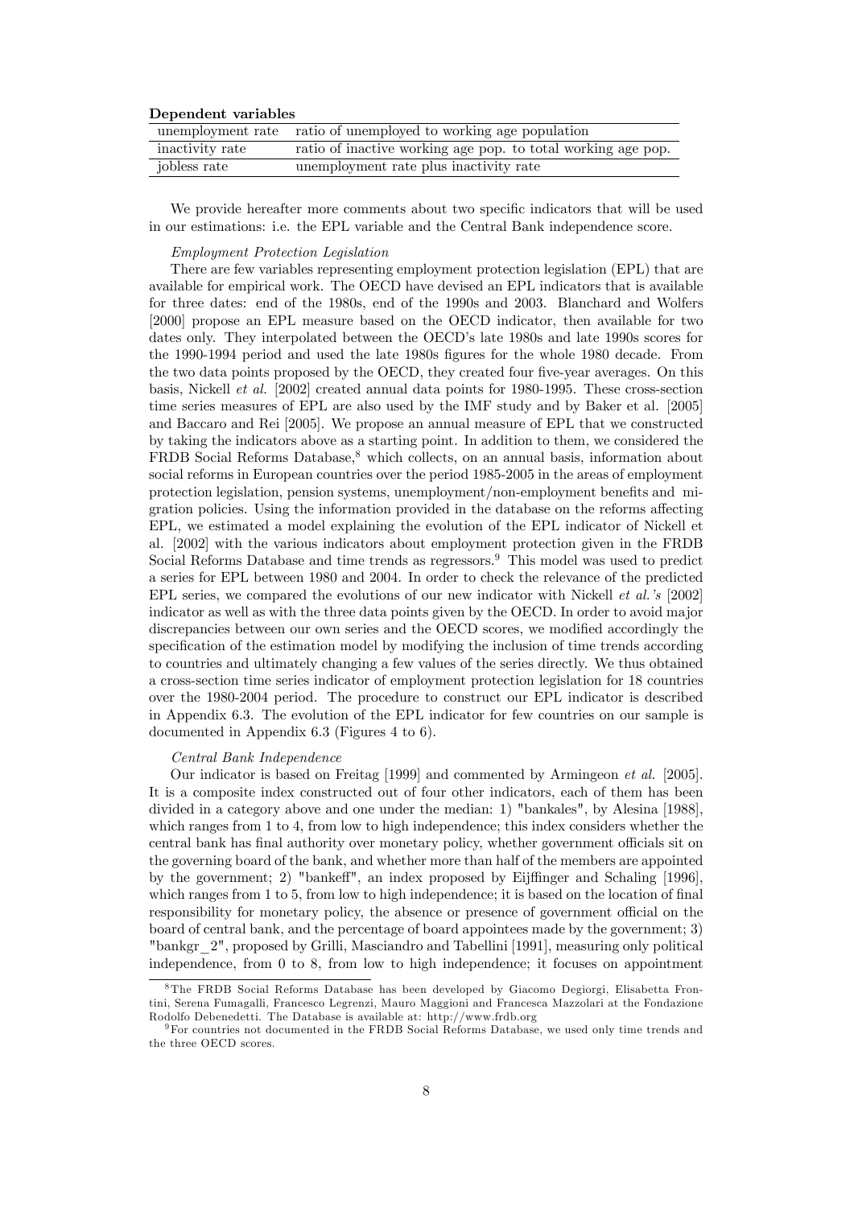**Dependent variables**

| | |
|---|---|
| unemployment rate | ratio of unemployed to working age population |
| inactivity rate | ratio of inactive working age pop. to total working age pop. |
| jobless rate | unemployment rate plus inactivity rate |

We provide hereafter more comments about two specific indicators that will be used in our estimations: i.e. the EPL variable and the Central Bank independence score.

*Employment Protection Legislation*

There are few variables representing employment protection legislation (EPL) that are available for empirical work. The OECD have devised an EPL indicators that is available for three dates: end of the 1980s, end of the 1990s and 2003. Blanchard and Wolfers [2000] propose an EPL measure based on the OECD indicator, then available for two dates only. They interpolated between the OECD's late 1980s and late 1990s scores for the 1990-1994 period and used the late 1980s figures for the whole 1980 decade. From the two data points proposed by the OECD, they created four five-year averages. On this basis, Nickell *et al.* [2002] created annual data points for 1980-1995. These cross-section time series measures of EPL are also used by the IMF study and by Baker et al. [2005] and Baccaro and Rei [2005]. We propose an annual measure of EPL that we constructed by taking the indicators above as a starting point. In addition to them, we considered the FRDB Social Reforms Database,[8] which collects, on an annual basis, information about social reforms in European countries over the period 1985-2005 in the areas of employment protection legislation, pension systems, unemployment/non-employment benefits and migration policies. Using the information provided in the database on the reforms affecting EPL, we estimated a model explaining the evolution of the EPL indicator of Nickell et al. [2002] with the various indicators about employment protection given in the FRDB Social Reforms Database and time trends as regressors.[9] This model was used to predict a series for EPL between 1980 and 2004. In order to check the relevance of the predicted EPL series, we compared the evolutions of our new indicator with Nickell *et al.'s* [2002] indicator as well as with the three data points given by the OECD. In order to avoid major discrepancies between our own series and the OECD scores, we modified accordingly the specification of the estimation model by modifying the inclusion of time trends according to countries and ultimately changing a few values of the series directly. We thus obtained a cross-section time series indicator of employment protection legislation for 18 countries over the 1980-2004 period. The procedure to construct our EPL indicator is described in Appendix 6.3. The evolution of the EPL indicator for few countries on our sample is documented in Appendix 6.3 (Figures 4 to 6).

*Central Bank Independence*

Our indicator is based on Freitag [1999] and commented by Armingeon *et al.* [2005]. It is a composite index constructed out of four other indicators, each of them has been divided in a category above and one under the median: 1) "bankales", by Alesina [1988], which ranges from 1 to 4, from low to high independence; this index considers whether the central bank has final authority over monetary policy, whether government officials sit on the governing board of the bank, and whether more than half of the members are appointed by the government; 2) "bankeff", an index proposed by Eijffinger and Schaling [1996], which ranges from 1 to 5, from low to high independence; it is based on the location of final responsibility for monetary policy, the absence or presence of government official on the board of central bank, and the percentage of board appointees made by the government; 3) "bankgr_2", proposed by Grilli, Masciandro and Tabellini [1991], measuring only political independence, from 0 to 8, from low to high independence; it focuses on appointment

[8] The FRDB Social Reforms Database has been developed by Giacomo Degiorgi, Elisabetta Frontini, Serena Fumagalli, Francesco Legrenzi, Mauro Maggioni and Francesca Mazzolari at the Fondazione Rodolfo Debenedetti. The Database is available at: http://www.frdb.org

[9] For countries not documented in the FRDB Social Reforms Database, we used only time trends and the three OECD scores.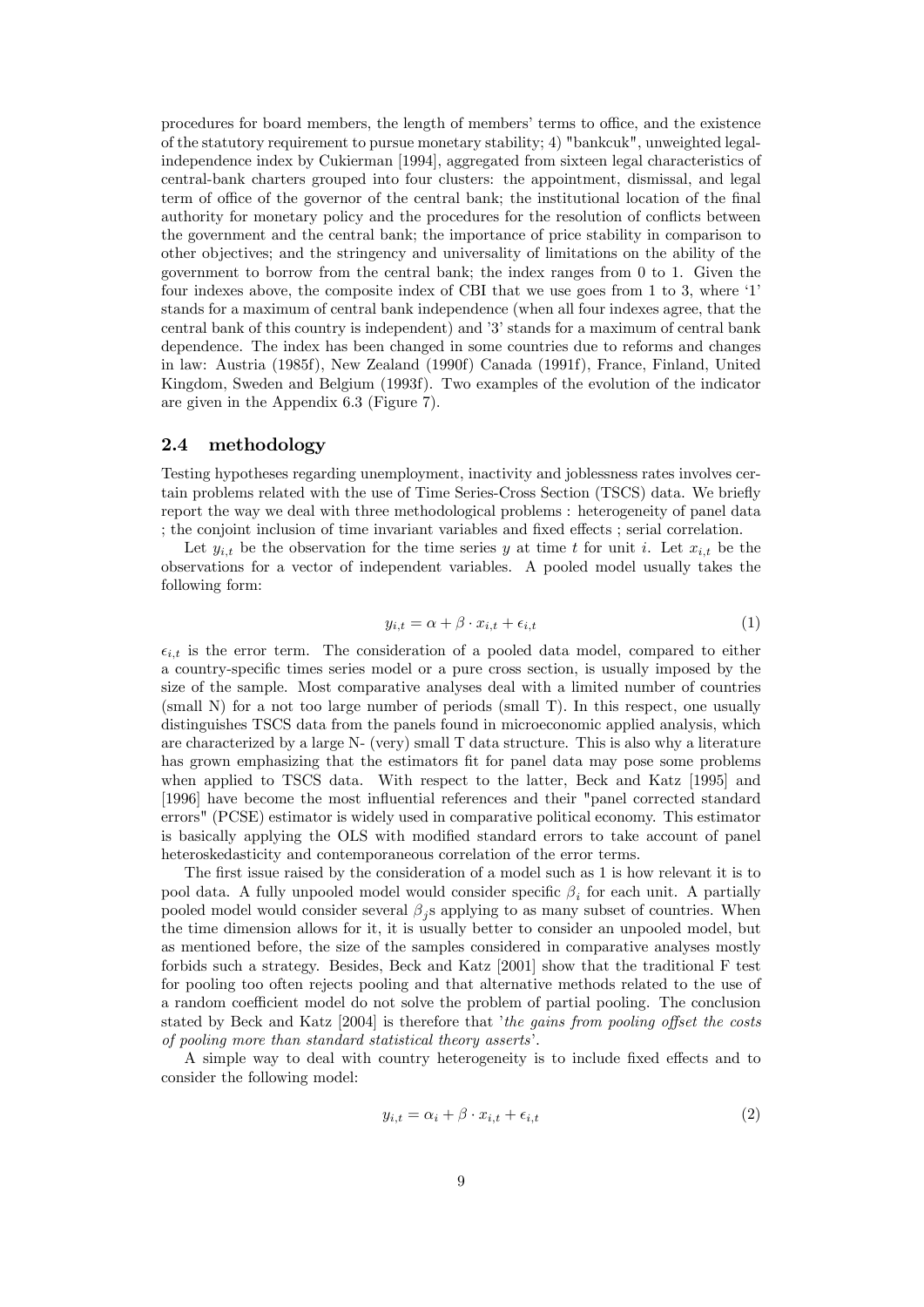procedures for board members, the length of members' terms to office, and the existence of the statutory requirement to pursue monetary stability; 4) "bankcuk", unweighted legal-independence index by Cukierman [1994], aggregated from sixteen legal characteristics of central-bank charters grouped into four clusters: the appointment, dismissal, and legal term of office of the governor of the central bank; the institutional location of the final authority for monetary policy and the procedures for the resolution of conflicts between the government and the central bank; the importance of price stability in comparison to other objectives; and the stringency and universality of limitations on the ability of the government to borrow from the central bank; the index ranges from 0 to 1. Given the four indexes above, the composite index of CBI that we use goes from 1 to 3, where '1' stands for a maximum of central bank independence (when all four indexes agree, that the central bank of this country is independent) and '3' stands for a maximum of central bank dependence. The index has been changed in some countries due to reforms and changes in law: Austria (1985f), New Zealand (1990f) Canada (1991f), France, Finland, United Kingdom, Sweden and Belgium (1993f). Two examples of the evolution of the indicator are given in the Appendix 6.3 (Figure 7).

## 2.4 methodology

Testing hypotheses regarding unemployment, inactivity and joblessness rates involves certain problems related with the use of Time Series-Cross Section (TSCS) data. We briefly report the way we deal with three methodological problems : heterogeneity of panel data ; the conjoint inclusion of time invariant variables and fixed effects ; serial correlation.

Let $y_{i,t}$ be the observation for the time series $y$ at time $t$ for unit $i$. Let $x_{i,t}$ be the observations for a vector of independent variables. A pooled model usually takes the following form:

$$y_{i,t} = \alpha + \beta \cdot x_{i,t} + \epsilon_{i,t} \tag{1}$$

$\epsilon_{i,t}$ is the error term. The consideration of a pooled data model, compared to either a country-specific times series model or a pure cross section, is usually imposed by the size of the sample. Most comparative analyses deal with a limited number of countries (small N) for a not too large number of periods (small T). In this respect, one usually distinguishes TSCS data from the panels found in microeconomic applied analysis, which are characterized by a large N- (very) small T data structure. This is also why a literature has grown emphasizing that the estimators fit for panel data may pose some problems when applied to TSCS data. With respect to the latter, Beck and Katz [1995] and [1996] have become the most influential references and their "panel corrected standard errors" (PCSE) estimator is widely used in comparative political economy. This estimator is basically applying the OLS with modified standard errors to take account of panel heteroskedasticity and contemporaneous correlation of the error terms.

The first issue raised by the consideration of a model such as 1 is how relevant it is to pool data. A fully unpooled model would consider specific $\beta_i$ for each unit. A partially pooled model would consider several $\beta_j$s applying to as many subset of countries. When the time dimension allows for it, it is usually better to consider an unpooled model, but as mentioned before, the size of the samples considered in comparative analyses mostly forbids such a strategy. Besides, Beck and Katz [2001] show that the traditional F test for pooling too often rejects pooling and that alternative methods related to the use of a random coefficient model do not solve the problem of partial pooling. The conclusion stated by Beck and Katz [2004] is therefore that '*the gains from pooling offset the costs of pooling more than standard statistical theory asserts*'.

A simple way to deal with country heterogeneity is to include fixed effects and to consider the following model:

$$y_{i,t} = \alpha_i + \beta \cdot x_{i,t} + \epsilon_{i,t} \tag{2}$$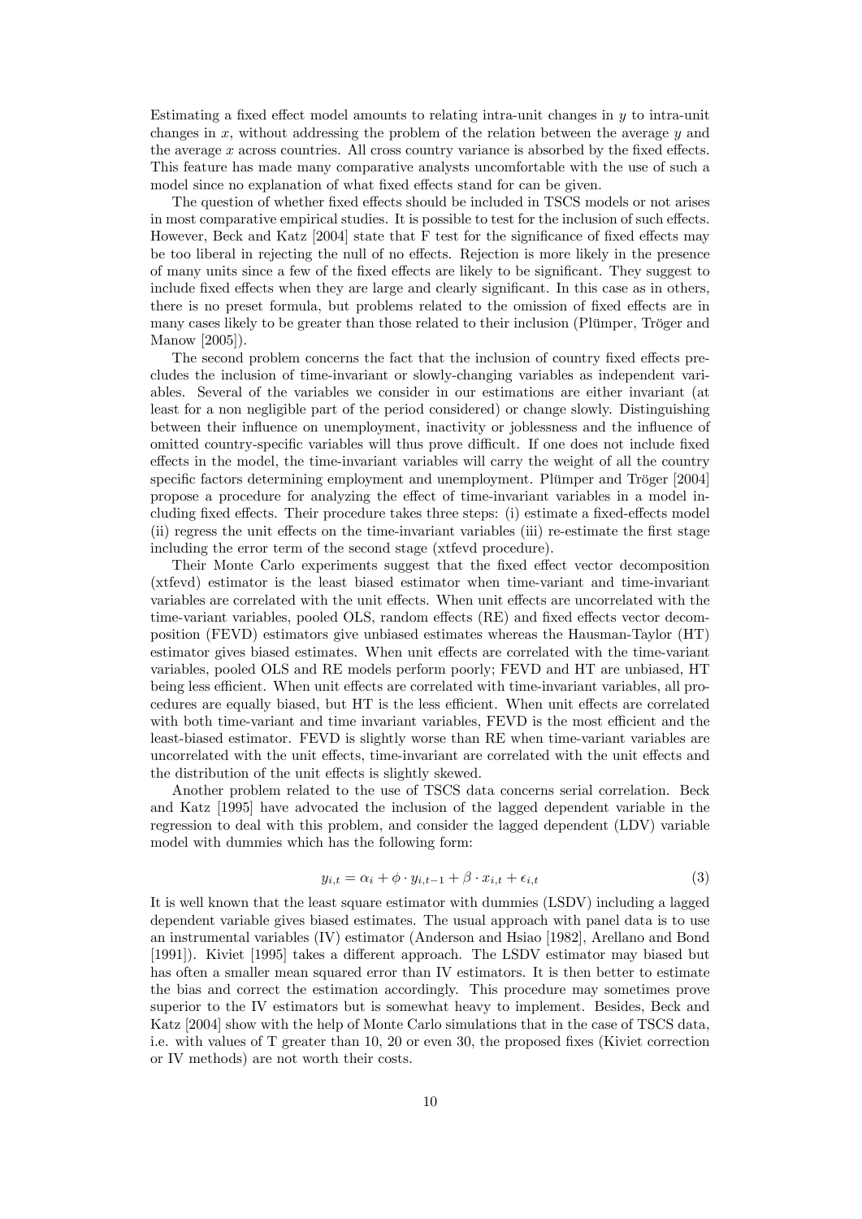Estimating a fixed effect model amounts to relating intra-unit changes in $y$ to intra-unit changes in $x$, without addressing the problem of the relation between the average $y$ and the average $x$ across countries. All cross country variance is absorbed by the fixed effects. This feature has made many comparative analysts uncomfortable with the use of such a model since no explanation of what fixed effects stand for can be given.

The question of whether fixed effects should be included in TSCS models or not arises in most comparative empirical studies. It is possible to test for the inclusion of such effects. However, Beck and Katz [2004] state that F test for the significance of fixed effects may be too liberal in rejecting the null of no effects. Rejection is more likely in the presence of many units since a few of the fixed effects are likely to be significant. They suggest to include fixed effects when they are large and clearly significant. In this case as in others, there is no preset formula, but problems related to the omission of fixed effects are in many cases likely to be greater than those related to their inclusion (Plümper, Tröger and Manow [2005]).

The second problem concerns the fact that the inclusion of country fixed effects precludes the inclusion of time-invariant or slowly-changing variables as independent variables. Several of the variables we consider in our estimations are either invariant (at least for a non negligible part of the period considered) or change slowly. Distinguishing between their influence on unemployment, inactivity or joblessness and the influence of omitted country-specific variables will thus prove difficult. If one does not include fixed effects in the model, the time-invariant variables will carry the weight of all the country specific factors determining employment and unemployment. Plümper and Tröger [2004] propose a procedure for analyzing the effect of time-invariant variables in a model including fixed effects. Their procedure takes three steps: (i) estimate a fixed-effects model (ii) regress the unit effects on the time-invariant variables (iii) re-estimate the first stage including the error term of the second stage (xtfevd procedure).

Their Monte Carlo experiments suggest that the fixed effect vector decomposition (xtfevd) estimator is the least biased estimator when time-variant and time-invariant variables are correlated with the unit effects. When unit effects are uncorrelated with the time-variant variables, pooled OLS, random effects (RE) and fixed effects vector decomposition (FEVD) estimators give unbiased estimates whereas the Hausman-Taylor (HT) estimator gives biased estimates. When unit effects are correlated with the time-variant variables, pooled OLS and RE models perform poorly; FEVD and HT are unbiased, HT being less efficient. When unit effects are correlated with time-invariant variables, all procedures are equally biased, but HT is the less efficient. When unit effects are correlated with both time-variant and time invariant variables, FEVD is the most efficient and the least-biased estimator. FEVD is slightly worse than RE when time-variant variables are uncorrelated with the unit effects, time-invariant are correlated with the unit effects and the distribution of the unit effects is slightly skewed.

Another problem related to the use of TSCS data concerns serial correlation. Beck and Katz [1995] have advocated the inclusion of the lagged dependent variable in the regression to deal with this problem, and consider the lagged dependent (LDV) variable model with dummies which has the following form:

$$y_{i,t} = \alpha_i + \phi \cdot y_{i,t-1} + \beta \cdot x_{i,t} + \epsilon_{i,t} \tag{3}$$

It is well known that the least square estimator with dummies (LSDV) including a lagged dependent variable gives biased estimates. The usual approach with panel data is to use an instrumental variables (IV) estimator (Anderson and Hsiao [1982], Arellano and Bond [1991]). Kiviet [1995] takes a different approach. The LSDV estimator may biased but has often a smaller mean squared error than IV estimators. It is then better to estimate the bias and correct the estimation accordingly. This procedure may sometimes prove superior to the IV estimators but is somewhat heavy to implement. Besides, Beck and Katz [2004] show with the help of Monte Carlo simulations that in the case of TSCS data, i.e. with values of T greater than 10, 20 or even 30, the proposed fixes (Kiviet correction or IV methods) are not worth their costs.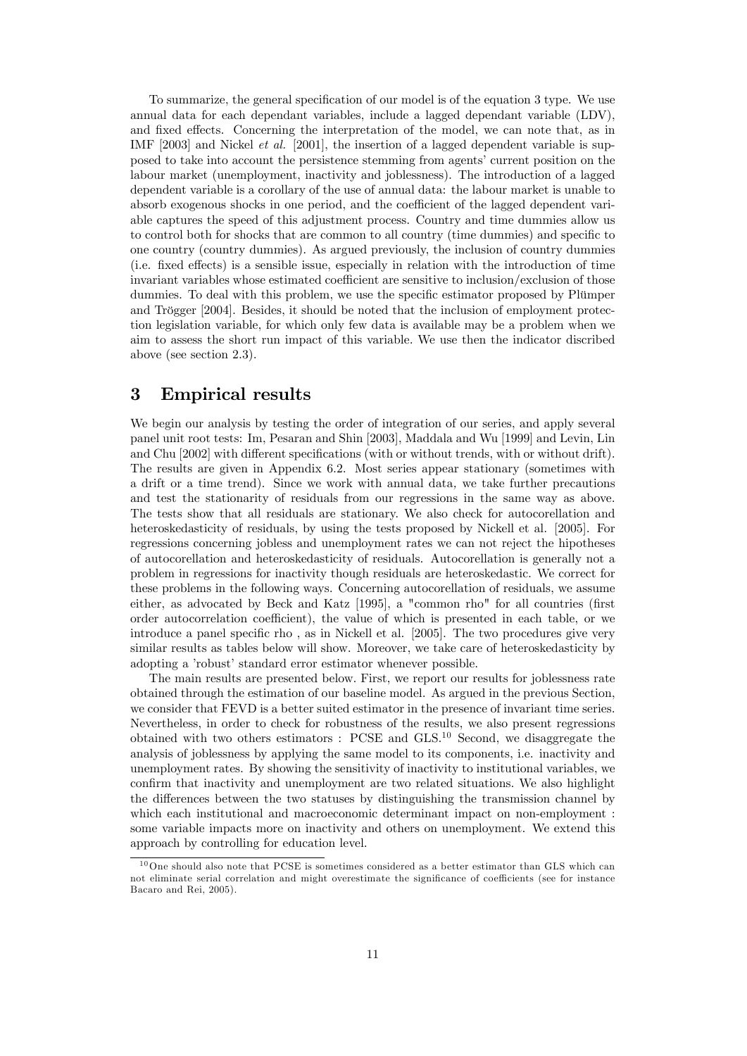To summarize, the general specification of our model is of the equation 3 type. We use annual data for each dependant variables, include a lagged dependant variable (LDV), and fixed effects. Concerning the interpretation of the model, we can note that, as in IMF [2003] and Nickel *et al.* [2001], the insertion of a lagged dependent variable is supposed to take into account the persistence stemming from agents' current position on the labour market (unemployment, inactivity and joblessness). The introduction of a lagged dependent variable is a corollary of the use of annual data: the labour market is unable to absorb exogenous shocks in one period, and the coefficient of the lagged dependent variable captures the speed of this adjustment process. Country and time dummies allow us to control both for shocks that are common to all country (time dummies) and specific to one country (country dummies). As argued previously, the inclusion of country dummies (i.e. fixed effects) is a sensible issue, especially in relation with the introduction of time invariant variables whose estimated coefficient are sensitive to inclusion/exclusion of those dummies. To deal with this problem, we use the specific estimator proposed by Plümper and Trögger [2004]. Besides, it should be noted that the inclusion of employment protection legislation variable, for which only few data is available may be a problem when we aim to assess the short run impact of this variable. We use then the indicator discribed above (see section 2.3).

# 3 Empirical results

We begin our analysis by testing the order of integration of our series, and apply several panel unit root tests: Im, Pesaran and Shin [2003], Maddala and Wu [1999] and Levin, Lin and Chu [2002] with different specifications (with or without trends, with or without drift). The results are given in Appendix 6.2. Most series appear stationary (sometimes with a drift or a time trend). Since we work with annual data, we take further precautions and test the stationarity of residuals from our regressions in the same way as above. The tests show that all residuals are stationary. We also check for autocorellation and heteroskedasticity of residuals, by using the tests proposed by Nickell et al. [2005]. For regressions concerning jobless and unemployment rates we can not reject the hipotheses of autocorellation and heteroskedasticity of residuals. Autocorellation is generally not a problem in regressions for inactivity though residuals are heteroskedastic. We correct for these problems in the following ways. Concerning autocorellation of residuals, we assume either, as advocated by Beck and Katz [1995], a "common rho" for all countries (first order autocorrelation coefficient), the value of which is presented in each table, or we introduce a panel specific rho , as in Nickell et al. [2005]. The two procedures give very similar results as tables below will show. Moreover, we take care of heteroskedasticity by adopting a 'robust' standard error estimator whenever possible.

The main results are presented below. First, we report our results for joblessness rate obtained through the estimation of our baseline model. As argued in the previous Section, we consider that FEVD is a better suited estimator in the presence of invariant time series. Nevertheless, in order to check for robustness of the results, we also present regressions obtained with two others estimators : PCSE and GLS.[10] Second, we disaggregate the analysis of joblessness by applying the same model to its components, i.e. inactivity and unemployment rates. By showing the sensitivity of inactivity to institutional variables, we confirm that inactivity and unemployment are two related situations. We also highlight the differences between the two statuses by distinguishing the transmission channel by which each institutional and macroeconomic determinant impact on non-employment : some variable impacts more on inactivity and others on unemployment. We extend this approach by controlling for education level.

[10] One should also note that PCSE is sometimes considered as a better estimator than GLS which can not eliminate serial correlation and might overestimate the significance of coefficients (see for instance Bacaro and Rei, 2005).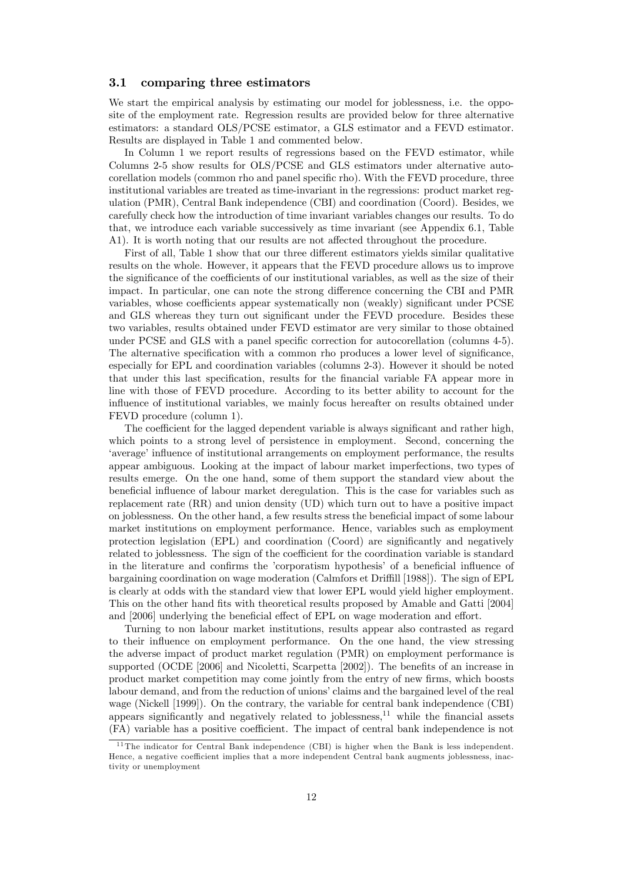### 3.1 comparing three estimators

We start the empirical analysis by estimating our model for joblessness, i.e. the opposite of the employment rate. Regression results are provided below for three alternative estimators: a standard OLS/PCSE estimator, a GLS estimator and a FEVD estimator. Results are displayed in Table 1 and commented below.

In Column 1 we report results of regressions based on the FEVD estimator, while Columns 2-5 show results for OLS/PCSE and GLS estimators under alternative autocorellation models (common rho and panel specific rho). With the FEVD procedure, three institutional variables are treated as time-invariant in the regressions: product market regulation (PMR), Central Bank independence (CBI) and coordination (Coord). Besides, we carefully check how the introduction of time invariant variables changes our results. To do that, we introduce each variable successively as time invariant (see Appendix 6.1, Table A1). It is worth noting that our results are not affected throughout the procedure.

First of all, Table 1 show that our three different estimators yields similar qualitative results on the whole. However, it appears that the FEVD procedure allows us to improve the significance of the coefficients of our institutional variables, as well as the size of their impact. In particular, one can note the strong difference concerning the CBI and PMR variables, whose coefficients appear systematically non (weakly) significant under PCSE and GLS whereas they turn out significant under the FEVD procedure. Besides these two variables, results obtained under FEVD estimator are very similar to those obtained under PCSE and GLS with a panel specific correction for autocorellation (columns 4-5). The alternative specification with a common rho produces a lower level of significance, especially for EPL and coordination variables (columns 2-3). However it should be noted that under this last specification, results for the financial variable FA appear more in line with those of FEVD procedure. According to its better ability to account for the influence of institutional variables, we mainly focus hereafter on results obtained under FEVD procedure (column 1).

The coefficient for the lagged dependent variable is always significant and rather high, which points to a strong level of persistence in employment. Second, concerning the 'average' influence of institutional arrangements on employment performance, the results appear ambiguous. Looking at the impact of labour market imperfections, two types of results emerge. On the one hand, some of them support the standard view about the beneficial influence of labour market deregulation. This is the case for variables such as replacement rate (RR) and union density (UD) which turn out to have a positive impact on joblessness. On the other hand, a few results stress the beneficial impact of some labour market institutions on employment performance. Hence, variables such as employment protection legislation (EPL) and coordination (Coord) are significantly and negatively related to joblessness. The sign of the coefficient for the coordination variable is standard in the literature and confirms the 'corporatism hypothesis' of a beneficial influence of bargaining coordination on wage moderation (Calmfors et Driffill [1988]). The sign of EPL is clearly at odds with the standard view that lower EPL would yield higher employment. This on the other hand fits with theoretical results proposed by Amable and Gatti [2004] and [2006] underlying the beneficial effect of EPL on wage moderation and effort.

Turning to non labour market institutions, results appear also contrasted as regard to their influence on employment performance. On the one hand, the view stressing the adverse impact of product market regulation (PMR) on employment performance is supported (OCDE [2006] and Nicoletti, Scarpetta [2002]). The benefits of an increase in product market competition may come jointly from the entry of new firms, which boosts labour demand, and from the reduction of unions' claims and the bargained level of the real wage (Nickell [1999]). On the contrary, the variable for central bank independence (CBI) appears significantly and negatively related to joblessness,[11] while the financial assets (FA) variable has a positive coefficient. The impact of central bank independence is not

[11] The indicator for Central Bank independence (CBI) is higher when the Bank is less independent. Hence, a negative coefficient implies that a more independent Central bank augments joblessness, inactivity or unemployment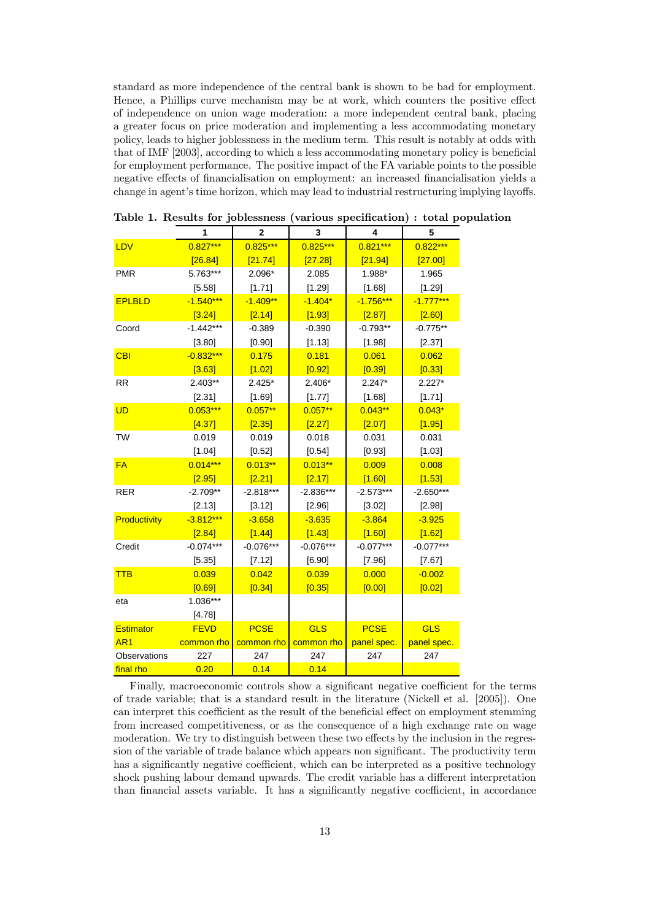standard as more independence of the central bank is shown to be bad for employment. Hence, a Phillips curve mechanism may be at work, which counters the positive effect of independence on union wage moderation: a more independent central bank, placing a greater focus on price moderation and implementing a less accommodating monetary policy, leads to higher joblessness in the medium term. This result is notably at odds with that of IMF [2003], according to which a less accommodating monetary policy is beneficial for employment performance. The positive impact of the FA variable points to the possible negative effects of financialisation on employment: an increased financialisation yields a change in agent's time horizon, which may lead to industrial restructuring implying layoffs.

**Table 1. Results for joblessness (various specification) : total population**

| | 1 | 2 | 3 | 4 | 5 |
|---|---|---|---|---|---|
| LDV | 0.827*** | 0.825*** | 0.825*** | 0.821*** | 0.822*** |
| | [26.84] | [21.74] | [27.28] | [21.94] | [27.00] |
| PMR | 5.763*** | 2.096* | 2.085 | 1.988* | 1.965 |
| | [5.58] | [1.71] | [1.29] | [1.68] | [1.29] |
| EPLBLD | -1.540*** | -1.409** | -1.404* | -1.756*** | -1.777*** |
| | [3.24] | [2.14] | [1.93] | [2.87] | [2.60] |
| Coord | -1.442*** | -0.389 | -0.390 | -0.793** | -0.775** |
| | [3.80] | [0.90] | [1.13] | [1.98] | [2.37] |
| CBI | -0.832*** | 0.175 | 0.181 | 0.061 | 0.062 |
| | [3.63] | [1.02] | [0.92] | [0.39] | [0.33] |
| RR | 2.403** | 2.425* | 2.406* | 2.247* | 2.227* |
| | [2.31] | [1.69] | [1.77] | [1.68] | [1.71] |
| UD | 0.053*** | 0.057** | 0.057** | 0.043** | 0.043* |
| | [4.37] | [2.35] | [2.27] | [2.07] | [1.95] |
| TW | 0.019 | 0.019 | 0.018 | 0.031 | 0.031 |
| | [1.04] | [0.52] | [0.54] | [0.93] | [1.03] |
| FA | 0.014*** | 0.013** | 0.013** | 0.009 | 0.008 |
| | [2.95] | [2.21] | [2.17] | [1.60] | [1.53] |
| RER | -2.709** | -2.818*** | -2.836*** | -2.573*** | -2.650*** |
| | [2.13] | [3.12] | [2.96] | [3.02] | [2.98] |
| Productivity | -3.812*** | -3.658 | -3.635 | -3.864 | -3.925 |
| | [2.84] | [1.44] | [1.43] | [1.60] | [1.62] |
| Credit | -0.074*** | -0.076*** | -0.076*** | -0.077*** | -0.077*** |
| | [5.35] | [7.12] | [6.90] | [7.96] | [7.67] |
| TTB | 0.039 | 0.042 | 0.039 | 0.000 | -0.002 |
| | [0.69] | [0.34] | [0.35] | [0.00] | [0.02] |
| eta | 1.036*** | | | | |
| | [4.78] | | | | |
| Estimator | FEVD | PCSE | GLS | PCSE | GLS |
| AR1 | common rho | common rho | common rho | panel spec. | panel spec. |
| Observations | 227 | 247 | 247 | 247 | 247 |
| final rho | 0.20 | 0.14 | 0.14 | | |

Finally, macroeconomic controls show a significant negative coefficient for the terms of trade variable; that is a standard result in the literature (Nickell et al. [2005]). One can interpret this coefficient as the result of the beneficial effect on employment stemming from increased competitiveness, or as the consequence of a high exchange rate on wage moderation. We try to distinguish between these two effects by the inclusion in the regression of the variable of trade balance which appears non significant. The productivity term has a significantly negative coefficient, which can be interpreted as a positive technology shock pushing labour demand upwards. The credit variable has a different interpretation than financial assets variable. It has a significantly negative coefficient, in accordance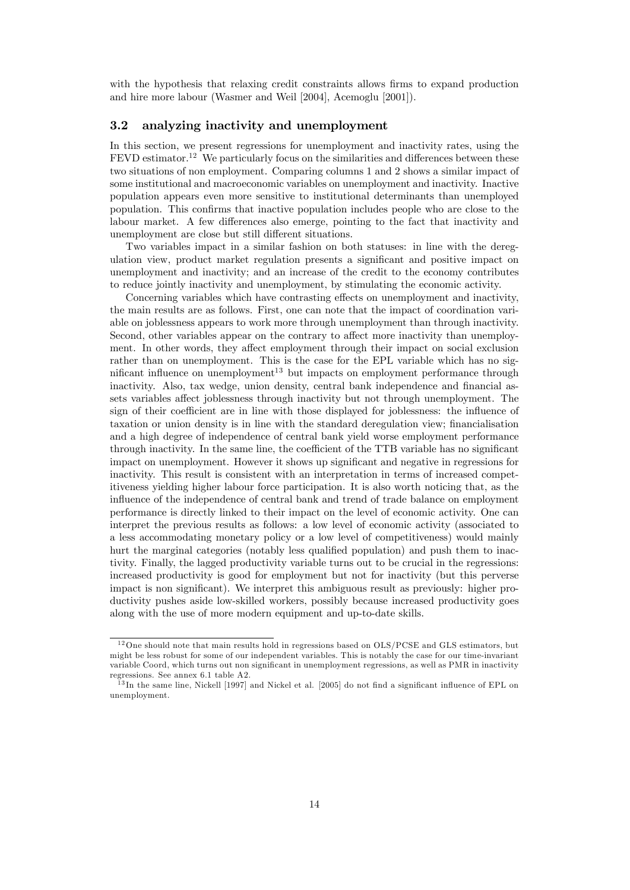with the hypothesis that relaxing credit constraints allows firms to expand production and hire more labour (Wasmer and Weil [2004], Acemoglu [2001]).

### 3.2 analyzing inactivity and unemployment

In this section, we present regressions for unemployment and inactivity rates, using the FEVD estimator.[12] We particularly focus on the similarities and differences between these two situations of non employment. Comparing columns 1 and 2 shows a similar impact of some institutional and macroeconomic variables on unemployment and inactivity. Inactive population appears even more sensitive to institutional determinants than unemployed population. This confirms that inactive population includes people who are close to the labour market. A few differences also emerge, pointing to the fact that inactivity and unemployment are close but still different situations.

Two variables impact in a similar fashion on both statuses: in line with the deregulation view, product market regulation presents a significant and positive impact on unemployment and inactivity; and an increase of the credit to the economy contributes to reduce jointly inactivity and unemployment, by stimulating the economic activity.

Concerning variables which have contrasting effects on unemployment and inactivity, the main results are as follows. First, one can note that the impact of coordination variable on joblessness appears to work more through unemployment than through inactivity. Second, other variables appear on the contrary to affect more inactivity than unemployment. In other words, they affect employment through their impact on social exclusion rather than on unemployment. This is the case for the EPL variable which has no significant influence on unemployment[13] but impacts on employment performance through inactivity. Also, tax wedge, union density, central bank independence and financial assets variables affect joblessness through inactivity but not through unemployment. The sign of their coefficient are in line with those displayed for joblessness: the influence of taxation or union density is in line with the standard deregulation view; financialisation and a high degree of independence of central bank yield worse employment performance through inactivity. In the same line, the coefficient of the TTB variable has no significant impact on unemployment. However it shows up significant and negative in regressions for inactivity. This result is consistent with an interpretation in terms of increased competitiveness yielding higher labour force participation. It is also worth noticing that, as the influence of the independence of central bank and trend of trade balance on employment performance is directly linked to their impact on the level of economic activity. One can interpret the previous results as follows: a low level of economic activity (associated to a less accommodating monetary policy or a low level of competitiveness) would mainly hurt the marginal categories (notably less qualified population) and push them to inactivity. Finally, the lagged productivity variable turns out to be crucial in the regressions: increased productivity is good for employment but not for inactivity (but this perverse impact is non significant). We interpret this ambiguous result as previously: higher productivity pushes aside low-skilled workers, possibly because increased productivity goes along with the use of more modern equipment and up-to-date skills.

---

[12] One should note that main results hold in regressions based on OLS/PCSE and GLS estimators, but might be less robust for some of our independent variables. This is notably the case for our time-invariant variable Coord, which turns out non significant in unemployment regressions, as well as PMR in inactivity regressions. See annex 6.1 table A2.

[13] In the same line, Nickell [1997] and Nickel et al. [2005] do not find a significant influence of EPL on unemployment.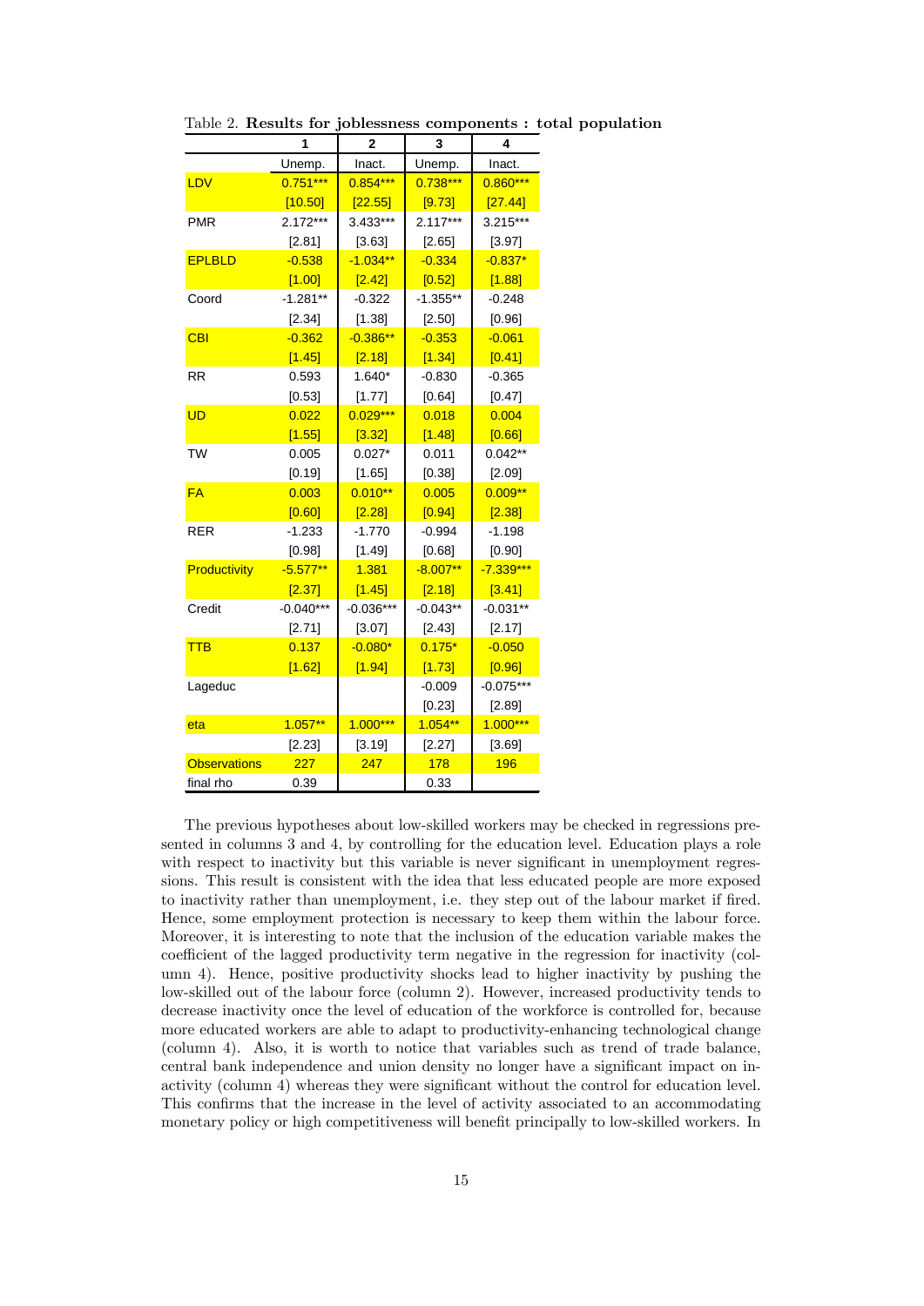Table 2. **Results for joblessness components : total population**

| | 1 | 2 | 3 | 4 |
|---|---|---|---|---|
| | Unemp. | Inact. | Unemp. | Inact. |
| LDV | 0.751*** | 0.854*** | 0.738*** | 0.860*** |
| | [10.50] | [22.55] | [9.73] | [27.44] |
| PMR | 2.172*** | 3.433*** | 2.117*** | 3.215*** |
| | [2.81] | [3.63] | [2.65] | [3.97] |
| EPLBLD | -0.538 | -1.034** | -0.334 | -0.837* |
| | [1.00] | [2.42] | [0.52] | [1.88] |
| Coord | -1.281** | -0.322 | -1.355** | -0.248 |
| | [2.34] | [1.38] | [2.50] | [0.96] |
| CBI | -0.362 | -0.386** | -0.353 | -0.061 |
| | [1.45] | [2.18] | [1.34] | [0.41] |
| RR | 0.593 | 1.640* | -0.830 | -0.365 |
| | [0.53] | [1.77] | [0.64] | [0.47] |
| UD | 0.022 | 0.029*** | 0.018 | 0.004 |
| | [1.55] | [3.32] | [1.48] | [0.66] |
| TW | 0.005 | 0.027* | 0.011 | 0.042** |
| | [0.19] | [1.65] | [0.38] | [2.09] |
| FA | 0.003 | 0.010** | 0.005 | 0.009** |
| | [0.60] | [2.28] | [0.94] | [2.38] |
| RER | -1.233 | -1.770 | -0.994 | -1.198 |
| | [0.98] | [1.49] | [0.68] | [0.90] |
| Productivity | -5.577** | 1.381 | -8.007** | -7.339*** |
| | [2.37] | [1.45] | [2.18] | [3.41] |
| Credit | -0.040*** | -0.036*** | -0.043** | -0.031** |
| | [2.71] | [3.07] | [2.43] | [2.17] |
| TTB | 0.137 | -0.080* | 0.175* | -0.050 |
| | [1.62] | [1.94] | [1.73] | [0.96] |
| Lageduc | | | -0.009 | -0.075*** |
| | | | [0.23] | [2.89] |
| eta | 1.057** | 1.000*** | 1.054** | 1.000*** |
| | [2.23] | [3.19] | [2.27] | [3.69] |
| Observations | 227 | 247 | 178 | 196 |
| final rho | 0.39 | | 0.33 | |

The previous hypotheses about low-skilled workers may be checked in regressions presented in columns 3 and 4, by controlling for the education level. Education plays a role with respect to inactivity but this variable is never significant in unemployment regressions. This result is consistent with the idea that less educated people are more exposed to inactivity rather than unemployment, i.e. they step out of the labour market if fired. Hence, some employment protection is necessary to keep them within the labour force. Moreover, it is interesting to note that the inclusion of the education variable makes the coefficient of the lagged productivity term negative in the regression for inactivity (column 4). Hence, positive productivity shocks lead to higher inactivity by pushing the low-skilled out of the labour force (column 2). However, increased productivity tends to decrease inactivity once the level of education of the workforce is controlled for, because more educated workers are able to adapt to productivity-enhancing technological change (column 4). Also, it is worth to notice that variables such as trend of trade balance, central bank independence and union density no longer have a significant impact on inactivity (column 4) whereas they were significant without the control for education level. This confirms that the increase in the level of activity associated to an accommodating monetary policy or high competitiveness will benefit principally to low-skilled workers. In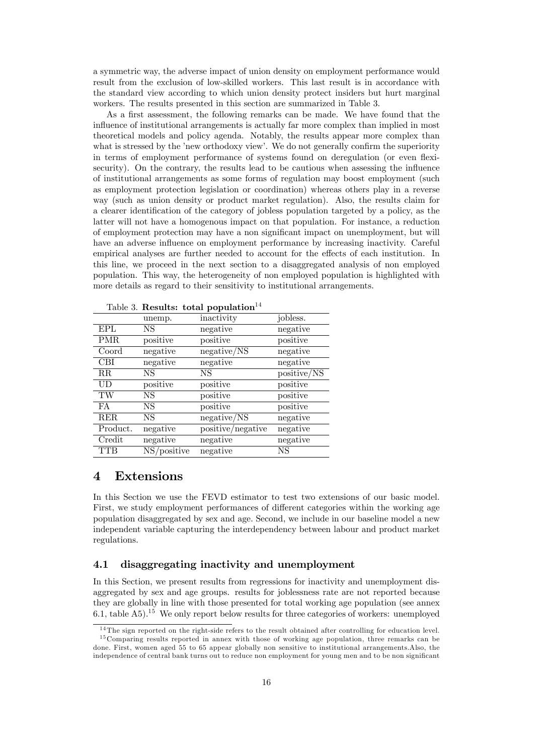a symmetric way, the adverse impact of union density on employment performance would result from the exclusion of low-skilled workers. This last result is in accordance with the standard view according to which union density protect insiders but hurt marginal workers. The results presented in this section are summarized in Table 3.

As a first assessment, the following remarks can be made. We have found that the influence of institutional arrangements is actually far more complex than implied in most theoretical models and policy agenda. Notably, the results appear more complex than what is stressed by the 'new orthodoxy view'. We do not generally confirm the superiority in terms of employment performance of systems found on deregulation (or even flexisecurity). On the contrary, the results lead to be cautious when assessing the influence of institutional arrangements as some forms of regulation may boost employment (such as employment protection legislation or coordination) whereas others play in a reverse way (such as union density or product market regulation). Also, the results claim for a clearer identification of the category of jobless population targeted by a policy, as the latter will not have a homogenous impact on that population. For instance, a reduction of employment protection may have a non significant impact on unemployment, but will have an adverse influence on employment performance by increasing inactivity. Careful empirical analyses are further needed to account for the effects of each institution. In this line, we proceed in the next section to a disaggregated analysis of non employed population. This way, the heterogeneity of non employed population is highlighted with more details as regard to their sensitivity to institutional arrangements.

Table 3. **Results: total population**[14]

| | unemp. | inactivity | jobless. |
|---|---|---|---|
| EPL | NS | negative | negative |
| PMR | positive | positive | positive |
| Coord | negative | negative/NS | negative |
| CBI | negative | negative | negative |
| RR | NS | NS | positive/NS |
| UD | positive | positive | positive |
| TW | NS | positive | positive |
| FA | NS | positive | positive |
| RER | NS | negative/NS | negative |
| Product. | negative | positive/negative | negative |
| Credit | negative | negative | negative |
| TTB | NS/positive | negative | NS |

# 4 Extensions

In this Section we use the FEVD estimator to test two extensions of our basic model. First, we study employment performances of different categories within the working age population disaggregated by sex and age. Second, we include in our baseline model a new independent variable capturing the interdependency between labour and product market regulations.

## 4.1 disaggregating inactivity and unemployment

In this Section, we present results from regressions for inactivity and unemployment disaggregated by sex and age groups. results for joblessness rate are not reported because they are globally in line with those presented for total working age population (see annex 6.1, table A5).[15] We only report below results for three categories of workers: unemployed

[14] The sign reported on the right-side refers to the result obtained after controlling for education level.

[15] Comparing results reported in annex with those of working age population, three remarks can be done. First, women aged 55 to 65 appear globally non sensitive to institutional arrangements.Also, the independence of central bank turns out to reduce non employment for young men and to be non significant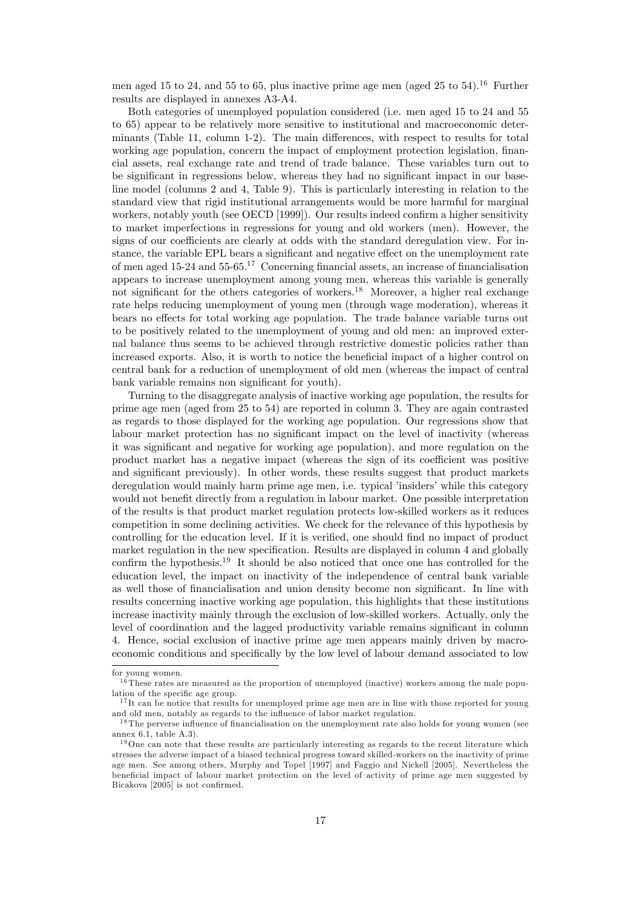men aged 15 to 24, and 55 to 65, plus inactive prime age men (aged 25 to 54).[16] Further results are displayed in annexes A3-A4.

Both categories of unemployed population considered (i.e. men aged 15 to 24 and 55 to 65) appear to be relatively more sensitive to institutional and macroeconomic determinants (Table 11, column 1-2). The main differences, with respect to results for total working age population, concern the impact of employment protection legislation, financial assets, real exchange rate and trend of trade balance. These variables turn out to be significant in regressions below, whereas they had no significant impact in our baseline model (columns 2 and 4, Table 9). This is particularly interesting in relation to the standard view that rigid institutional arrangements would be more harmful for marginal workers, notably youth (see OECD [1999]). Our results indeed confirm a higher sensitivity to market imperfections in regressions for young and old workers (men). However, the signs of our coefficients are clearly at odds with the standard deregulation view. For instance, the variable EPL bears a significant and negative effect on the unemployment rate of men aged 15-24 and 55-65.[17] Concerning financial assets, an increase of financialisation appears to increase unemployment among young men, whereas this variable is generally not significant for the others categories of workers.[18] Moreover, a higher real exchange rate helps reducing unemployment of young men (through wage moderation), whereas it bears no effects for total working age population. The trade balance variable turns out to be positively related to the unemployment of young and old men: an improved external balance thus seems to be achieved through restrictive domestic policies rather than increased exports. Also, it is worth to notice the beneficial impact of a higher control on central bank for a reduction of unemployment of old men (whereas the impact of central bank variable remains non significant for youth).

Turning to the disaggregate analysis of inactive working age population, the results for prime age men (aged from 25 to 54) are reported in column 3. They are again contrasted as regards to those displayed for the working age population. Our regressions show that labour market protection has no significant impact on the level of inactivity (whereas it was significant and negative for working age population), and more regulation on the product market has a negative impact (whereas the sign of its coefficient was positive and significant previously). In other words, these results suggest that product markets deregulation would mainly harm prime age men, i.e. typical 'insiders' while this category would not benefit directly from a regulation in labour market. One possible interpretation of the results is that product market regulation protects low-skilled workers as it reduces competition in some declining activities. We check for the relevance of this hypothesis by controlling for the education level. If it is verified, one should find no impact of product market regulation in the new specification. Results are displayed in column 4 and globally confirm the hypothesis.[19] It should be also noticed that once one has controlled for the education level, the impact on inactivity of the independence of central bank variable as well those of financialisation and union density become non significant. In line with results concerning inactive working age population, this highlights that these institutions increase inactivity mainly through the exclusion of low-skilled workers. Actually, only the level of coordination and the lagged productivity variable remains significant in column 4. Hence, social exclusion of inactive prime age men appears mainly driven by macroeconomic conditions and specifically by the low level of labour demand associated to low

---

for young women.

[16] These rates are measured as the proportion of unemployed (inactive) workers among the male population of the specific age group.

[17] It can be notice that results for unemployed prime age men are in line with those reported for young and old men, notably as regards to the influence of labor market regulation.

[18] The perverse influence of financialisation on the unemployment rate also holds for young women (see annex 6.1, table A.3).

[19] One can note that these results are particularly interesting as regards to the recent literature which stresses the adverse impact of a biased technical progress toward skilled-workers on the inactivity of prime age men. See among others, Murphy and Topel [1997] and Faggio and Nickell [2005]. Nevertheless the beneficial impact of labour market protection on the level of activity of prime age men suggested by Bicakova [2005] is not confirmed.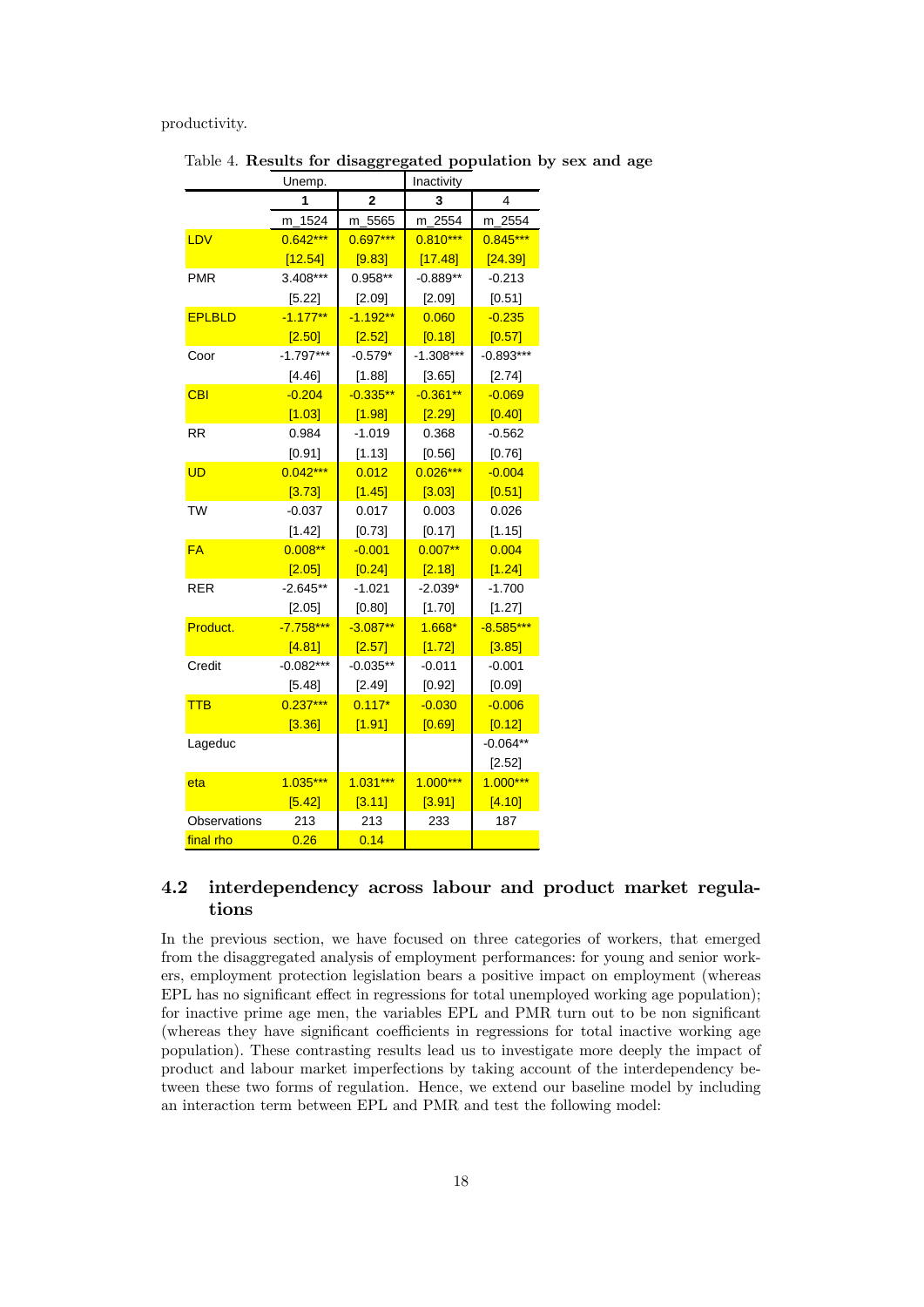productivity.

Table 4. **Results for disaggregated population by sex and age**

| | Unemp. | | Inactivity | |
|---|---|---|---|---|
| | 1 | 2 | 3 | 4 |
| | m_1524 | m_5565 | m_2554 | m_2554 |
| LDV | 0.642*** | 0.697*** | 0.810*** | 0.845*** |
| | [12.54] | [9.83] | [17.48] | [24.39] |
| PMR | 3.408*** | 0.958** | -0.889** | -0.213 |
| | [5.22] | [2.09] | [2.09] | [0.51] |
| EPLBLD | -1.177** | -1.192** | 0.060 | -0.235 |
| | [2.50] | [2.52] | [0.18] | [0.57] |
| Coor | -1.797*** | -0.579* | -1.308*** | -0.893*** |
| | [4.46] | [1.88] | [3.65] | [2.74] |
| CBI | -0.204 | -0.335** | -0.361** | -0.069 |
| | [1.03] | [1.98] | [2.29] | [0.40] |
| RR | 0.984 | -1.019 | 0.368 | -0.562 |
| | [0.91] | [1.13] | [0.56] | [0.76] |
| UD | 0.042*** | 0.012 | 0.026*** | -0.004 |
| | [3.73] | [1.45] | [3.03] | [0.51] |
| TW | -0.037 | 0.017 | 0.003 | 0.026 |
| | [1.42] | [0.73] | [0.17] | [1.15] |
| FA | 0.008** | -0.001 | 0.007** | 0.004 |
| | [2.05] | [0.24] | [2.18] | [1.24] |
| RER | -2.645** | -1.021 | -2.039* | -1.700 |
| | [2.05] | [0.80] | [1.70] | [1.27] |
| Product. | -7.758*** | -3.087** | 1.668* | -8.585*** |
| | [4.81] | [2.57] | [1.72] | [3.85] |
| Credit | -0.082*** | -0.035** | -0.011 | -0.001 |
| | [5.48] | [2.49] | [0.92] | [0.09] |
| TTB | 0.237*** | 0.117* | -0.030 | -0.006 |
| | [3.36] | [1.91] | [0.69] | [0.12] |
| Lageduc | | | | -0.064** |
| | | | | [2.52] |
| eta | 1.035*** | 1.031*** | 1.000*** | 1.000*** |
| | [5.42] | [3.11] | [3.91] | [4.10] |
| Observations | 213 | 213 | 233 | 187 |
| final rho | 0.26 | 0.14 | | |

## 4.2 interdependency across labour and product market regulations

In the previous section, we have focused on three categories of workers, that emerged from the disaggregated analysis of employment performances: for young and senior workers, employment protection legislation bears a positive impact on employment (whereas EPL has no significant effect in regressions for total unemployed working age population); for inactive prime age men, the variables EPL and PMR turn out to be non significant (whereas they have significant coefficients in regressions for total inactive working age population). These contrasting results lead us to investigate more deeply the impact of product and labour market imperfections by taking account of the interdependency between these two forms of regulation. Hence, we extend our baseline model by including an interaction term between EPL and PMR and test the following model: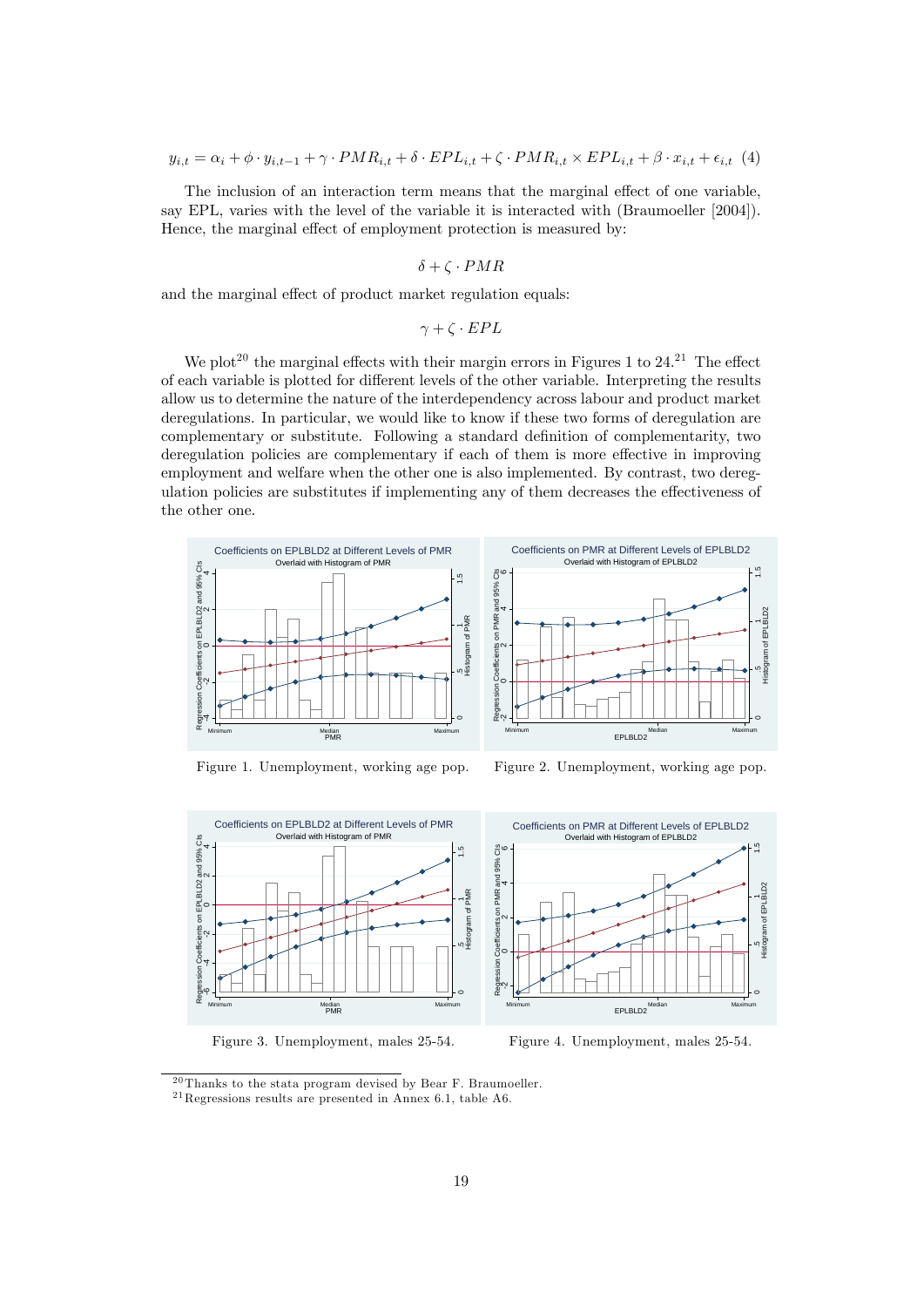$$y_{i,t} = \alpha_i + \phi \cdot y_{i,t-1} + \gamma \cdot PMR_{i,t} + \delta \cdot EPL_{i,t} + \zeta \cdot PMR_{i,t} \times EPL_{i,t} + \beta \cdot x_{i,t} + \epsilon_{i,t} \quad (4)$$

The inclusion of an interaction term means that the marginal effect of one variable, say EPL, varies with the level of the variable it is interacted with (Braumoeller [2004]). Hence, the marginal effect of employment protection is measured by:

$$\delta + \zeta \cdot PMR$$

and the marginal effect of product market regulation equals:

$$\gamma + \zeta \cdot EPL$$

We plot[20] the marginal effects with their margin errors in Figures 1 to 24.[21] The effect of each variable is plotted for different levels of the other variable. Interpreting the results allow us to determine the nature of the interdependency across labour and product market deregulations. In particular, we would like to know if these two forms of deregulation are complementary or substitute. Following a standard definition of complementarity, two deregulation policies are complementary if each of them is more effective in improving employment and welfare when the other one is also implemented. By contrast, two deregulation policies are substitutes if implementing any of them decreases the effectiveness of the other one.

Figure 1. Unemployment, working age pop.

Figure 2. Unemployment, working age pop.

Figure 3. Unemployment, males 25-54.

Figure 4. Unemployment, males 25-54.

[20] Thanks to the stata program devised by Bear F. Braumoeller.

[21] Regressions results are presented in Annex 6.1, table A6.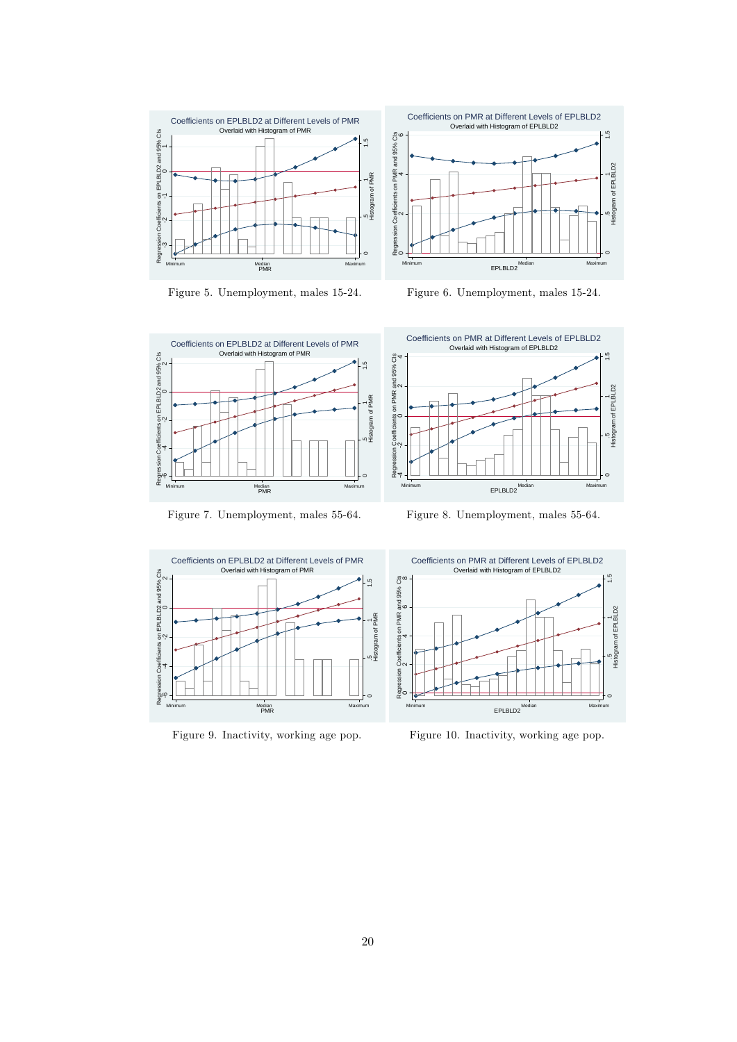Figure 5. Unemployment, males 15-24.

Figure 6. Unemployment, males 15-24.

Figure 7. Unemployment, males 55-64.

Figure 8. Unemployment, males 55-64.

Figure 9. Inactivity, working age pop.

Figure 10. Inactivity, working age pop.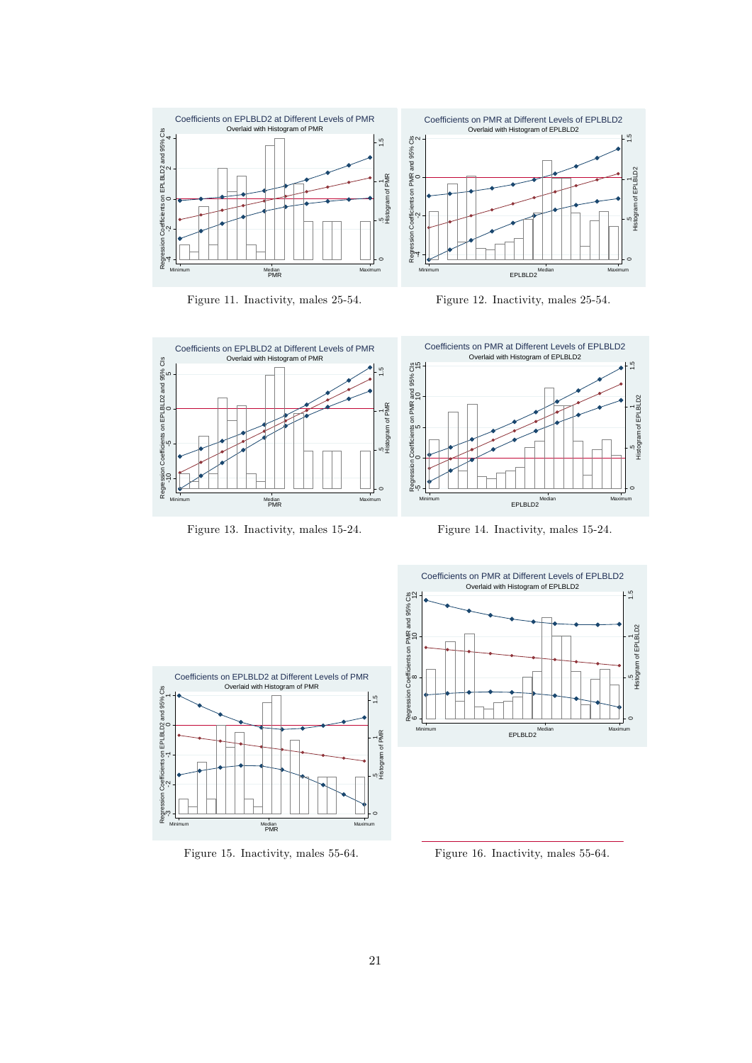Coefficients on EPLBLD2 at Different Levels of PMR
Overlaid with Histogram of PMR

Figure 11. Inactivity, males 25-54.

Coefficients on PMR at Different Levels of EPLBLD2
Overlaid with Histogram of EPLBLD2

Figure 12. Inactivity, males 25-54.

Coefficients on EPLBLD2 at Different Levels of PMR
Overlaid with Histogram of PMR

Figure 13. Inactivity, males 15-24.

Coefficients on PMR at Different Levels of EPLBLD2
Overlaid with Histogram of EPLBLD2

Figure 14. Inactivity, males 15-24.

Coefficients on EPLBLD2 at Different Levels of PMR
Overlaid with Histogram of PMR

Figure 15. Inactivity, males 55-64.

Coefficients on PMR at Different Levels of EPLBLD2
Overlaid with Histogram of EPLBLD2

Figure 16. Inactivity, males 55-64.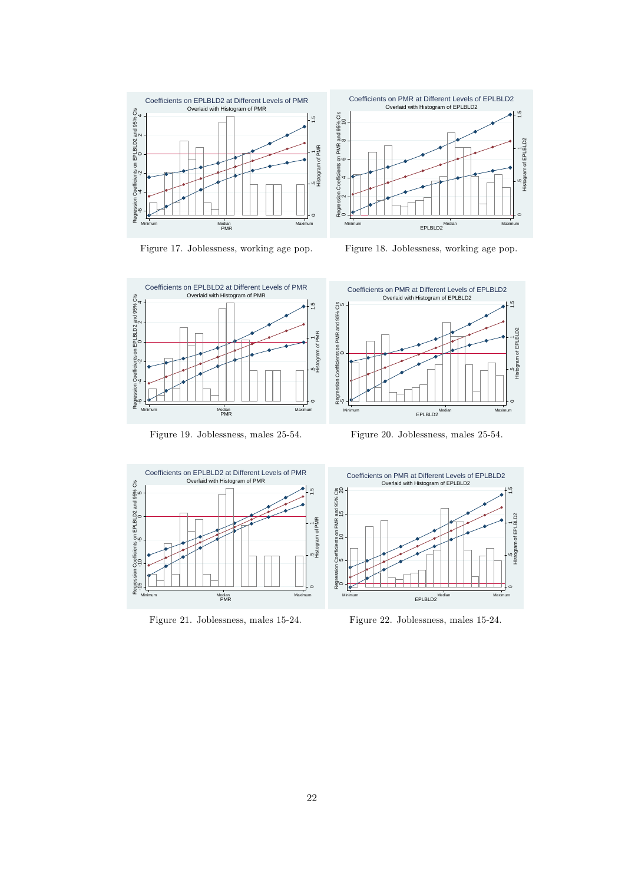Figure 17. Joblessness, working age pop.

Figure 18. Joblessness, working age pop.

Figure 19. Joblessness, males 25-54.

Figure 20. Joblessness, males 25-54.

Figure 21. Joblessness, males 15-24.

Figure 22. Joblessness, males 15-24.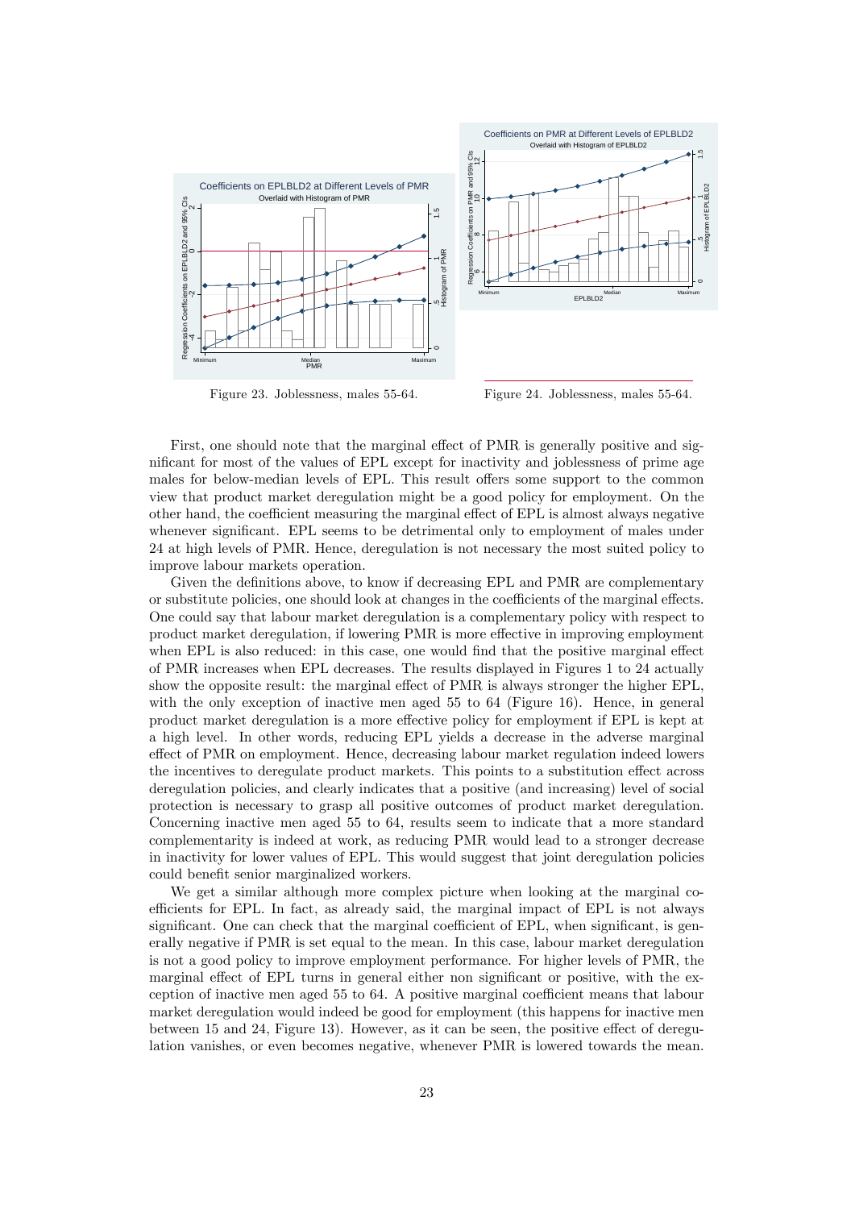Figure 23. Joblessness, males 55-64.

Figure 24. Joblessness, males 55-64.

First, one should note that the marginal effect of PMR is generally positive and significant for most of the values of EPL except for inactivity and joblessness of prime age males for below-median levels of EPL. This result offers some support to the common view that product market deregulation might be a good policy for employment. On the other hand, the coefficient measuring the marginal effect of EPL is almost always negative whenever significant. EPL seems to be detrimental only to employment of males under 24 at high levels of PMR. Hence, deregulation is not necessary the most suited policy to improve labour markets operation.

Given the definitions above, to know if decreasing EPL and PMR are complementary or substitute policies, one should look at changes in the coefficients of the marginal effects. One could say that labour market deregulation is a complementary policy with respect to product market deregulation, if lowering PMR is more effective in improving employment when EPL is also reduced: in this case, one would find that the positive marginal effect of PMR increases when EPL decreases. The results displayed in Figures 1 to 24 actually show the opposite result: the marginal effect of PMR is always stronger the higher EPL, with the only exception of inactive men aged 55 to 64 (Figure 16). Hence, in general product market deregulation is a more effective policy for employment if EPL is kept at a high level. In other words, reducing EPL yields a decrease in the adverse marginal effect of PMR on employment. Hence, decreasing labour market regulation indeed lowers the incentives to deregulate product markets. This points to a substitution effect across deregulation policies, and clearly indicates that a positive (and increasing) level of social protection is necessary to grasp all positive outcomes of product market deregulation. Concerning inactive men aged 55 to 64, results seem to indicate that a more standard complementarity is indeed at work, as reducing PMR would lead to a stronger decrease in inactivity for lower values of EPL. This would suggest that joint deregulation policies could benefit senior marginalized workers.

We get a similar although more complex picture when looking at the marginal coefficients for EPL. In fact, as already said, the marginal impact of EPL is not always significant. One can check that the marginal coefficient of EPL, when significant, is generally negative if PMR is set equal to the mean. In this case, labour market deregulation is not a good policy to improve employment performance. For higher levels of PMR, the marginal effect of EPL turns in general either non significant or positive, with the exception of inactive men aged 55 to 64. A positive marginal coefficient means that labour market deregulation would indeed be good for employment (this happens for inactive men between 15 and 24, Figure 13). However, as it can be seen, the positive effect of deregulation vanishes, or even becomes negative, whenever PMR is lowered towards the mean.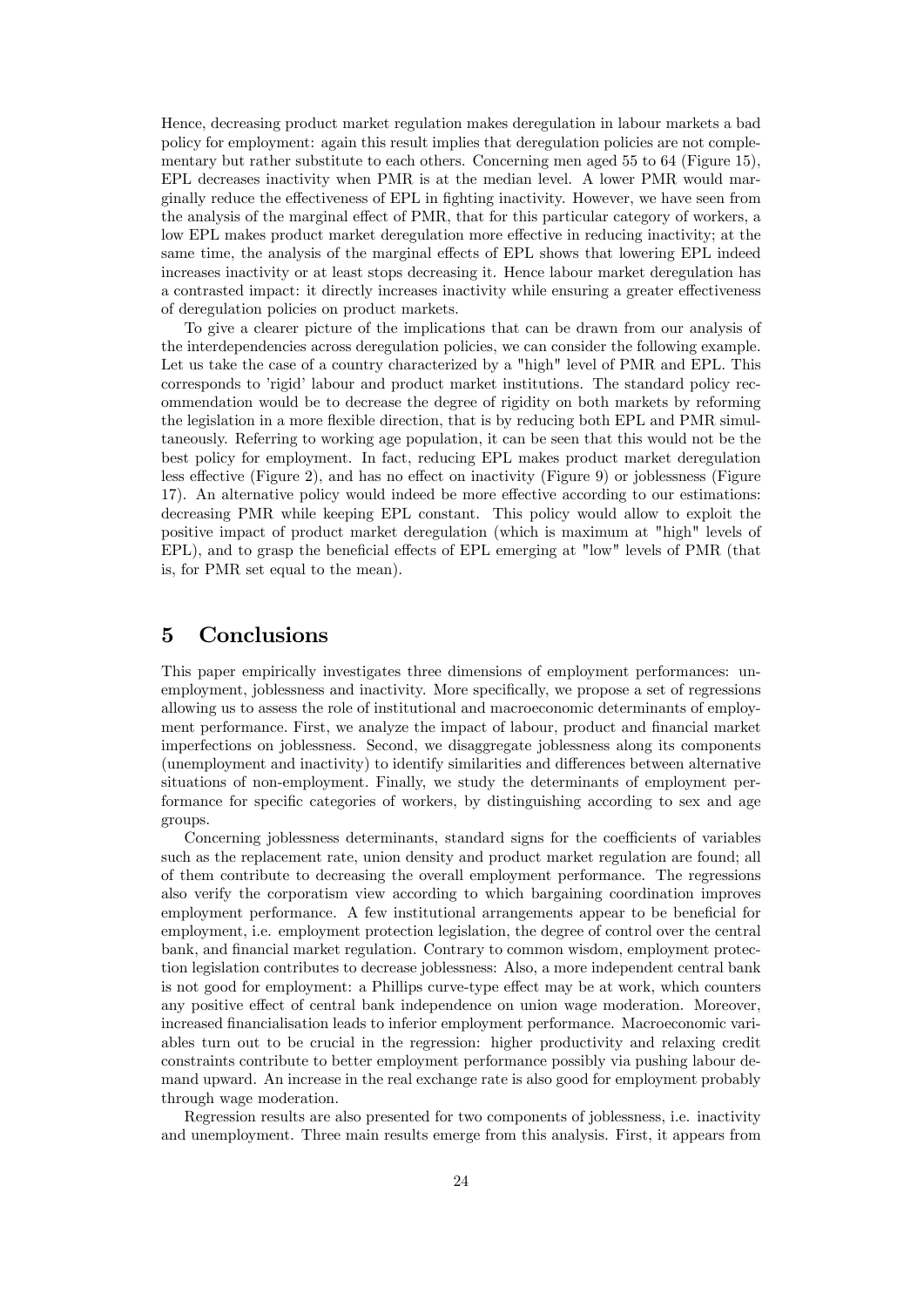Hence, decreasing product market regulation makes deregulation in labour markets a bad policy for employment: again this result implies that deregulation policies are not complementary but rather substitute to each others. Concerning men aged 55 to 64 (Figure 15), EPL decreases inactivity when PMR is at the median level. A lower PMR would marginally reduce the effectiveness of EPL in fighting inactivity. However, we have seen from the analysis of the marginal effect of PMR, that for this particular category of workers, a low EPL makes product market deregulation more effective in reducing inactivity; at the same time, the analysis of the marginal effects of EPL shows that lowering EPL indeed increases inactivity or at least stops decreasing it. Hence labour market deregulation has a contrasted impact: it directly increases inactivity while ensuring a greater effectiveness of deregulation policies on product markets.

To give a clearer picture of the implications that can be drawn from our analysis of the interdependencies across deregulation policies, we can consider the following example. Let us take the case of a country characterized by a "high" level of PMR and EPL. This corresponds to 'rigid' labour and product market institutions. The standard policy recommendation would be to decrease the degree of rigidity on both markets by reforming the legislation in a more flexible direction, that is by reducing both EPL and PMR simultaneously. Referring to working age population, it can be seen that this would not be the best policy for employment. In fact, reducing EPL makes product market deregulation less effective (Figure 2), and has no effect on inactivity (Figure 9) or joblessness (Figure 17). An alternative policy would indeed be more effective according to our estimations: decreasing PMR while keeping EPL constant. This policy would allow to exploit the positive impact of product market deregulation (which is maximum at "high" levels of EPL), and to grasp the beneficial effects of EPL emerging at "low" levels of PMR (that is, for PMR set equal to the mean).

# 5 Conclusions

This paper empirically investigates three dimensions of employment performances: unemployment, joblessness and inactivity. More specifically, we propose a set of regressions allowing us to assess the role of institutional and macroeconomic determinants of employment performance. First, we analyze the impact of labour, product and financial market imperfections on joblessness. Second, we disaggregate joblessness along its components (unemployment and inactivity) to identify similarities and differences between alternative situations of non-employment. Finally, we study the determinants of employment performance for specific categories of workers, by distinguishing according to sex and age groups.

Concerning joblessness determinants, standard signs for the coefficients of variables such as the replacement rate, union density and product market regulation are found; all of them contribute to decreasing the overall employment performance. The regressions also verify the corporatism view according to which bargaining coordination improves employment performance. A few institutional arrangements appear to be beneficial for employment, i.e. employment protection legislation, the degree of control over the central bank, and financial market regulation. Contrary to common wisdom, employment protection legislation contributes to decrease joblessness: Also, a more independent central bank is not good for employment: a Phillips curve-type effect may be at work, which counters any positive effect of central bank independence on union wage moderation. Moreover, increased financialisation leads to inferior employment performance. Macroeconomic variables turn out to be crucial in the regression: higher productivity and relaxing credit constraints contribute to better employment performance possibly via pushing labour demand upward. An increase in the real exchange rate is also good for employment probably through wage moderation.

Regression results are also presented for two components of joblessness, i.e. inactivity and unemployment. Three main results emerge from this analysis. First, it appears from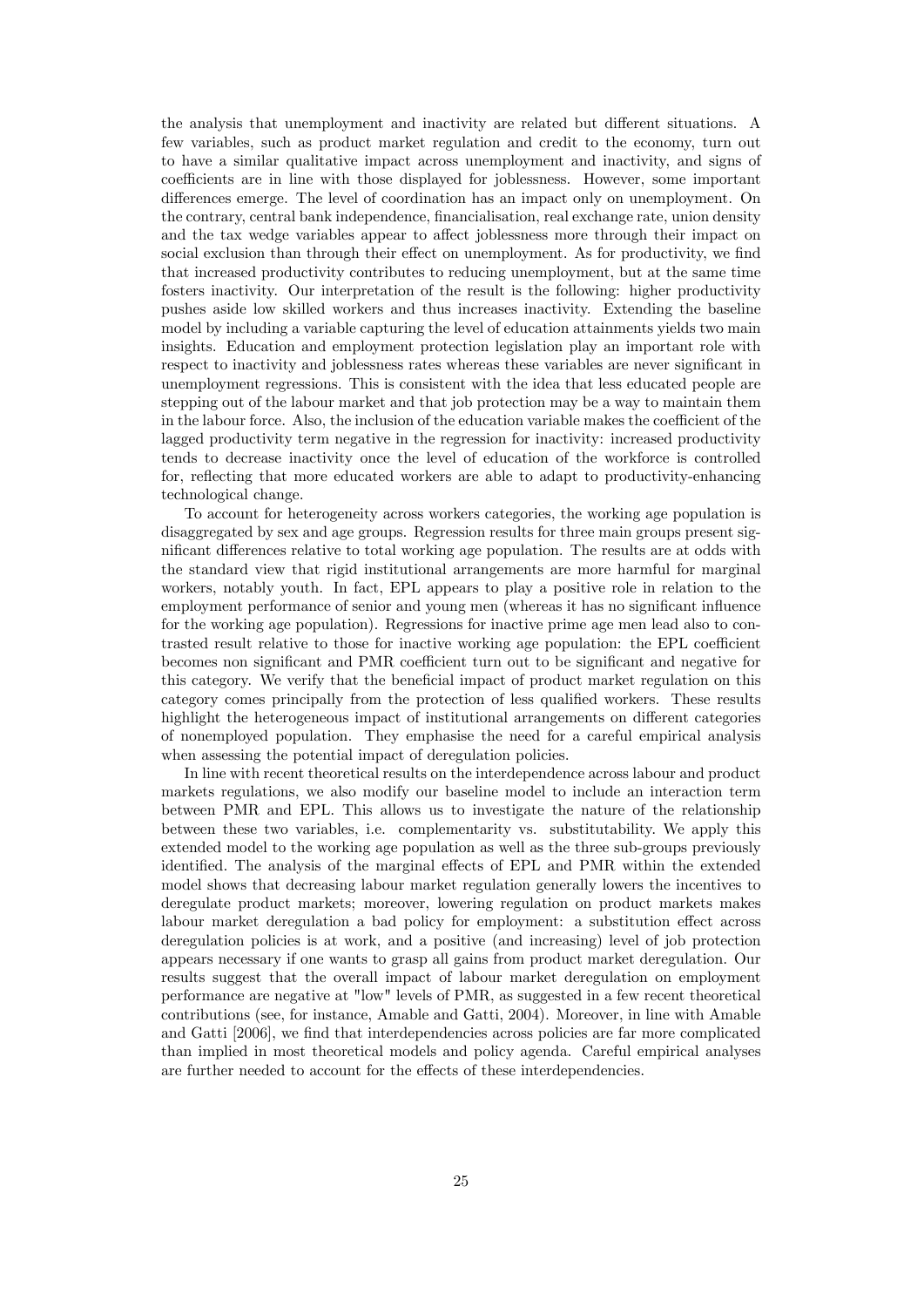the analysis that unemployment and inactivity are related but different situations. A few variables, such as product market regulation and credit to the economy, turn out to have a similar qualitative impact across unemployment and inactivity, and signs of coefficients are in line with those displayed for joblessness. However, some important differences emerge. The level of coordination has an impact only on unemployment. On the contrary, central bank independence, financialisation, real exchange rate, union density and the tax wedge variables appear to affect joblessness more through their impact on social exclusion than through their effect on unemployment. As for productivity, we find that increased productivity contributes to reducing unemployment, but at the same time fosters inactivity. Our interpretation of the result is the following: higher productivity pushes aside low skilled workers and thus increases inactivity. Extending the baseline model by including a variable capturing the level of education attainments yields two main insights. Education and employment protection legislation play an important role with respect to inactivity and joblessness rates whereas these variables are never significant in unemployment regressions. This is consistent with the idea that less educated people are stepping out of the labour market and that job protection may be a way to maintain them in the labour force. Also, the inclusion of the education variable makes the coefficient of the lagged productivity term negative in the regression for inactivity: increased productivity tends to decrease inactivity once the level of education of the workforce is controlled for, reflecting that more educated workers are able to adapt to productivity-enhancing technological change.

To account for heterogeneity across workers categories, the working age population is disaggregated by sex and age groups. Regression results for three main groups present significant differences relative to total working age population. The results are at odds with the standard view that rigid institutional arrangements are more harmful for marginal workers, notably youth. In fact, EPL appears to play a positive role in relation to the employment performance of senior and young men (whereas it has no significant influence for the working age population). Regressions for inactive prime age men lead also to contrasted result relative to those for inactive working age population: the EPL coefficient becomes non significant and PMR coefficient turn out to be significant and negative for this category. We verify that the beneficial impact of product market regulation on this category comes principally from the protection of less qualified workers. These results highlight the heterogeneous impact of institutional arrangements on different categories of nonemployed population. They emphasise the need for a careful empirical analysis when assessing the potential impact of deregulation policies.

In line with recent theoretical results on the interdependence across labour and product markets regulations, we also modify our baseline model to include an interaction term between PMR and EPL. This allows us to investigate the nature of the relationship between these two variables, i.e. complementarity vs. substitutability. We apply this extended model to the working age population as well as the three sub-groups previously identified. The analysis of the marginal effects of EPL and PMR within the extended model shows that decreasing labour market regulation generally lowers the incentives to deregulate product markets; moreover, lowering regulation on product markets makes labour market deregulation a bad policy for employment: a substitution effect across deregulation policies is at work, and a positive (and increasing) level of job protection appears necessary if one wants to grasp all gains from product market deregulation. Our results suggest that the overall impact of labour market deregulation on employment performance are negative at "low" levels of PMR, as suggested in a few recent theoretical contributions (see, for instance, Amable and Gatti, 2004). Moreover, in line with Amable and Gatti [2006], we find that interdependencies across policies are far more complicated than implied in most theoretical models and policy agenda. Careful empirical analyses are further needed to account for the effects of these interdependencies.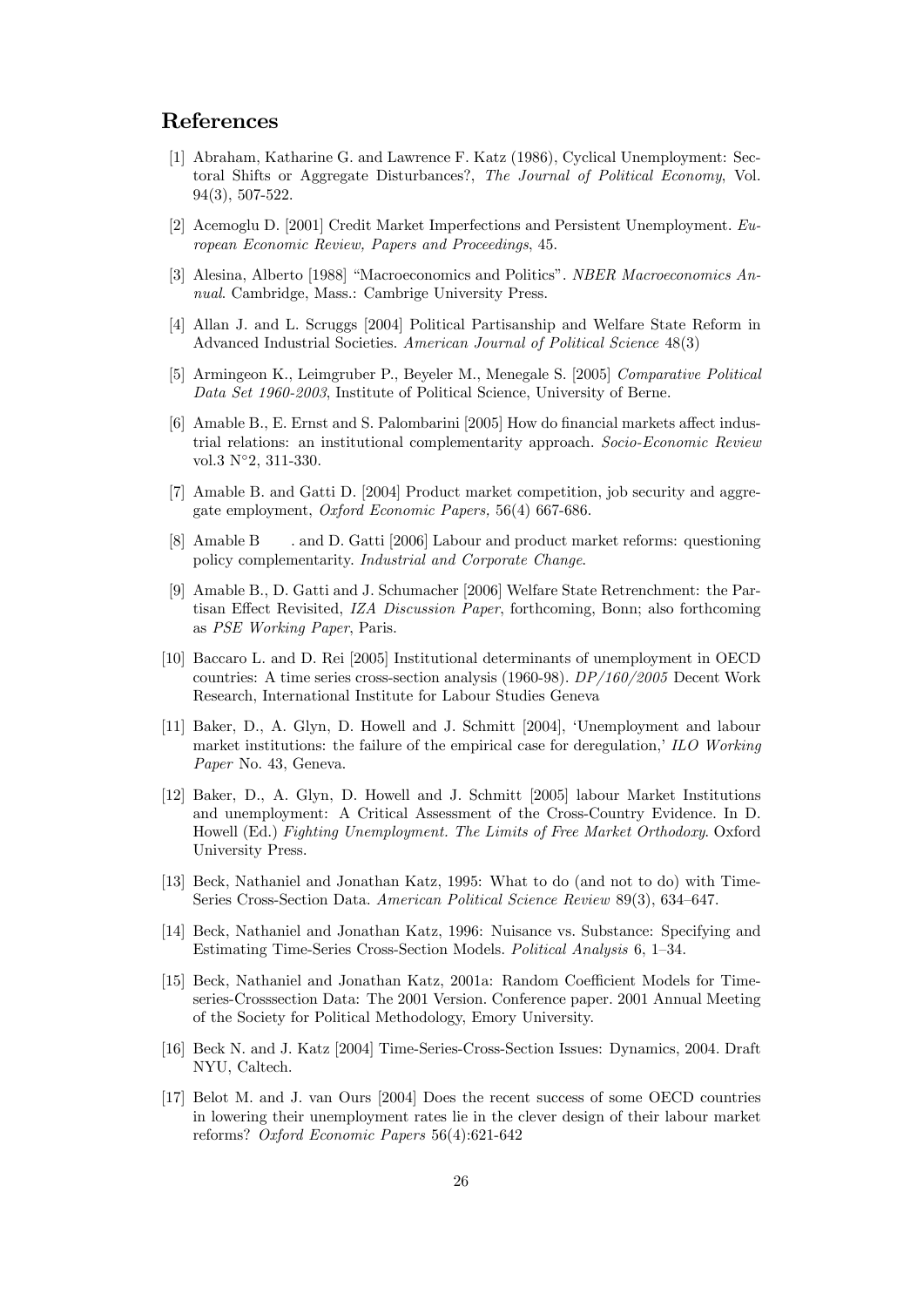## References

[1] Abraham, Katharine G. and Lawrence F. Katz (1986), Cyclical Unemployment: Sectoral Shifts or Aggregate Disturbances?, *The Journal of Political Economy*, Vol. 94(3), 507-522.

[2] Acemoglu D. [2001] Credit Market Imperfections and Persistent Unemployment. *European Economic Review, Papers and Proceedings*, 45.

[3] Alesina, Alberto [1988] "Macroeconomics and Politics". *NBER Macroeconomics Annual*. Cambridge, Mass.: Cambrige University Press.

[4] Allan J. and L. Scruggs [2004] Political Partisanship and Welfare State Reform in Advanced Industrial Societies. *American Journal of Political Science* 48(3)

[5] Armingeon K., Leimgruber P., Beyeler M., Menegale S. [2005] *Comparative Political Data Set 1960-2003*, Institute of Political Science, University of Berne.

[6] Amable B., E. Ernst and S. Palombarini [2005] How do financial markets affect industrial relations: an institutional complementarity approach. *Socio-Economic Review* vol.3 N°2, 311-330.

[7] Amable B. and Gatti D. [2004] Product market competition, job security and aggregate employment, *Oxford Economic Papers,* 56(4) 667-686.

[8] Amable B. and D. Gatti [2006] Labour and product market reforms: questioning policy complementarity. *Industrial and Corporate Change*.

[9] Amable B., D. Gatti and J. Schumacher [2006] Welfare State Retrenchment: the Partisan Effect Revisited, *IZA Discussion Paper*, forthcoming, Bonn; also forthcoming as *PSE Working Paper*, Paris.

[10] Baccaro L. and D. Rei [2005] Institutional determinants of unemployment in OECD countries: A time series cross-section analysis (1960-98). *DP/160/2005* Decent Work Research, International Institute for Labour Studies Geneva

[11] Baker, D., A. Glyn, D. Howell and J. Schmitt [2004], 'Unemployment and labour market institutions: the failure of the empirical case for deregulation,' *ILO Working Paper* No. 43, Geneva.

[12] Baker, D., A. Glyn, D. Howell and J. Schmitt [2005] labour Market Institutions and unemployment: A Critical Assessment of the Cross-Country Evidence. In D. Howell (Ed.) *Fighting Unemployment. The Limits of Free Market Orthodoxy*. Oxford University Press.

[13] Beck, Nathaniel and Jonathan Katz, 1995: What to do (and not to do) with Time-Series Cross-Section Data. *American Political Science Review* 89(3), 634–647.

[14] Beck, Nathaniel and Jonathan Katz, 1996: Nuisance vs. Substance: Specifying and Estimating Time-Series Cross-Section Models. *Political Analysis* 6, 1–34.

[15] Beck, Nathaniel and Jonathan Katz, 2001a: Random Coefficient Models for Time-series-Crosssection Data: The 2001 Version. Conference paper. 2001 Annual Meeting of the Society for Political Methodology, Emory University.

[16] Beck N. and J. Katz [2004] Time-Series-Cross-Section Issues: Dynamics, 2004. Draft NYU, Caltech.

[17] Belot M. and J. van Ours [2004] Does the recent success of some OECD countries in lowering their unemployment rates lie in the clever design of their labour market reforms? *Oxford Economic Papers* 56(4):621-642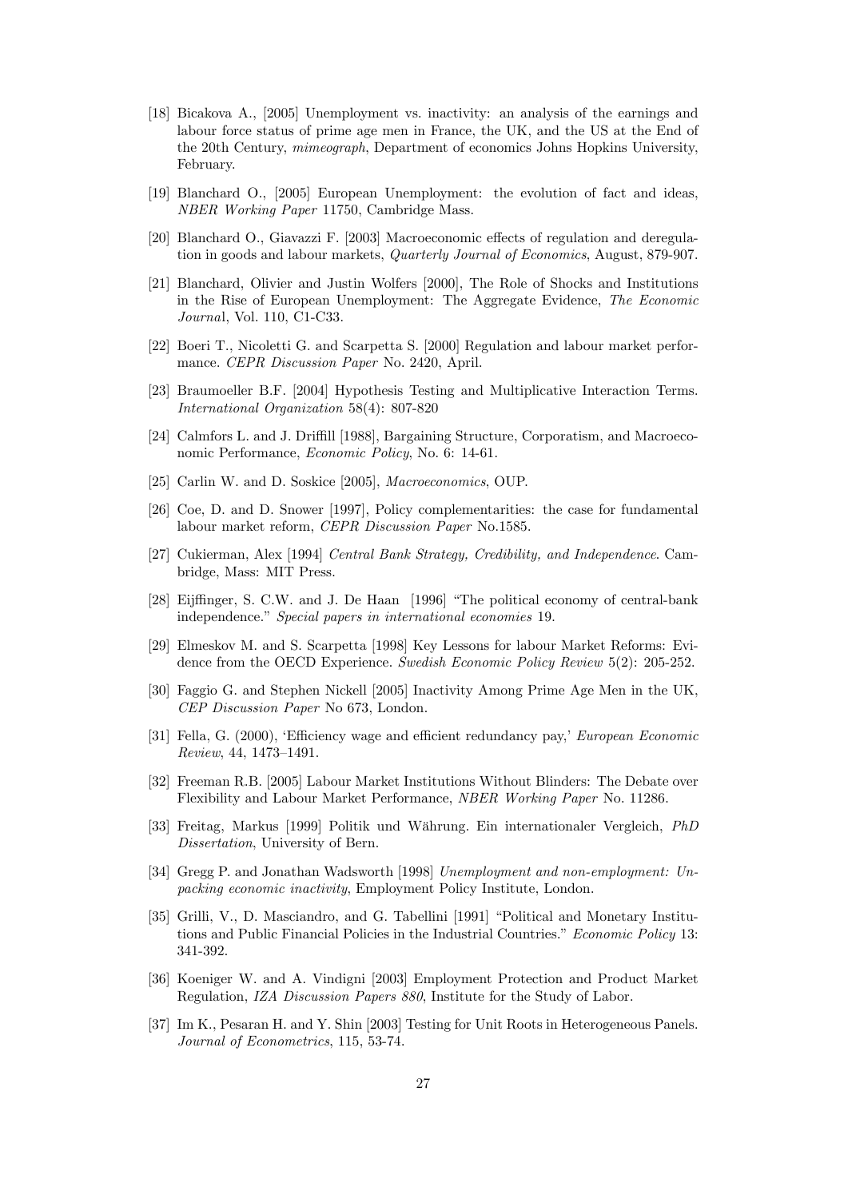[18] Bicakova A., [2005] Unemployment vs. inactivity: an analysis of the earnings and labour force status of prime age men in France, the UK, and the US at the End of the 20th Century, *mimeograph*, Department of economics Johns Hopkins University, February.

[19] Blanchard O., [2005] European Unemployment: the evolution of fact and ideas, *NBER Working Paper* 11750, Cambridge Mass.

[20] Blanchard O., Giavazzi F. [2003] Macroeconomic effects of regulation and deregulation in goods and labour markets, *Quarterly Journal of Economics*, August, 879-907.

[21] Blanchard, Olivier and Justin Wolfers [2000], The Role of Shocks and Institutions in the Rise of European Unemployment: The Aggregate Evidence, *The Economic Journa*l, Vol. 110, C1-C33.

[22] Boeri T., Nicoletti G. and Scarpetta S. [2000] Regulation and labour market performance. *CEPR Discussion Paper* No. 2420, April.

[23] Braumoeller B.F. [2004] Hypothesis Testing and Multiplicative Interaction Terms. *International Organization* 58(4): 807-820

[24] Calmfors L. and J. Driffill [1988], Bargaining Structure, Corporatism, and Macroeconomic Performance, *Economic Policy*, No. 6: 14-61.

[25] Carlin W. and D. Soskice [2005], *Macroeconomics*, OUP.

[26] Coe, D. and D. Snower [1997], Policy complementarities: the case for fundamental labour market reform, *CEPR Discussion Paper* No.1585.

[27] Cukierman, Alex [1994] *Central Bank Strategy, Credibility, and Independence*. Cambridge, Mass: MIT Press.

[28] Eijffinger, S. C.W. and J. De Haan [1996] "The political economy of central-bank independence." *Special papers in international economies* 19.

[29] Elmeskov M. and S. Scarpetta [1998] Key Lessons for labour Market Reforms: Evidence from the OECD Experience. *Swedish Economic Policy Review* 5(2): 205-252.

[30] Faggio G. and Stephen Nickell [2005] Inactivity Among Prime Age Men in the UK, *CEP Discussion Paper* No 673, London.

[31] Fella, G. (2000), 'Efficiency wage and efficient redundancy pay,' *European Economic Review*, 44, 1473–1491.

[32] Freeman R.B. [2005] Labour Market Institutions Without Blinders: The Debate over Flexibility and Labour Market Performance, *NBER Working Paper* No. 11286.

[33] Freitag, Markus [1999] Politik und Währung. Ein internationaler Vergleich, *PhD Dissertation*, University of Bern.

[34] Gregg P. and Jonathan Wadsworth [1998] *Unemployment and non-employment: Unpacking economic inactivity*, Employment Policy Institute, London.

[35] Grilli, V., D. Masciandro, and G. Tabellini [1991] "Political and Monetary Institutions and Public Financial Policies in the Industrial Countries." *Economic Policy* 13: 341-392.

[36] Koeniger W. and A. Vindigni [2003] Employment Protection and Product Market Regulation, *IZA Discussion Papers 880*, Institute for the Study of Labor.

[37] Im K., Pesaran H. and Y. Shin [2003] Testing for Unit Roots in Heterogeneous Panels. *Journal of Econometrics*, 115, 53-74.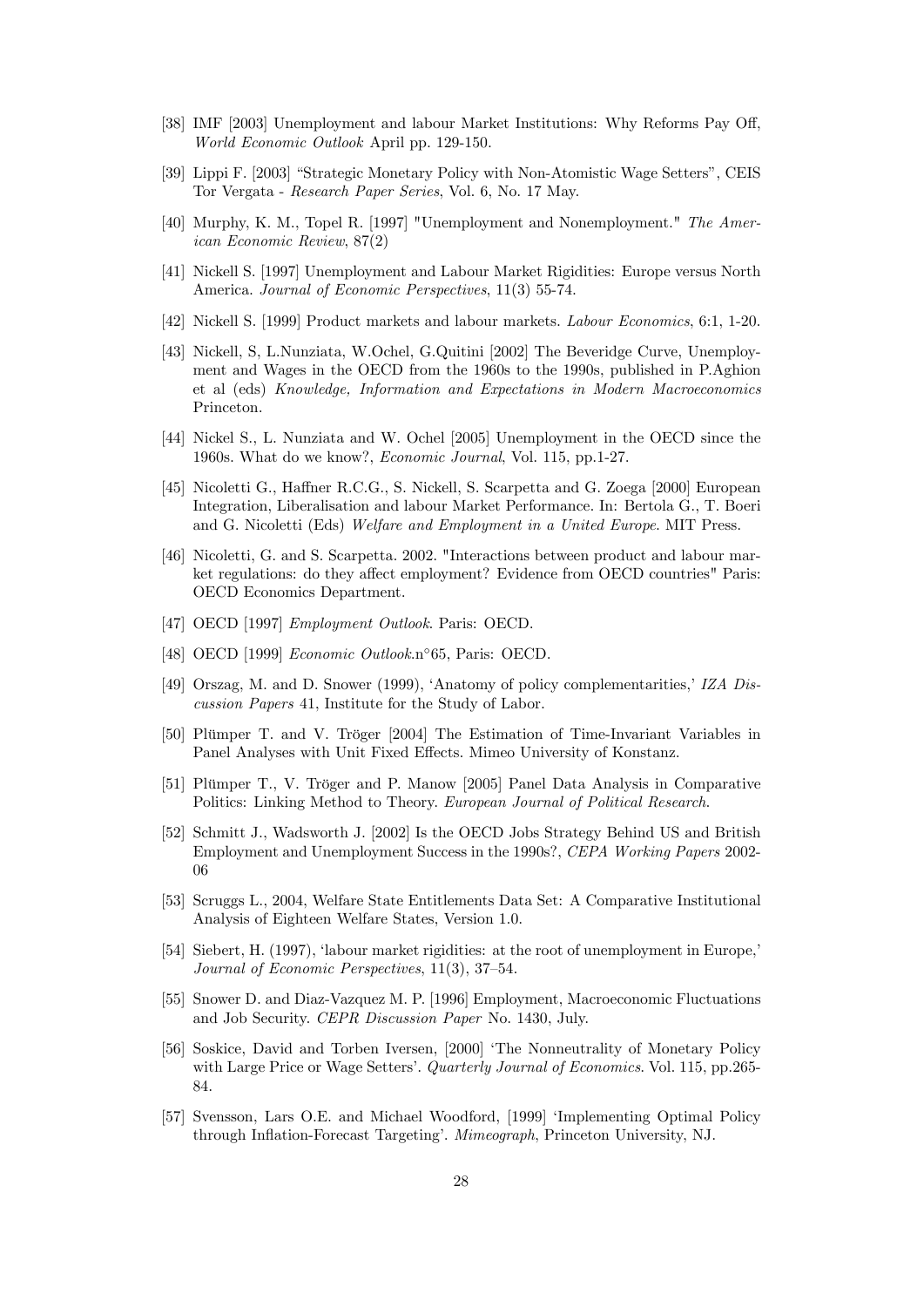[38] IMF [2003] Unemployment and labour Market Institutions: Why Reforms Pay Off, *World Economic Outlook* April pp. 129-150.

[39] Lippi F. [2003] "Strategic Monetary Policy with Non-Atomistic Wage Setters", CEIS Tor Vergata - *Research Paper Series*, Vol. 6, No. 17 May.

[40] Murphy, K. M., Topel R. [1997] "Unemployment and Nonemployment." *The American Economic Review*, 87(2)

[41] Nickell S. [1997] Unemployment and Labour Market Rigidities: Europe versus North America. *Journal of Economic Perspectives*, 11(3) 55-74.

[42] Nickell S. [1999] Product markets and labour markets. *Labour Economics*, 6:1, 1-20.

[43] Nickell, S, L.Nunziata, W.Ochel, G.Quitini [2002] The Beveridge Curve, Unemployment and Wages in the OECD from the 1960s to the 1990s, published in P.Aghion et al (eds) *Knowledge, Information and Expectations in Modern Macroeconomics* Princeton.

[44] Nickel S., L. Nunziata and W. Ochel [2005] Unemployment in the OECD since the 1960s. What do we know?, *Economic Journal*, Vol. 115, pp.1-27.

[45] Nicoletti G., Haffner R.C.G., S. Nickell, S. Scarpetta and G. Zoega [2000] European Integration, Liberalisation and labour Market Performance. In: Bertola G., T. Boeri and G. Nicoletti (Eds) *Welfare and Employment in a United Europe*. MIT Press.

[46] Nicoletti, G. and S. Scarpetta. 2002. "Interactions between product and labour market regulations: do they affect employment? Evidence from OECD countries" Paris: OECD Economics Department.

[47] OECD [1997] *Employment Outlook*. Paris: OECD.

[48] OECD [1999] *Economic Outlook*.n°65, Paris: OECD.

[49] Orszag, M. and D. Snower (1999), 'Anatomy of policy complementarities,' *IZA Discussion Papers* 41, Institute for the Study of Labor.

[50] Plümper T. and V. Tröger [2004] The Estimation of Time-Invariant Variables in Panel Analyses with Unit Fixed Effects. Mimeo University of Konstanz.

[51] Plümper T., V. Tröger and P. Manow [2005] Panel Data Analysis in Comparative Politics: Linking Method to Theory. *European Journal of Political Research*.

[52] Schmitt J., Wadsworth J. [2002] Is the OECD Jobs Strategy Behind US and British Employment and Unemployment Success in the 1990s?, *CEPA Working Papers* 2002-06

[53] Scruggs L., 2004, Welfare State Entitlements Data Set: A Comparative Institutional Analysis of Eighteen Welfare States, Version 1.0.

[54] Siebert, H. (1997), 'labour market rigidities: at the root of unemployment in Europe,' *Journal of Economic Perspectives*, 11(3), 37–54.

[55] Snower D. and Diaz-Vazquez M. P. [1996] Employment, Macroeconomic Fluctuations and Job Security. *CEPR Discussion Paper* No. 1430, July.

[56] Soskice, David and Torben Iversen, [2000] 'The Nonneutrality of Monetary Policy with Large Price or Wage Setters'. *Quarterly Journal of Economics*. Vol. 115, pp.265-84.

[57] Svensson, Lars O.E. and Michael Woodford, [1999] 'Implementing Optimal Policy through Inflation-Forecast Targeting'. *Mimeograph*, Princeton University, NJ.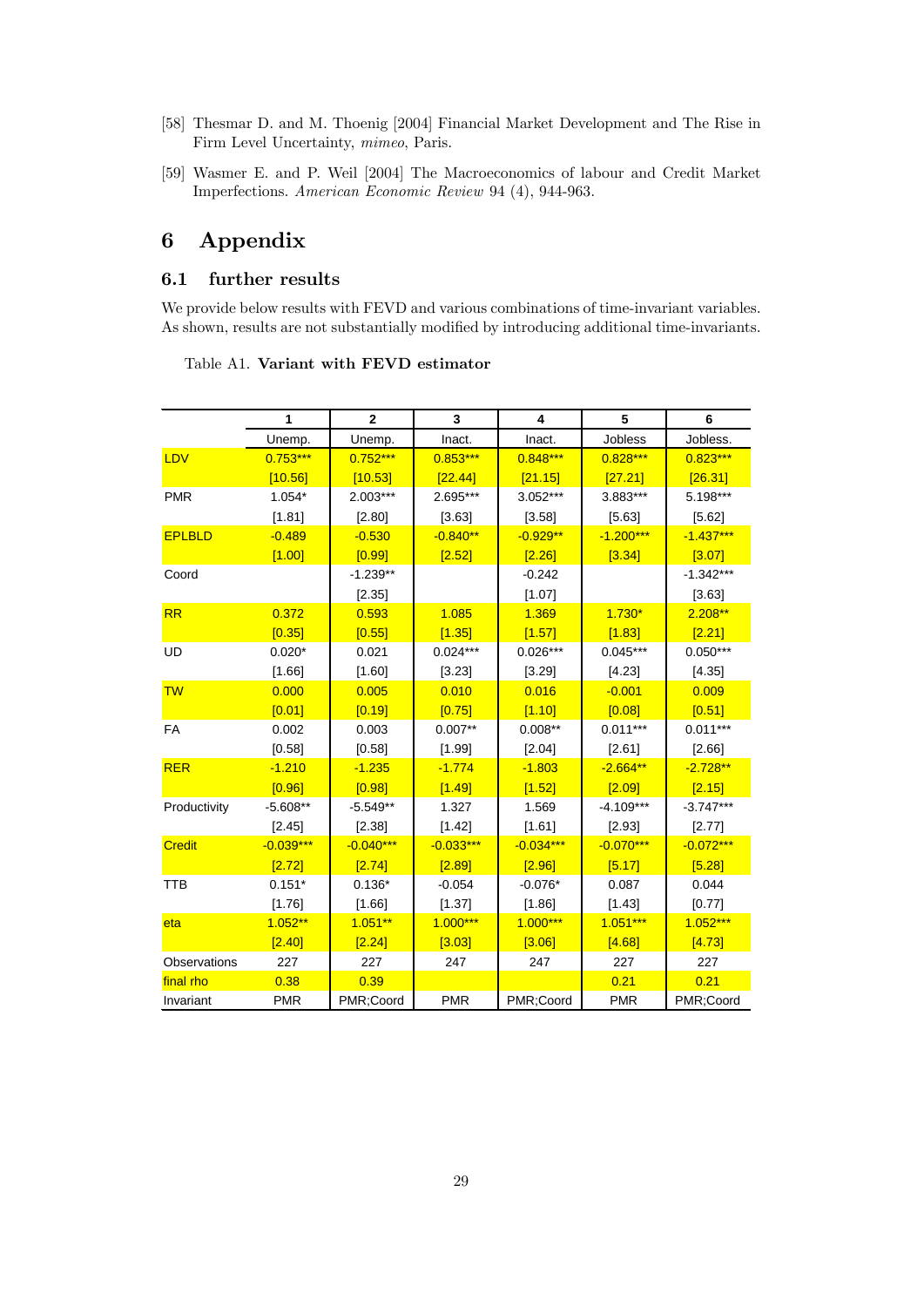[58] Thesmar D. and M. Thoenig [2004] Financial Market Development and The Rise in Firm Level Uncertainty, *mimeo*, Paris.

[59] Wasmer E. and P. Weil [2004] The Macroeconomics of labour and Credit Market Imperfections. *American Economic Review* 94 (4), 944-963.

# 6 Appendix

## 6.1 further results

We provide below results with FEVD and various combinations of time-invariant variables. As shown, results are not substantially modified by introducing additional time-invariants.

Table A1. **Variant with FEVD estimator**

| | 1 | 2 | 3 | 4 | 5 | 6 |
|---|---|---|---|---|---|---|
| | Unemp. | Unemp. | Inact. | Inact. | Jobless | Jobless. |
| LDV | 0.753*** | 0.752*** | 0.853*** | 0.848*** | 0.828*** | 0.823*** |
| | [10.56] | [10.53] | [22.44] | [21.15] | [27.21] | [26.31] |
| PMR | 1.054* | 2.003*** | 2.695*** | 3.052*** | 3.883*** | 5.198*** |
| | [1.81] | [2.80] | [3.63] | [3.58] | [5.63] | [5.62] |
| EPLBLD | -0.489 | -0.530 | -0.840** | -0.929** | -1.200*** | -1.437*** |
| | [1.00] | [0.99] | [2.52] | [2.26] | [3.34] | [3.07] |
| Coord | | -1.239** | | -0.242 | | -1.342*** |
| | | [2.35] | | [1.07] | | [3.63] |
| RR | 0.372 | 0.593 | 1.085 | 1.369 | 1.730* | 2.208** |
| | [0.35] | [0.55] | [1.35] | [1.57] | [1.83] | [2.21] |
| UD | 0.020* | 0.021 | 0.024*** | 0.026*** | 0.045*** | 0.050*** |
| | [1.66] | [1.60] | [3.23] | [3.29] | [4.23] | [4.35] |
| TW | 0.000 | 0.005 | 0.010 | 0.016 | -0.001 | 0.009 |
| | [0.01] | [0.19] | [0.75] | [1.10] | [0.08] | [0.51] |
| FA | 0.002 | 0.003 | 0.007** | 0.008** | 0.011*** | 0.011*** |
| | [0.58] | [0.58] | [1.99] | [2.04] | [2.61] | [2.66] |
| RER | -1.210 | -1.235 | -1.774 | -1.803 | -2.664** | -2.728** |
| | [0.96] | [0.98] | [1.49] | [1.52] | [2.09] | [2.15] |
| Productivity | -5.608** | -5.549** | 1.327 | 1.569 | -4.109*** | -3.747*** |
| | [2.45] | [2.38] | [1.42] | [1.61] | [2.93] | [2.77] |
| Credit | -0.039*** | -0.040*** | -0.033*** | -0.034*** | -0.070*** | -0.072*** |
| | [2.72] | [2.74] | [2.89] | [2.96] | [5.17] | [5.28] |
| TTB | 0.151* | 0.136* | -0.054 | -0.076* | 0.087 | 0.044 |
| | [1.76] | [1.66] | [1.37] | [1.86] | [1.43] | [0.77] |
| eta | 1.052** | 1.051** | 1.000*** | 1.000*** | 1.051*** | 1.052*** |
| | [2.40] | [2.24] | [3.03] | [3.06] | [4.68] | [4.73] |
| Observations | 227 | 227 | 247 | 247 | 227 | 227 |
| final rho | 0.38 | 0.39 | | | 0.21 | 0.21 |
| Invariant | PMR | PMR;Coord | PMR | PMR;Coord | PMR | PMR;Coord |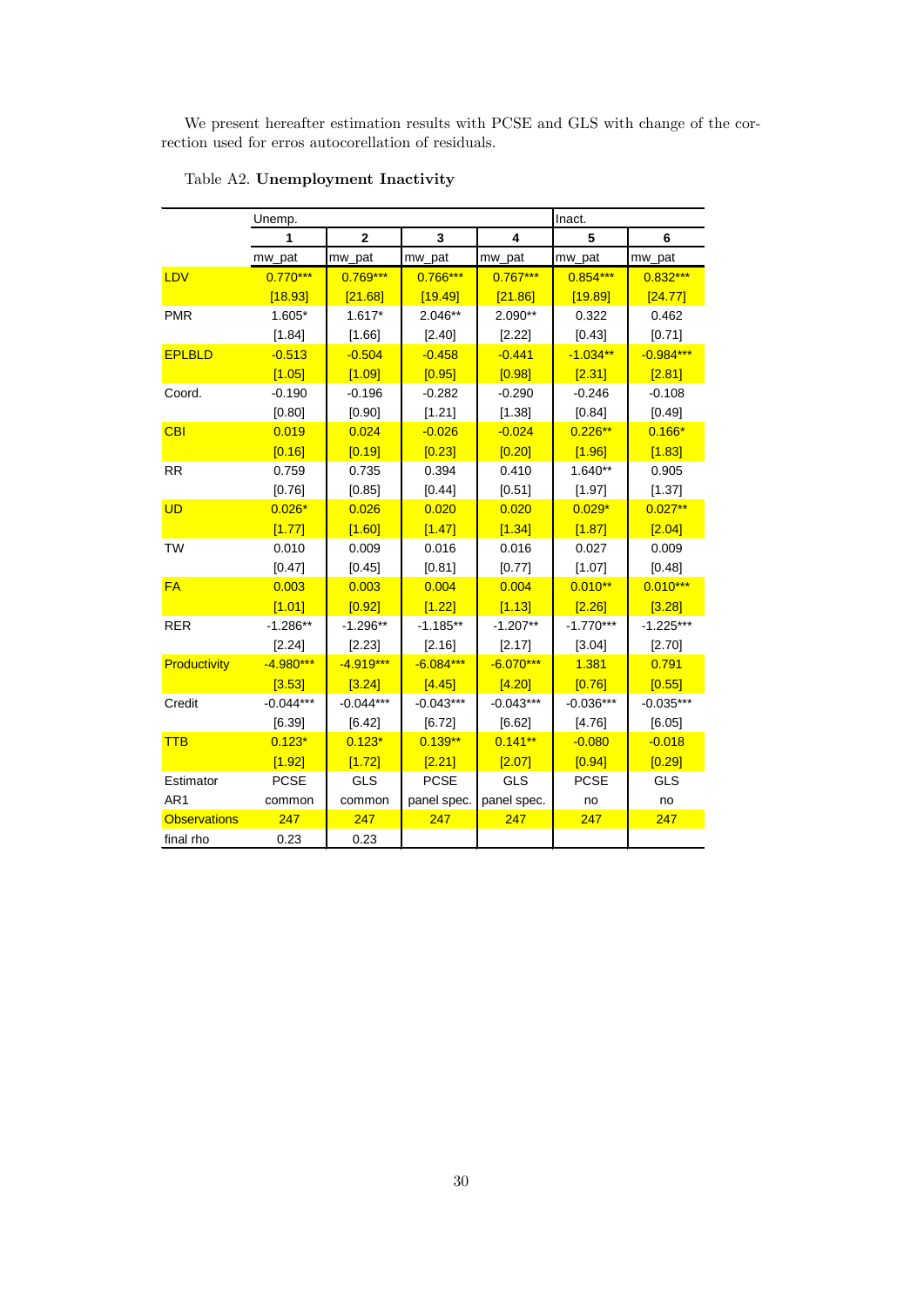We present hereafter estimation results with PCSE and GLS with change of the correction used for erros autocorellation of residuals.

Table A2. **Unemployment Inactivity**

| | Unemp. | | | | Inact. | |
|---|---|---|---|---|---|---|
| | 1 | 2 | 3 | 4 | 5 | 6 |
| | mw_pat | mw_pat | mw_pat | mw_pat | mw_pat | mw_pat |
| LDV | 0.770*** | 0.769*** | 0.766*** | 0.767*** | 0.854*** | 0.832*** |
| | [18.93] | [21.68] | [19.49] | [21.86] | [19.89] | [24.77] |
| PMR | 1.605* | 1.617* | 2.046** | 2.090** | 0.322 | 0.462 |
| | [1.84] | [1.66] | [2.40] | [2.22] | [0.43] | [0.71] |
| EPLBLD | -0.513 | -0.504 | -0.458 | -0.441 | -1.034** | -0.984*** |
| | [1.05] | [1.09] | [0.95] | [0.98] | [2.31] | [2.81] |
| Coord. | -0.190 | -0.196 | -0.282 | -0.290 | -0.246 | -0.108 |
| | [0.80] | [0.90] | [1.21] | [1.38] | [0.84] | [0.49] |
| CBI | 0.019 | 0.024 | -0.026 | -0.024 | 0.226** | 0.166* |
| | [0.16] | [0.19] | [0.23] | [0.20] | [1.96] | [1.83] |
| RR | 0.759 | 0.735 | 0.394 | 0.410 | 1.640** | 0.905 |
| | [0.76] | [0.85] | [0.44] | [0.51] | [1.97] | [1.37] |
| UD | 0.026* | 0.026 | 0.020 | 0.020 | 0.029* | 0.027** |
| | [1.77] | [1.60] | [1.47] | [1.34] | [1.87] | [2.04] |
| TW | 0.010 | 0.009 | 0.016 | 0.016 | 0.027 | 0.009 |
| | [0.47] | [0.45] | [0.81] | [0.77] | [1.07] | [0.48] |
| FA | 0.003 | 0.003 | 0.004 | 0.004 | 0.010** | 0.010*** |
| | [1.01] | [0.92] | [1.22] | [1.13] | [2.26] | [3.28] |
| RER | -1.286** | -1.296** | -1.185** | -1.207** | -1.770*** | -1.225*** |
| | [2.24] | [2.23] | [2.16] | [2.17] | [3.04] | [2.70] |
| Productivity | -4.980*** | -4.919*** | -6.084*** | -6.070*** | 1.381 | 0.791 |
| | [3.53] | [3.24] | [4.45] | [4.20] | [0.76] | [0.55] |
| Credit | -0.044*** | -0.044*** | -0.043*** | -0.043*** | -0.036*** | -0.035*** |
| | [6.39] | [6.42] | [6.72] | [6.62] | [4.76] | [6.05] |
| TTB | 0.123* | 0.123* | 0.139** | 0.141** | -0.080 | -0.018 |
| | [1.92] | [1.72] | [2.21] | [2.07] | [0.94] | [0.29] |
| Estimator | PCSE | GLS | PCSE | GLS | PCSE | GLS |
| AR1 | common | common | panel spec. | panel spec. | no | no |
| Observations | 247 | 247 | 247 | 247 | 247 | 247 |
| final rho | 0.23 | 0.23 | | | | |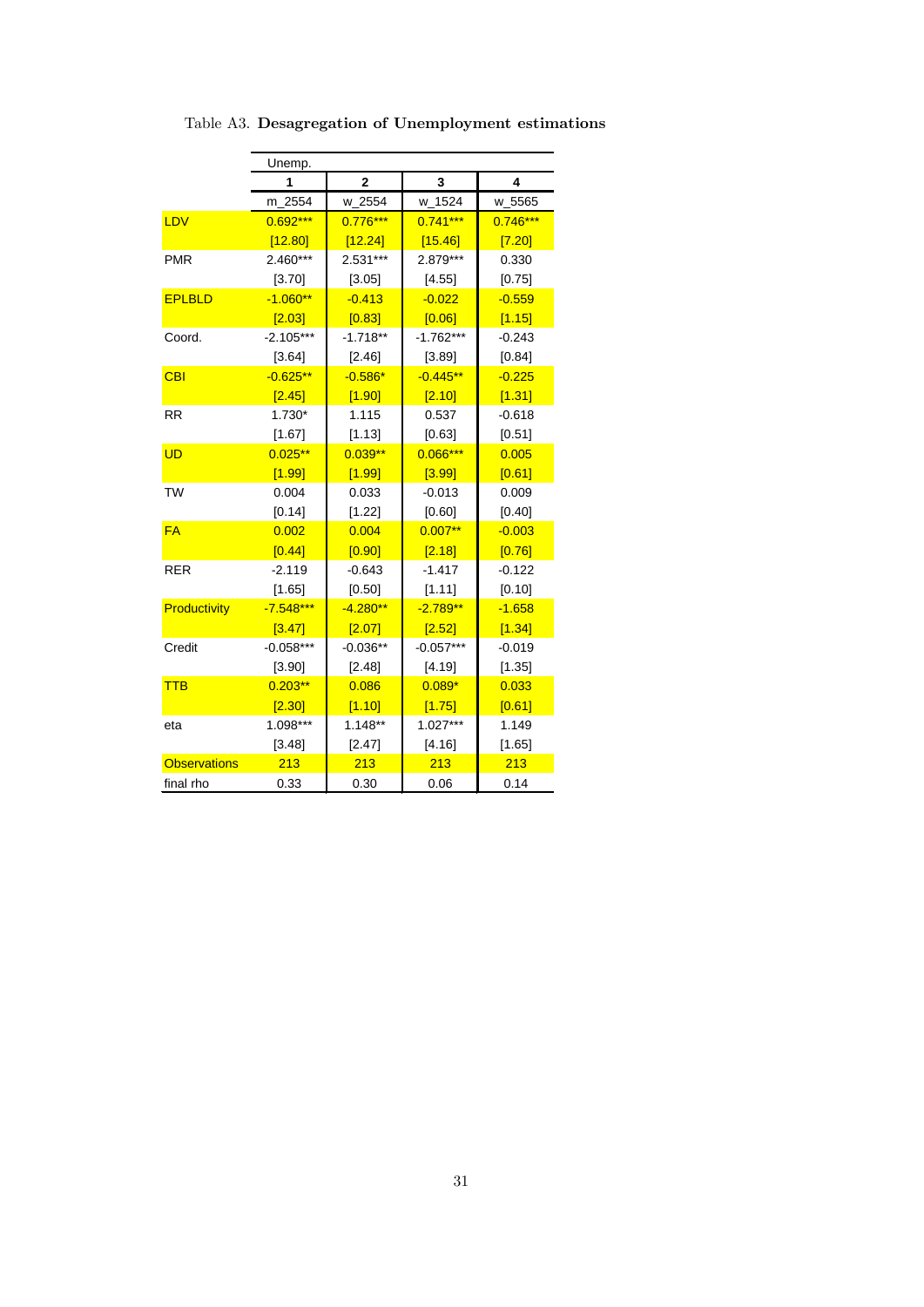Table A3. **Desagregation of Unemployment estimations**

| | Unemp. | | | |
|---|---|---|---|---|
| | 1 | 2 | 3 | 4 |
| | m_2554 | w_2554 | w_1524 | w_5565 |
| LDV | 0.692*** | 0.776*** | 0.741*** | 0.746*** |
| | [12.80] | [12.24] | [15.46] | [7.20] |
| PMR | 2.460*** | 2.531*** | 2.879*** | 0.330 |
| | [3.70] | [3.05] | [4.55] | [0.75] |
| EPLBLD | -1.060** | -0.413 | -0.022 | -0.559 |
| | [2.03] | [0.83] | [0.06] | [1.15] |
| Coord. | -2.105*** | -1.718** | -1.762*** | -0.243 |
| | [3.64] | [2.46] | [3.89] | [0.84] |
| CBI | -0.625** | -0.586* | -0.445** | -0.225 |
| | [2.45] | [1.90] | [2.10] | [1.31] |
| RR | 1.730* | 1.115 | 0.537 | -0.618 |
| | [1.67] | [1.13] | [0.63] | [0.51] |
| UD | 0.025** | 0.039** | 0.066*** | 0.005 |
| | [1.99] | [1.99] | [3.99] | [0.61] |
| TW | 0.004 | 0.033 | -0.013 | 0.009 |
| | [0.14] | [1.22] | [0.60] | [0.40] |
| FA | 0.002 | 0.004 | 0.007** | -0.003 |
| | [0.44] | [0.90] | [2.18] | [0.76] |
| RER | -2.119 | -0.643 | -1.417 | -0.122 |
| | [1.65] | [0.50] | [1.11] | [0.10] |
| Productivity | -7.548*** | -4.280** | -2.789** | -1.658 |
| | [3.47] | [2.07] | [2.52] | [1.34] |
| Credit | -0.058*** | -0.036** | -0.057*** | -0.019 |
| | [3.90] | [2.48] | [4.19] | [1.35] |
| TTB | 0.203** | 0.086 | 0.089* | 0.033 |
| | [2.30] | [1.10] | [1.75] | [0.61] |
| eta | 1.098*** | 1.148** | 1.027*** | 1.149 |
| | [3.48] | [2.47] | [4.16] | [1.65] |
| Observations | 213 | 213 | 213 | 213 |
| final rho | 0.33 | 0.30 | 0.06 | 0.14 |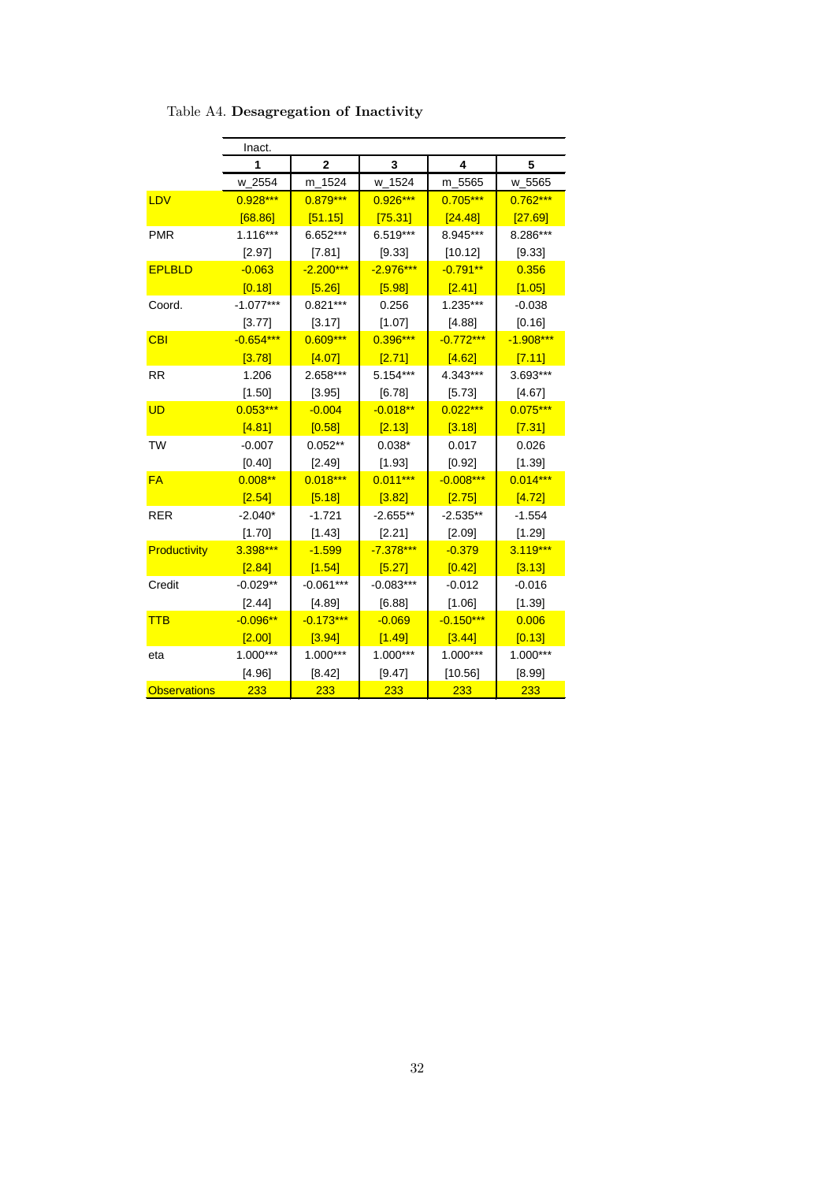Table A4. **Desagregation of Inactivity**

| | Inact. | | | | |
|---|---|---|---|---|---|
| | 1 | 2 | 3 | 4 | 5 |
| | w_2554 | m_1524 | w_1524 | m_5565 | w_5565 |
| LDV | 0.928*** | 0.879*** | 0.926*** | 0.705*** | 0.762*** |
| | [68.86] | [51.15] | [75.31] | [24.48] | [27.69] |
| PMR | 1.116*** | 6.652*** | 6.519*** | 8.945*** | 8.286*** |
| | [2.97] | [7.81] | [9.33] | [10.12] | [9.33] |
| EPLBLD | -0.063 | -2.200*** | -2.976*** | -0.791** | 0.356 |
| | [0.18] | [5.26] | [5.98] | [2.41] | [1.05] |
| Coord. | -1.077*** | 0.821*** | 0.256 | 1.235*** | -0.038 |
| | [3.77] | [3.17] | [1.07] | [4.88] | [0.16] |
| CBI | -0.654*** | 0.609*** | 0.396*** | -0.772*** | -1.908*** |
| | [3.78] | [4.07] | [2.71] | [4.62] | [7.11] |
| RR | 1.206 | 2.658*** | 5.154*** | 4.343*** | 3.693*** |
| | [1.50] | [3.95] | [6.78] | [5.73] | [4.67] |
| UD | 0.053*** | -0.004 | -0.018** | 0.022*** | 0.075*** |
| | [4.81] | [0.58] | [2.13] | [3.18] | [7.31] |
| TW | -0.007 | 0.052** | 0.038* | 0.017 | 0.026 |
| | [0.40] | [2.49] | [1.93] | [0.92] | [1.39] |
| FA | 0.008** | 0.018*** | 0.011*** | -0.008*** | 0.014*** |
| | [2.54] | [5.18] | [3.82] | [2.75] | [4.72] |
| RER | -2.040* | -1.721 | -2.655** | -2.535** | -1.554 |
| | [1.70] | [1.43] | [2.21] | [2.09] | [1.29] |
| Productivity | 3.398*** | -1.599 | -7.378*** | -0.379 | 3.119*** |
| | [2.84] | [1.54] | [5.27] | [0.42] | [3.13] |
| Credit | -0.029** | -0.061*** | -0.083*** | -0.012 | -0.016 |
| | [2.44] | [4.89] | [6.88] | [1.06] | [1.39] |
| TTB | -0.096** | -0.173*** | -0.069 | -0.150*** | 0.006 |
| | [2.00] | [3.94] | [1.49] | [3.44] | [0.13] |
| eta | 1.000*** | 1.000*** | 1.000*** | 1.000*** | 1.000*** |
| | [4.96] | [8.42] | [9.47] | [10.56] | [8.99] |
| Observations | 233 | 233 | 233 | 233 | 233 |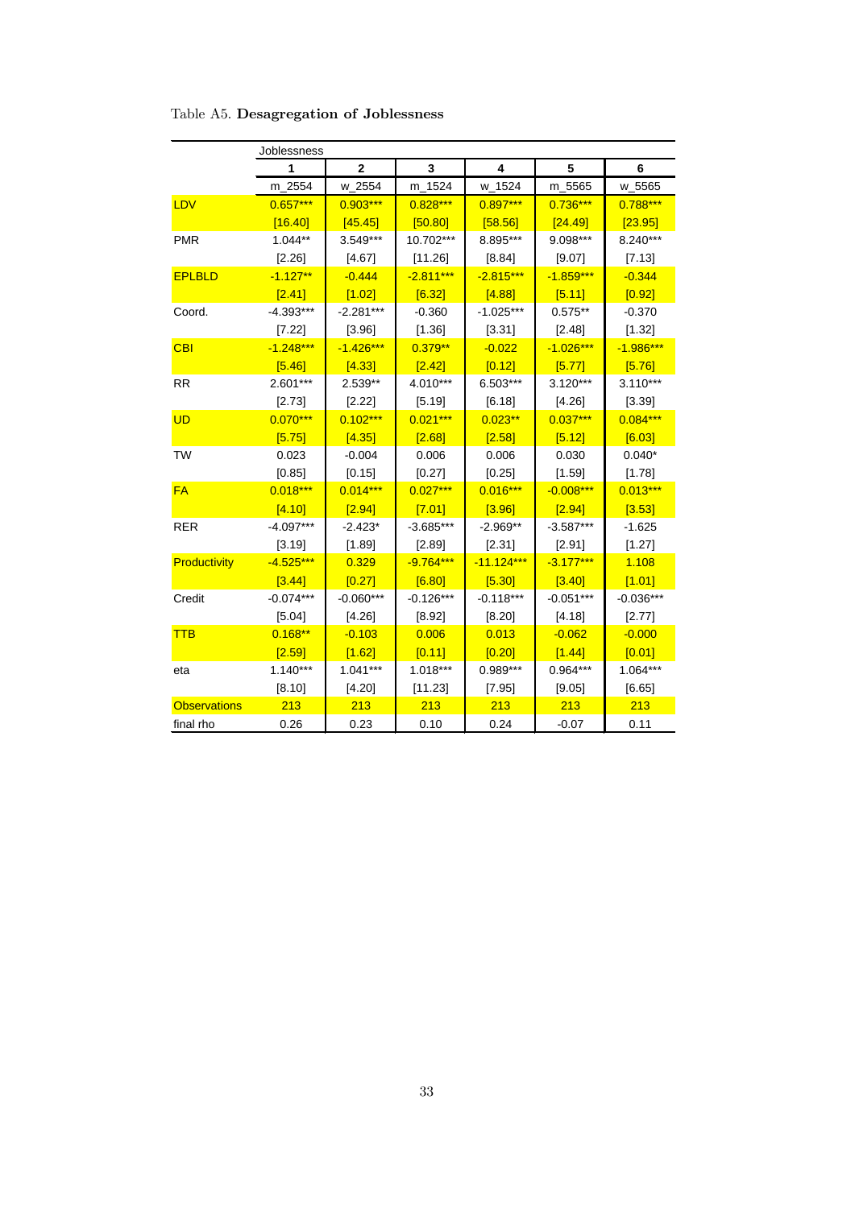Table A5. **Desagregation of Joblessness**

| | Joblessness | | | | | |
|---|---|---|---|---|---|---|
| | **1** | **2** | **3** | **4** | **5** | **6** |
| | m_2554 | w_2554 | m_1524 | w_1524 | m_5565 | w_5565 |
| LDV | 0.657*** | 0.903*** | 0.828*** | 0.897*** | 0.736*** | 0.788*** |
| | [16.40] | [45.45] | [50.80] | [58.56] | [24.49] | [23.95] |
| PMR | 1.044** | 3.549*** | 10.702*** | 8.895*** | 9.098*** | 8.240*** |
| | [2.26] | [4.67] | [11.26] | [8.84] | [9.07] | [7.13] |
| EPLBLD | -1.127** | -0.444 | -2.811*** | -2.815*** | -1.859*** | -0.344 |
| | [2.41] | [1.02] | [6.32] | [4.88] | [5.11] | [0.92] |
| Coord. | -4.393*** | -2.281*** | -0.360 | -1.025*** | 0.575** | -0.370 |
| | [7.22] | [3.96] | [1.36] | [3.31] | [2.48] | [1.32] |
| CBI | -1.248*** | -1.426*** | 0.379** | -0.022 | -1.026*** | -1.986*** |
| | [5.46] | [4.33] | [2.42] | [0.12] | [5.77] | [5.76] |
| RR | 2.601*** | 2.539** | 4.010*** | 6.503*** | 3.120*** | 3.110*** |
| | [2.73] | [2.22] | [5.19] | [6.18] | [4.26] | [3.39] |
| UD | 0.070*** | 0.102*** | 0.021*** | 0.023** | 0.037*** | 0.084*** |
| | [5.75] | [4.35] | [2.68] | [2.58] | [5.12] | [6.03] |
| TW | 0.023 | -0.004 | 0.006 | 0.006 | 0.030 | 0.040* |
| | [0.85] | [0.15] | [0.27] | [0.25] | [1.59] | [1.78] |
| FA | 0.018*** | 0.014*** | 0.027*** | 0.016*** | -0.008*** | 0.013*** |
| | [4.10] | [2.94] | [7.01] | [3.96] | [2.94] | [3.53] |
| RER | -4.097*** | -2.423* | -3.685*** | -2.969** | -3.587*** | -1.625 |
| | [3.19] | [1.89] | [2.89] | [2.31] | [2.91] | [1.27] |
| Productivity | -4.525*** | 0.329 | -9.764*** | -11.124*** | -3.177*** | 1.108 |
| | [3.44] | [0.27] | [6.80] | [5.30] | [3.40] | [1.01] |
| Credit | -0.074*** | -0.060*** | -0.126*** | -0.118*** | -0.051*** | -0.036*** |
| | [5.04] | [4.26] | [8.92] | [8.20] | [4.18] | [2.77] |
| TTB | 0.168** | -0.103 | 0.006 | 0.013 | -0.062 | -0.000 |
| | [2.59] | [1.62] | [0.11] | [0.20] | [1.44] | [0.01] |
| eta | 1.140*** | 1.041*** | 1.018*** | 0.989*** | 0.964*** | 1.064*** |
| | [8.10] | [4.20] | [11.23] | [7.95] | [9.05] | [6.65] |
| Observations | 213 | 213 | 213 | 213 | 213 | 213 |
| final rho | 0.26 | 0.23 | 0.10 | 0.24 | -0.07 | 0.11 |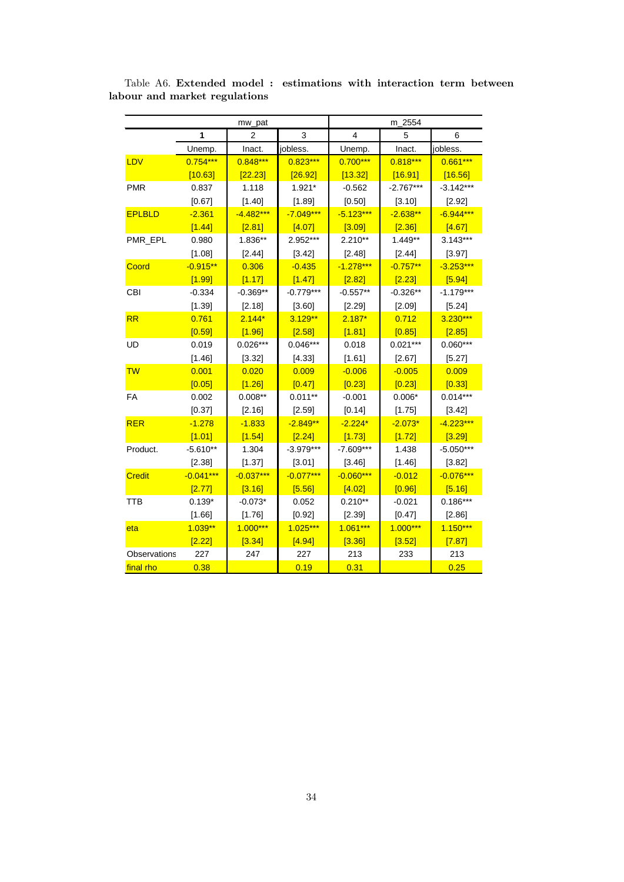Table A6. **Extended model : estimations with interaction term between labour and market regulations**

| | mw_pat | | | m_2554 | | |
|---|---|---|---|---|---|---|
| | **1** | 2 | 3 | 4 | 5 | 6 |
| | Unemp. | Inact. | jobless. | Unemp. | Inact. | jobless. |
| LDV | 0.754*** | 0.848*** | 0.823*** | 0.700*** | 0.818*** | 0.661*** |
| | [10.63] | [22.23] | [26.92] | [13.32] | [16.91] | [16.56] |
| PMR | 0.837 | 1.118 | 1.921* | -0.562 | -2.767*** | -3.142*** |
| | [0.67] | [1.40] | [1.89] | [0.50] | [3.10] | [2.92] |
| EPLBLD | -2.361 | -4.482*** | -7.049*** | -5.123*** | -2.638** | -6.944*** |
| | [1.44] | [2.81] | [4.07] | [3.09] | [2.36] | [4.67] |
| PMR_EPL | 0.980 | 1.836** | 2.952*** | 2.210** | 1.449** | 3.143*** |
| | [1.08] | [2.44] | [3.42] | [2.48] | [2.44] | [3.97] |
| Coord | -0.915** | 0.306 | -0.435 | -1.278*** | -0.757** | -3.253*** |
| | [1.99] | [1.17] | [1.47] | [2.82] | [2.23] | [5.94] |
| CBI | -0.334 | -0.369** | -0.779*** | -0.557** | -0.326** | -1.179*** |
| | [1.39] | [2.18] | [3.60] | [2.29] | [2.09] | [5.24] |
| RR | 0.761 | 2.144* | 3.129** | 2.187* | 0.712 | 3.230*** |
| | [0.59] | [1.96] | [2.58] | [1.81] | [0.85] | [2.85] |
| UD | 0.019 | 0.026*** | 0.046*** | 0.018 | 0.021*** | 0.060*** |
| | [1.46] | [3.32] | [4.33] | [1.61] | [2.67] | [5.27] |
| TW | 0.001 | 0.020 | 0.009 | -0.006 | -0.005 | 0.009 |
| | [0.05] | [1.26] | [0.47] | [0.23] | [0.23] | [0.33] |
| FA | 0.002 | 0.008** | 0.011** | -0.001 | 0.006* | 0.014*** |
| | [0.37] | [2.16] | [2.59] | [0.14] | [1.75] | [3.42] |
| RER | -1.278 | -1.833 | -2.849** | -2.224* | -2.073* | -4.223*** |
| | [1.01] | [1.54] | [2.24] | [1.73] | [1.72] | [3.29] |
| Product. | -5.610** | 1.304 | -3.979*** | -7.609*** | 1.438 | -5.050*** |
| | [2.38] | [1.37] | [3.01] | [3.46] | [1.46] | [3.82] |
| Credit | -0.041*** | -0.037*** | -0.077*** | -0.060*** | -0.012 | -0.076*** |
| | [2.77] | [3.16] | [5.56] | [4.02] | [0.96] | [5.16] |
| TTB | 0.139* | -0.073* | 0.052 | 0.210** | -0.021 | 0.186*** |
| | [1.66] | [1.76] | [0.92] | [2.39] | [0.47] | [2.86] |
| eta | 1.039** | 1.000*** | 1.025*** | 1.061*** | 1.000*** | 1.150*** |
| | [2.22] | [3.34] | [4.94] | [3.36] | [3.52] | [7.87] |
| Observations | 227 | 247 | 227 | 213 | 233 | 213 |
| final rho | 0.38 | | 0.19 | 0.31 | | 0.25 |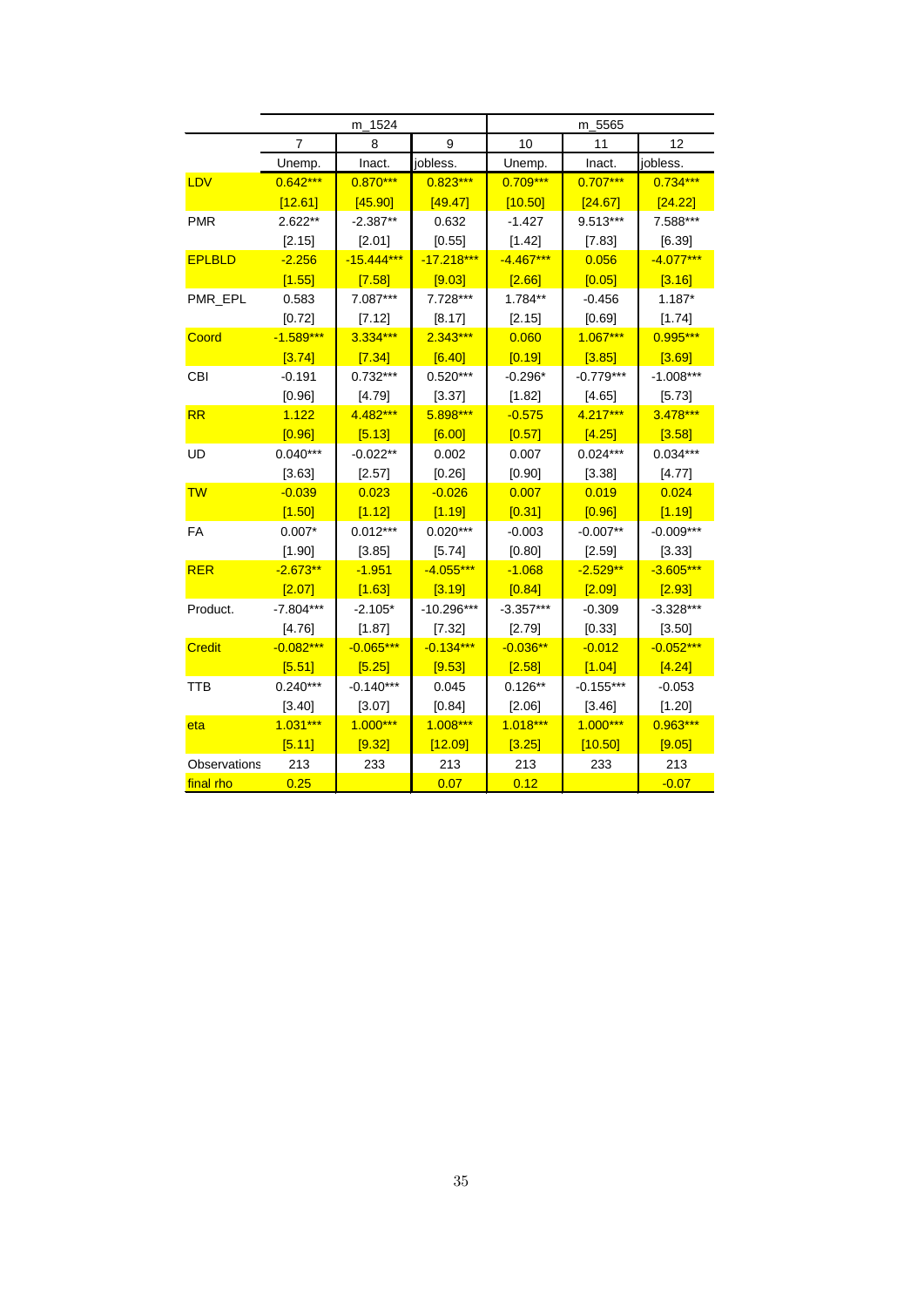| | m_1524 | | | m_5565 | | |
|---|---|---|---|---|---|---|
| | 7 | 8 | 9 | 10 | 11 | 12 |
| | Unemp. | Inact. | jobless. | Unemp. | Inact. | jobless. |
| LDV | 0.642*** | 0.870*** | 0.823*** | 0.709*** | 0.707*** | 0.734*** |
| | [12.61] | [45.90] | [49.47] | [10.50] | [24.67] | [24.22] |
| PMR | 2.622** | -2.387** | 0.632 | -1.427 | 9.513*** | 7.588*** |
| | [2.15] | [2.01] | [0.55] | [1.42] | [7.83] | [6.39] |
| EPLBLD | -2.256 | -15.444*** | -17.218*** | -4.467*** | 0.056 | -4.077*** |
| | [1.55] | [7.58] | [9.03] | [2.66] | [0.05] | [3.16] |
| PMR_EPL | 0.583 | 7.087*** | 7.728*** | 1.784** | -0.456 | 1.187* |
| | [0.72] | [7.12] | [8.17] | [2.15] | [0.69] | [1.74] |
| Coord | -1.589*** | 3.334*** | 2.343*** | 0.060 | 1.067*** | 0.995*** |
| | [3.74] | [7.34] | [6.40] | [0.19] | [3.85] | [3.69] |
| CBI | -0.191 | 0.732*** | 0.520*** | -0.296* | -0.779*** | -1.008*** |
| | [0.96] | [4.79] | [3.37] | [1.82] | [4.65] | [5.73] |
| RR | 1.122 | 4.482*** | 5.898*** | -0.575 | 4.217*** | 3.478*** |
| | [0.96] | [5.13] | [6.00] | [0.57] | [4.25] | [3.58] |
| UD | 0.040*** | -0.022** | 0.002 | 0.007 | 0.024*** | 0.034*** |
| | [3.63] | [2.57] | [0.26] | [0.90] | [3.38] | [4.77] |
| TW | -0.039 | 0.023 | -0.026 | 0.007 | 0.019 | 0.024 |
| | [1.50] | [1.12] | [1.19] | [0.31] | [0.96] | [1.19] |
| FA | 0.007* | 0.012*** | 0.020*** | -0.003 | -0.007** | -0.009*** |
| | [1.90] | [3.85] | [5.74] | [0.80] | [2.59] | [3.33] |
| RER | -2.673** | -1.951 | -4.055*** | -1.068 | -2.529** | -3.605*** |
| | [2.07] | [1.63] | [3.19] | [0.84] | [2.09] | [2.93] |
| Product. | -7.804*** | -2.105* | -10.296*** | -3.357*** | -0.309 | -3.328*** |
| | [4.76] | [1.87] | [7.32] | [2.79] | [0.33] | [3.50] |
| Credit | -0.082*** | -0.065*** | -0.134*** | -0.036** | -0.012 | -0.052*** |
| | [5.51] | [5.25] | [9.53] | [2.58] | [1.04] | [4.24] |
| TTB | 0.240*** | -0.140*** | 0.045 | 0.126** | -0.155*** | -0.053 |
| | [3.40] | [3.07] | [0.84] | [2.06] | [3.46] | [1.20] |
| eta | 1.031*** | 1.000*** | 1.008*** | 1.018*** | 1.000*** | 0.963*** |
| | [5.11] | [9.32] | [12.09] | [3.25] | [10.50] | [9.05] |
| Observations | 213 | 233 | 213 | 213 | 233 | 213 |
| final rho | 0.25 | | 0.07 | 0.12 | | -0.07 |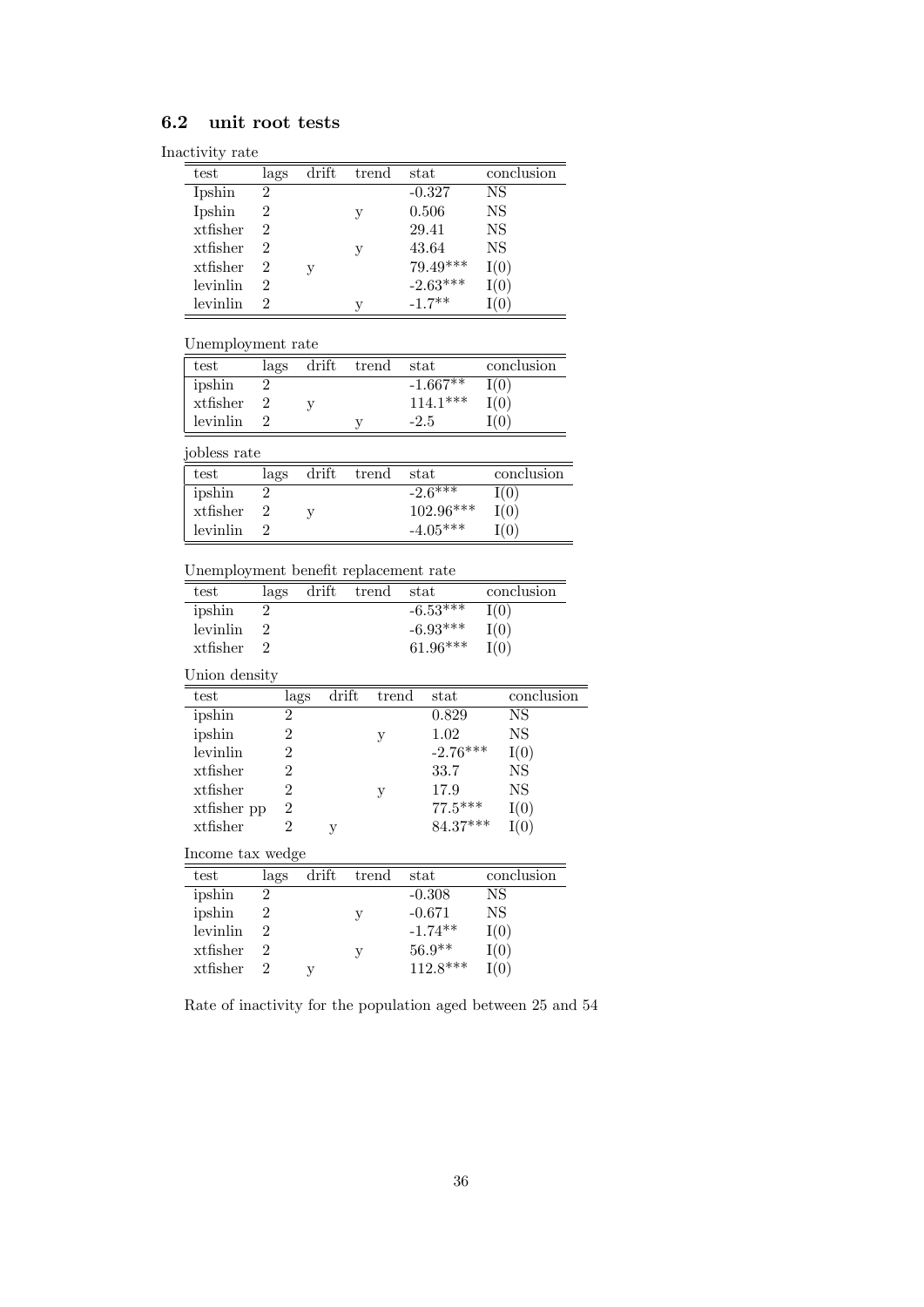## 6.2 unit root tests

Inactivity rate

| test | lags | drift | trend | stat | conclusion |
|---|---|---|---|---|---|
| Ipshin | 2 | | | -0.327 | NS |
| Ipshin | 2 | | y | 0.506 | NS |
| xtfisher | 2 | | | 29.41 | NS |
| xtfisher | 2 | | y | 43.64 | NS |
| xtfisher | 2 | y | | 79.49*** | I(0) |
| levinlin | 2 | | | -2.63*** | I(0) |
| levinlin | 2 | | y | -1.7** | I(0) |

Unemployment rate

| test | lags | drift | trend | stat | conclusion |
|---|---|---|---|---|---|
| ipshin | 2 | | | -1.667** | I(0) |
| xtfisher | 2 | y | | 114.1*** | I(0) |
| levinlin | 2 | | y | -2.5 | I(0) |

jobless rate

| test | lags | drift | trend | stat | conclusion |
|---|---|---|---|---|---|
| ipshin | 2 | | | -2.6*** | I(0) |
| xtfisher | 2 | y | | 102.96*** | I(0) |
| levinlin | 2 | | | -4.05*** | I(0) |

Unemployment benefit replacement rate

| test | lags | drift | trend | stat | conclusion |
|---|---|---|---|---|---|
| ipshin | 2 | | | -6.53*** | I(0) |
| levinlin | 2 | | | -6.93*** | I(0) |
| xtfisher | 2 | | | 61.96*** | I(0) |

Union density

| test | lags | drift | trend | stat | conclusion |
|---|---|---|---|---|---|
| ipshin | 2 | | | 0.829 | NS |
| ipshin | 2 | | y | 1.02 | NS |
| levinlin | 2 | | | -2.76*** | I(0) |
| xtfisher | 2 | | | 33.7 | NS |
| xtfisher | 2 | | y | 17.9 | NS |
| xtfisher pp | 2 | | | 77.5*** | I(0) |
| xtfisher | 2 | y | | 84.37*** | I(0) |

Income tax wedge

| test | lags | drift | trend | stat | conclusion |
|---|---|---|---|---|---|
| ipshin | 2 | | | -0.308 | NS |
| ipshin | 2 | | y | -0.671 | NS |
| levinlin | 2 | | | -1.74** | I(0) |
| xtfisher | 2 | | y | 56.9** | I(0) |
| xtfisher | 2 | y | | 112.8*** | I(0) |

Rate of inactivity for the population aged between 25 and 54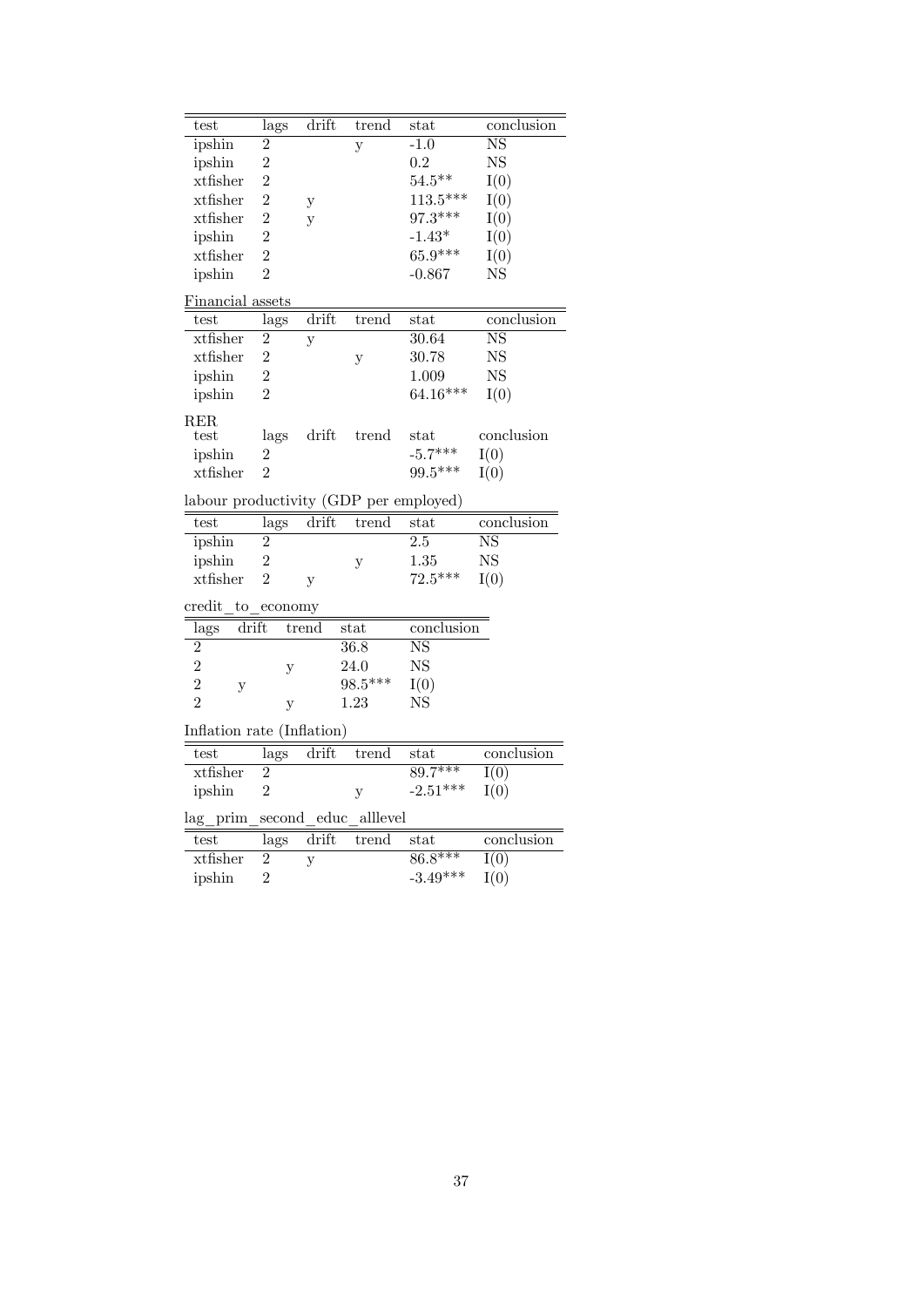| test | lags | drift | trend | stat | conclusion |
|---|---|---|---|---|---|
| ipshin | 2 | | y | -1.0 | NS |
| ipshin | 2 | | | 0.2 | NS |
| xtfisher | 2 | | | 54.5** | I(0) |
| xtfisher | 2 | y | | 113.5*** | I(0) |
| xtfisher | 2 | y | | 97.3*** | I(0) |
| ipshin | 2 | | | -1.43* | I(0) |
| xtfisher | 2 | | | 65.9*** | I(0) |
| ipshin | 2 | | | -0.867 | NS |

Financial assets

| test | lags | drift | trend | stat | conclusion |
|---|---|---|---|---|---|
| xtfisher | 2 | y | | 30.64 | NS |
| xtfisher | 2 | | y | 30.78 | NS |
| ipshin | 2 | | | 1.009 | NS |
| ipshin | 2 | | | 64.16*** | I(0) |

RER

| test | lags | drift | trend | stat | conclusion |
|---|---|---|---|---|---|
| ipshin | 2 | | | -5.7*** | I(0) |
| xtfisher | 2 | | | 99.5*** | I(0) |

labour productivity (GDP per employed)

| test | lags | drift | trend | stat | conclusion |
|---|---|---|---|---|---|
| ipshin | 2 | | | 2.5 | NS |
| ipshin | 2 | | y | 1.35 | NS |
| xtfisher | 2 | y | | 72.5*** | I(0) |

credit_to_economy

| lags | drift | trend | stat | conclusion |
|---|---|---|---|---|
| 2 | | | 36.8 | NS |
| 2 | | y | 24.0 | NS |
| 2 | y | | 98.5*** | I(0) |
| 2 | | y | 1.23 | NS |

Inflation rate (Inflation)

| test | lags | drift | trend | stat | conclusion |
|---|---|---|---|---|---|
| xtfisher | 2 | | | 89.7*** | I(0) |
| ipshin | 2 | | y | -2.51*** | I(0) |

lag_prim_second_educ_alllevel

| test | lags | drift | trend | stat | conclusion |
|---|---|---|---|---|---|
| xtfisher | 2 | y | | 86.8*** | I(0) |
| ipshin | 2 | | | -3.49*** | I(0) |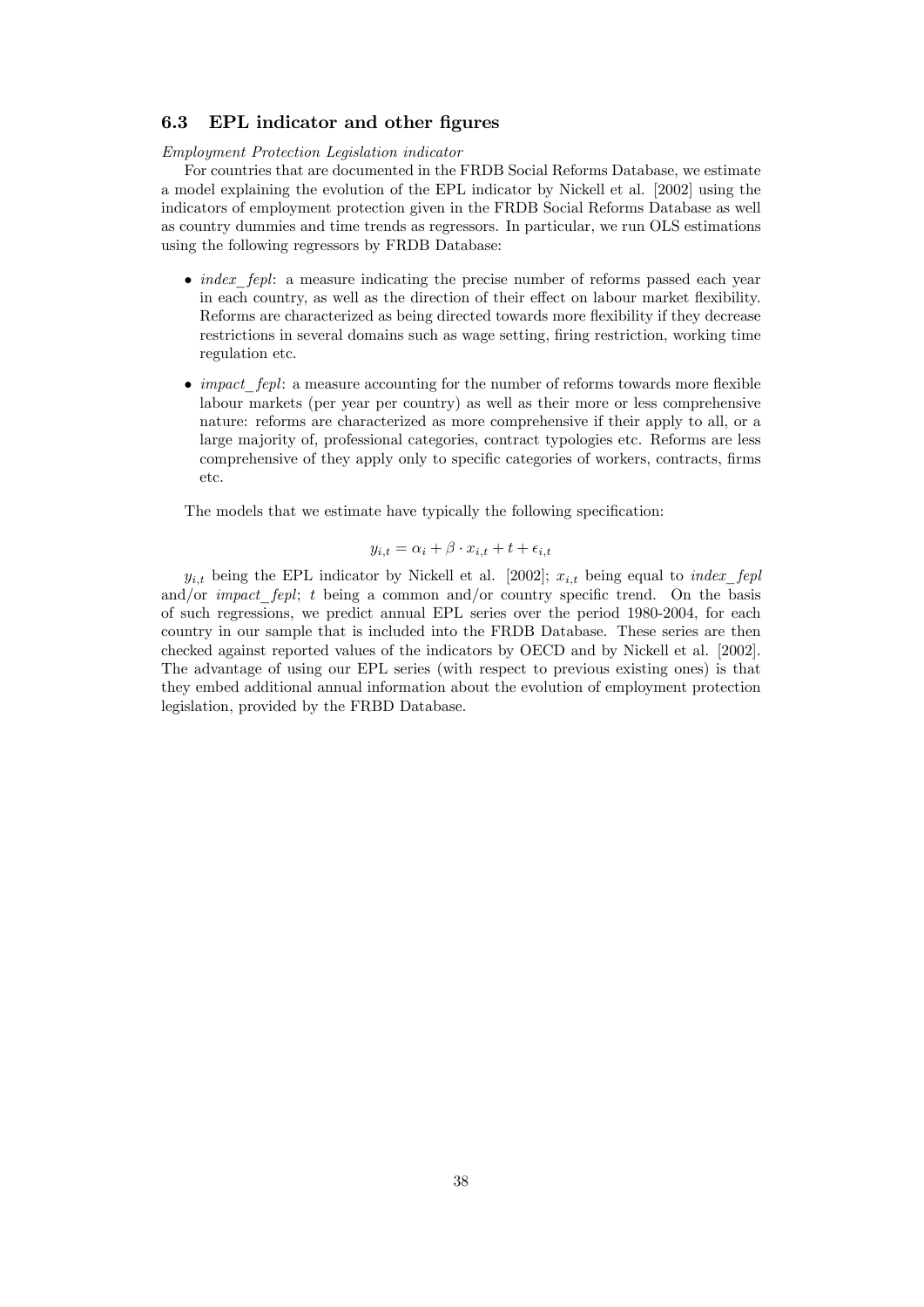### 6.3 EPL indicator and other figures

*Employment Protection Legislation indicator*

For countries that are documented in the FRDB Social Reforms Database, we estimate a model explaining the evolution of the EPL indicator by Nickell et al. [2002] using the indicators of employment protection given in the FRDB Social Reforms Database as well as country dummies and time trends as regressors. In particular, we run OLS estimations using the following regressors by FRDB Database:

- *index_fepl*: a measure indicating the precise number of reforms passed each year in each country, as well as the direction of their effect on labour market flexibility. Reforms are characterized as being directed towards more flexibility if they decrease restrictions in several domains such as wage setting, firing restriction, working time regulation etc.
- *impact_fepl*: a measure accounting for the number of reforms towards more flexible labour markets (per year per country) as well as their more or less comprehensive nature: reforms are characterized as more comprehensive if their apply to all, or a large majority of, professional categories, contract typologies etc. Reforms are less comprehensive of they apply only to specific categories of workers, contracts, firms etc.

The models that we estimate have typically the following specification:

$$y_{i,t} = \alpha_i + \beta \cdot x_{i,t} + t + \epsilon_{i,t}$$

$y_{i,t}$ being the EPL indicator by Nickell et al. [2002]; $x_{i,t}$ being equal to *index_fepl* and/or *impact_fepl*; $t$ being a common and/or country specific trend. On the basis of such regressions, we predict annual EPL series over the period 1980-2004, for each country in our sample that is included into the FRDB Database. These series are then checked against reported values of the indicators by OECD and by Nickell et al. [2002]. The advantage of using our EPL series (with respect to previous existing ones) is that they embed additional annual information about the evolution of employment protection legislation, provided by the FRBD Database.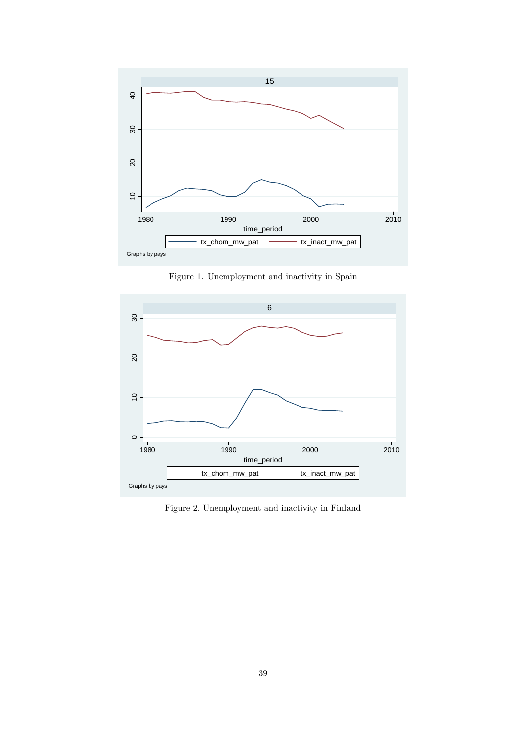Figure 1. Unemployment and inactivity in Spain

Figure 2. Unemployment and inactivity in Finland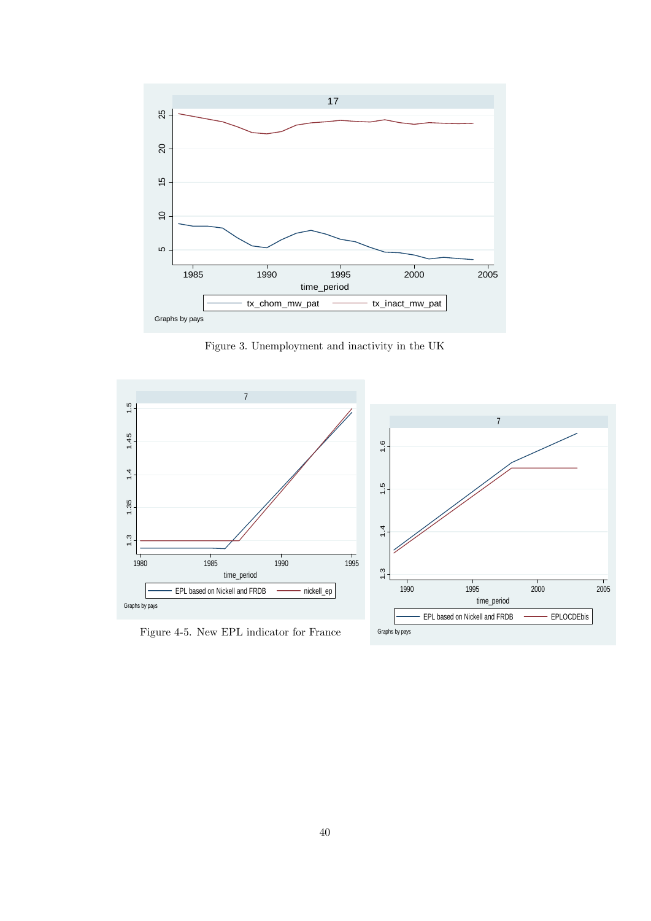Figure 3. Unemployment and inactivity in the UK

Figure 4-5. New EPL indicator for France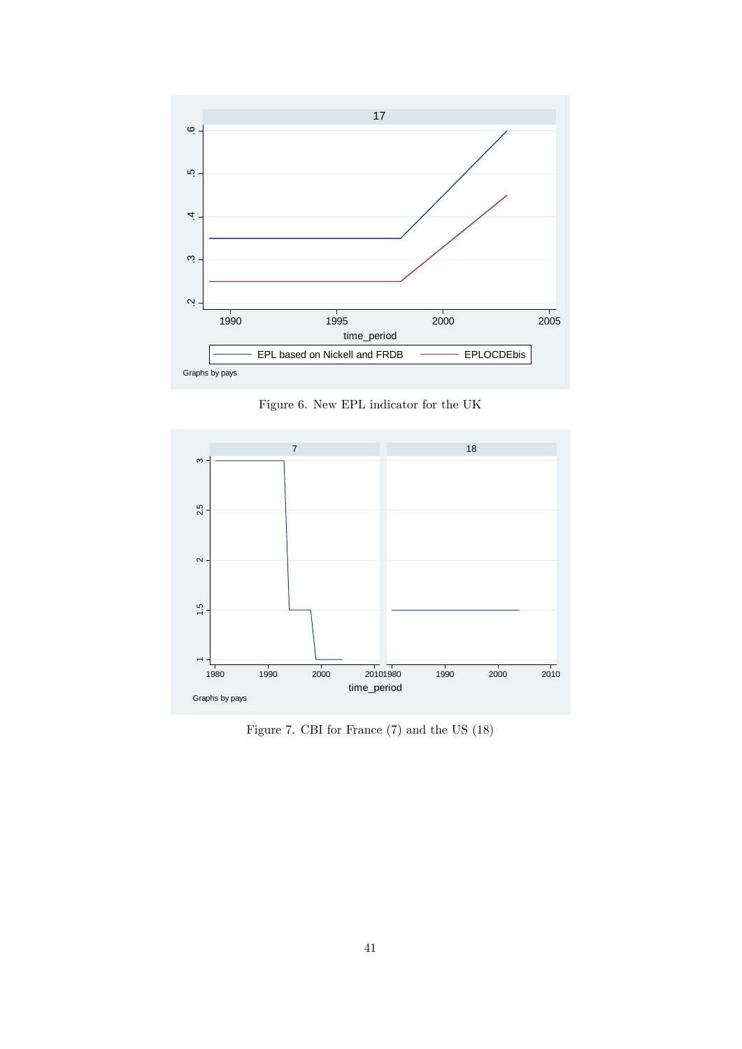17

.6
.5
.4
.3
.2

1990
1995
2000
2005

time_period

EPL based on Nickell and FRDB
EPLOCDEbis

Graphs by pays

Figure 6. New EPL indicator for the UK

7
18

3
2.5
2
1.5
1

1980
1990
2000
2010
1980
1990
2000
2010

time_period

Graphs by pays

Figure 7. CBI for France (7) and the US (18)